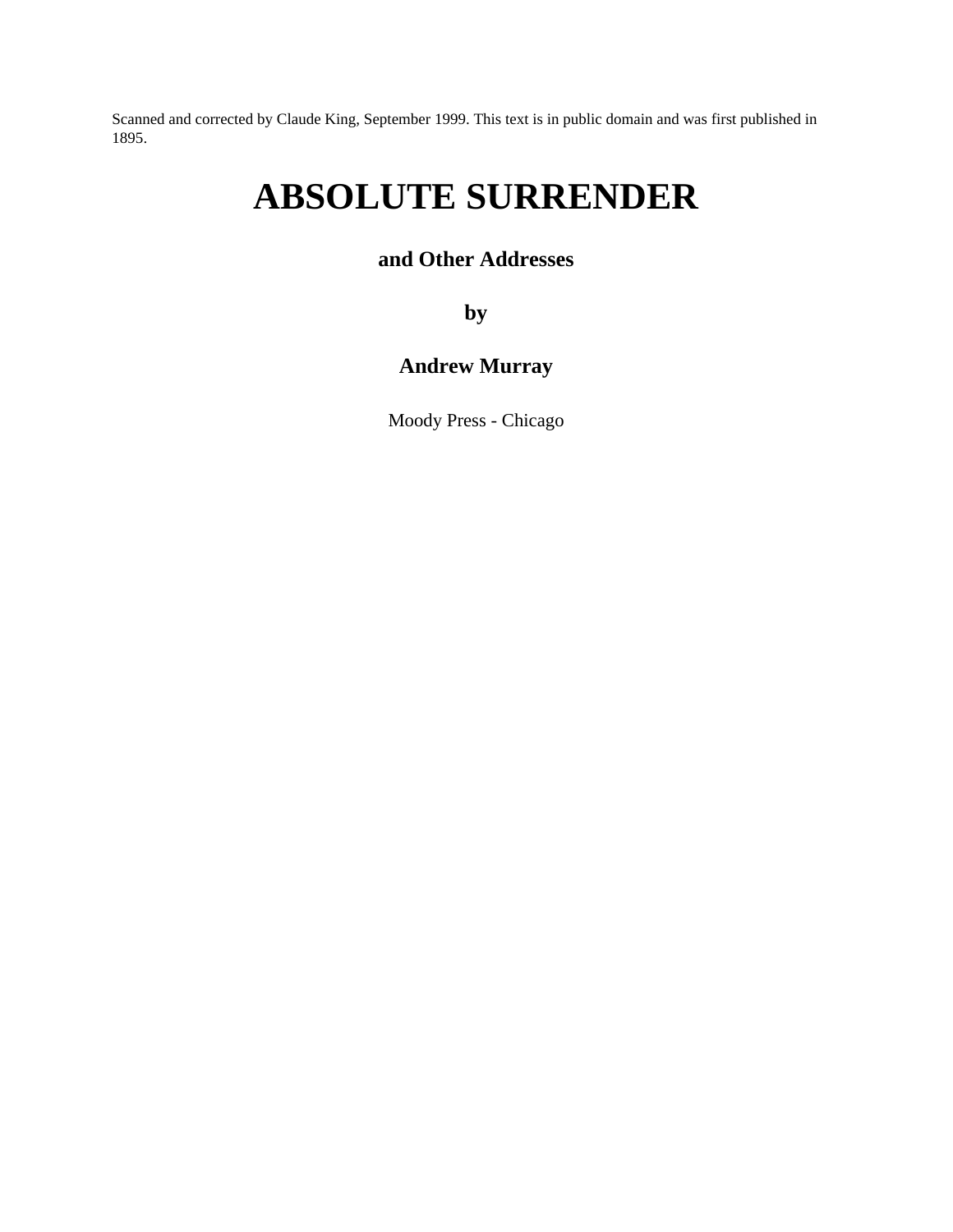Scanned and corrected by Claude King, September 1999. This text is in public domain and was first published in 1895.

# ABSOLUTE SURRENDER

### and Other Addresses

### by

### Andrew Murray

Moody Press - Chicago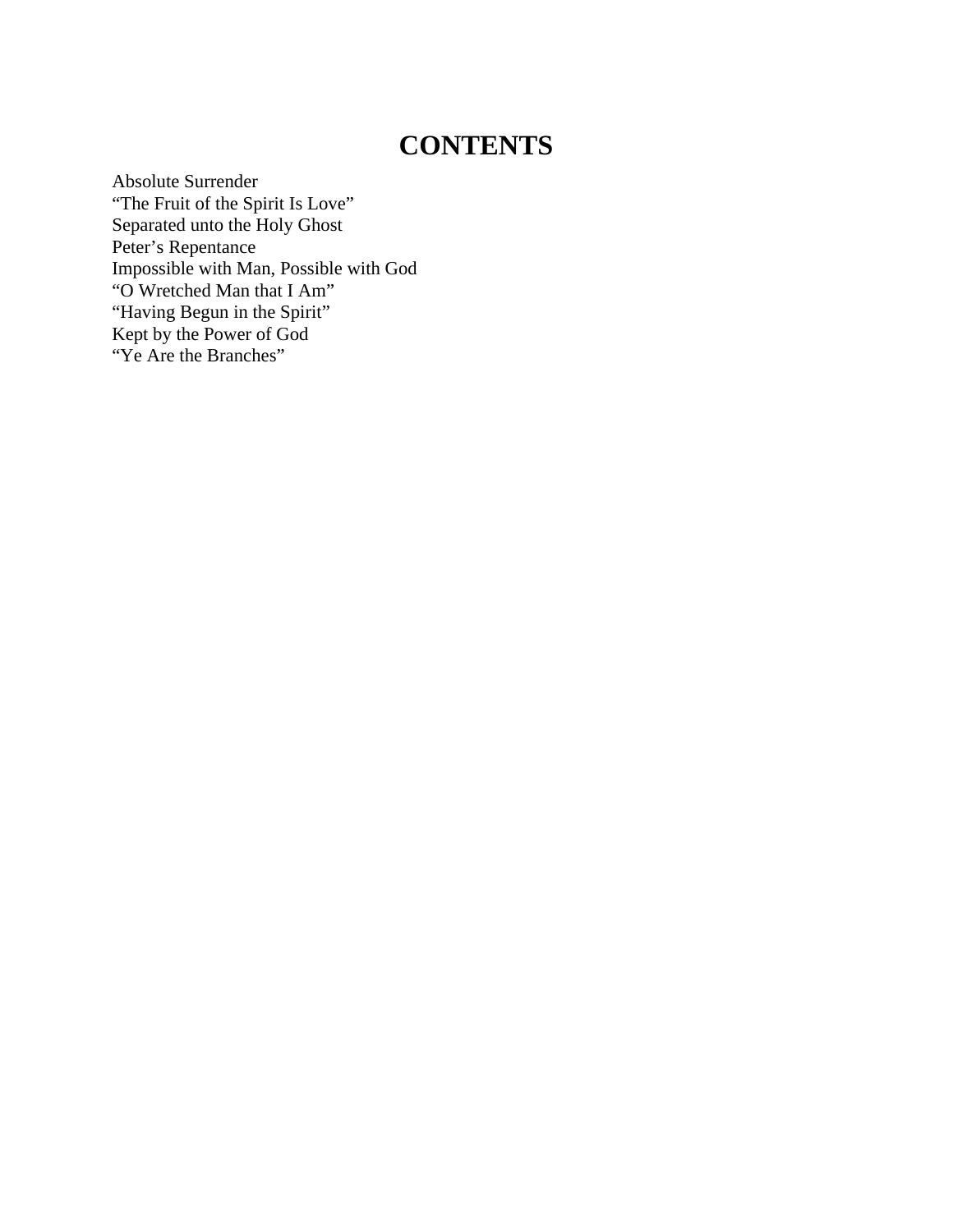# CONTENTS

Absolute Surrender
“The Fruit of the Spirit Is Love”
Separated unto the Holy Ghost
Peter’s Repentance
Impossible with Man, Possible with God
“O Wretched Man that I Am”
“Having Begun in the Spirit”
Kept by the Power of God
“Ye Are the Branches”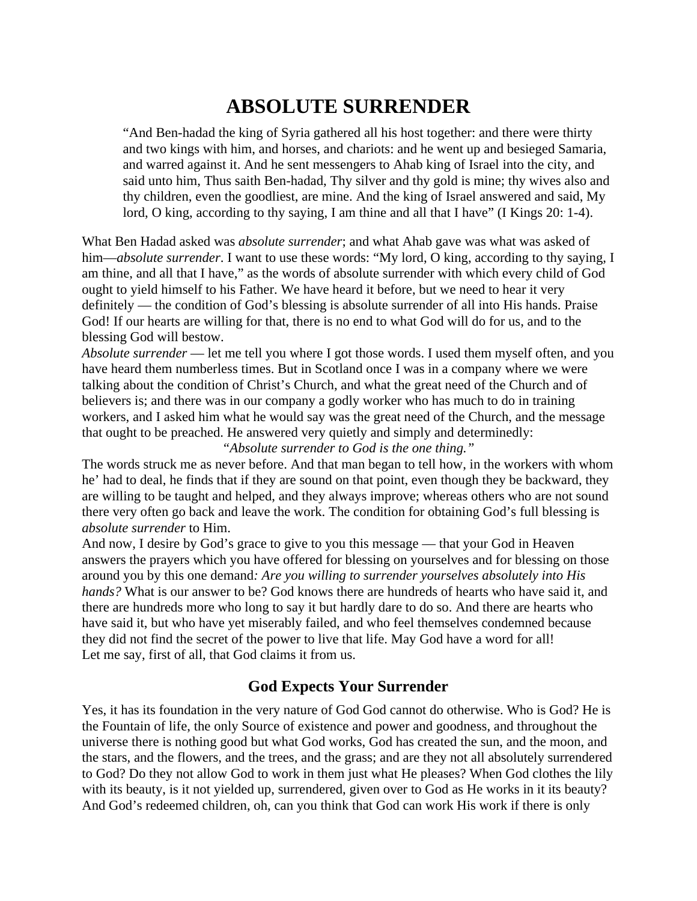# ABSOLUTE SURRENDER

> "And Ben-hadad the king of Syria gathered all his host together: and there were thirty and two kings with him, and horses, and chariots: and he went up and besieged Samaria, and warred against it. And he sent messengers to Ahab king of Israel into the city, and said unto him, Thus saith Ben-hadad, Thy silver and thy gold is mine; thy wives also and thy children, even the goodliest, are mine. And the king of Israel answered and said, My lord, O king, according to thy saying, I am thine and all that I have" (I Kings 20: 1-4).

What Ben Hadad asked was *absolute surrender*; and what Ahab gave was what was asked of him—*absolute surrender*. I want to use these words: "My lord, O king, according to thy saying, I am thine, and all that I have," as the words of absolute surrender with which every child of God ought to yield himself to his Father. We have heard it before, but we need to hear it very definitely — the condition of God's blessing is absolute surrender of all into His hands. Praise God! If our hearts are willing for that, there is no end to what God will do for us, and to the blessing God will bestow.

*Absolute surrender* — let me tell you where I got those words. I used them myself often, and you have heard them numberless times. But in Scotland once I was in a company where we were talking about the condition of Christ's Church, and what the great need of the Church and of believers is; and there was in our company a godly worker who has much to do in training workers, and I asked him what he would say was the great need of the Church, and the message that ought to be preached. He answered very quietly and simply and determinedly:

*"Absolute surrender to God is the one thing."*

The words struck me as never before. And that man began to tell how, in the workers with whom he' had to deal, he finds that if they are sound on that point, even though they be backward, they are willing to be taught and helped, and they always improve; whereas others who are not sound there very often go back and leave the work. The condition for obtaining God's full blessing is *absolute surrender* to Him.

And now, I desire by God's grace to give to you this message — that your God in Heaven answers the prayers which you have offered for blessing on yourselves and for blessing on those around you by this one demand*: Are you willing to surrender yourselves absolutely into His hands?* What is our answer to be? God knows there are hundreds of hearts who have said it, and there are hundreds more who long to say it but hardly dare to do so. And there are hearts who have said it, but who have yet miserably failed, and who feel themselves condemned because they did not find the secret of the power to live that life. May God have a word for all!

Let me say, first of all, that God claims it from us.

## God Expects Your Surrender

Yes, it has its foundation in the very nature of God God cannot do otherwise. Who is God? He is the Fountain of life, the only Source of existence and power and goodness, and throughout the universe there is nothing good but what God works, God has created the sun, and the moon, and the stars, and the flowers, and the trees, and the grass; and are they not all absolutely surrendered to God? Do they not allow God to work in them just what He pleases? When God clothes the lily with its beauty, is it not yielded up, surrendered, given over to God as He works in it its beauty? And God's redeemed children, oh, can you think that God can work His work if there is only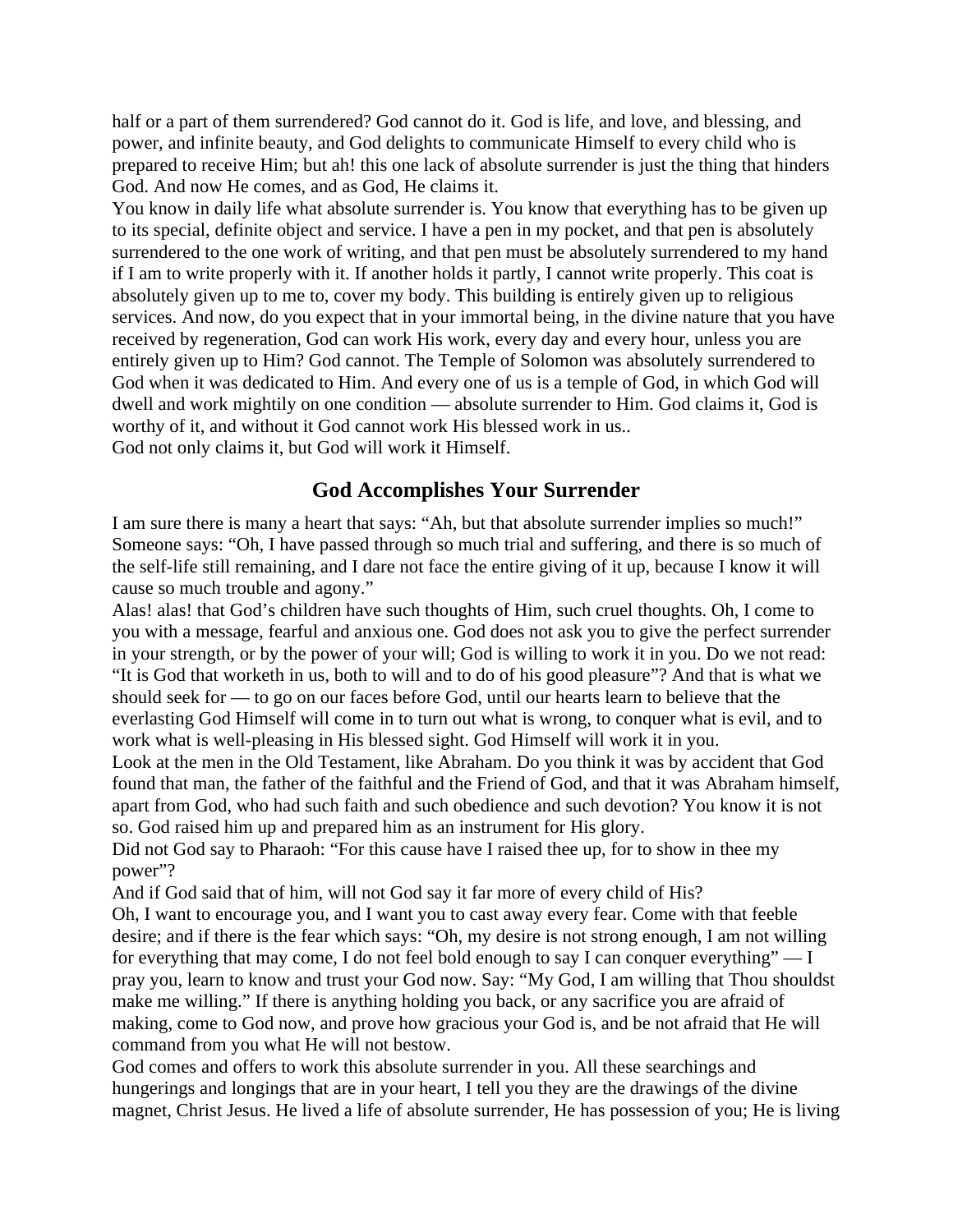half or a part of them surrendered? God cannot do it. God is life, and love, and blessing, and power, and infinite beauty, and God delights to communicate Himself to every child who is prepared to receive Him; but ah! this one lack of absolute surrender is just the thing that hinders God. And now He comes, and as God, He claims it.

You know in daily life what absolute surrender is. You know that everything has to be given up to its special, definite object and service. I have a pen in my pocket, and that pen is absolutely surrendered to the one work of writing, and that pen must be absolutely surrendered to my hand if I am to write properly with it. If another holds it partly, I cannot write properly. This coat is absolutely given up to me to, cover my body. This building is entirely given up to religious services. And now, do you expect that in your immortal being, in the divine nature that you have received by regeneration, God can work His work, every day and every hour, unless you are entirely given up to Him? God cannot. The Temple of Solomon was absolutely surrendered to God when it was dedicated to Him. And every one of us is a temple of God, in which God will dwell and work mightily on one condition — absolute surrender to Him. God claims it, God is worthy of it, and without it God cannot work His blessed work in us..

God not only claims it, but God will work it Himself.

## God Accomplishes Your Surrender

I am sure there is many a heart that says: "Ah, but that absolute surrender implies so much!" Someone says: "Oh, I have passed through so much trial and suffering, and there is so much of the self-life still remaining, and I dare not face the entire giving of it up, because I know it will cause so much trouble and agony."

Alas! alas! that God's children have such thoughts of Him, such cruel thoughts. Oh, I come to you with a message, fearful and anxious one. God does not ask you to give the perfect surrender in your strength, or by the power of your will; God is willing to work it in you. Do we not read: "It is God that worketh in us, both to will and to do of his good pleasure"? And that is what we should seek for — to go on our faces before God, until our hearts learn to believe that the everlasting God Himself will come in to turn out what is wrong, to conquer what is evil, and to work what is well-pleasing in His blessed sight. God Himself will work it in you.

Look at the men in the Old Testament, like Abraham. Do you think it was by accident that God found that man, the father of the faithful and the Friend of God, and that it was Abraham himself, apart from God, who had such faith and such obedience and such devotion? You know it is not so. God raised him up and prepared him as an instrument for His glory.

Did not God say to Pharaoh: "For this cause have I raised thee up, for to show in thee my power"?

And if God said that of him, will not God say it far more of every child of His?

Oh, I want to encourage you, and I want you to cast away every fear. Come with that feeble desire; and if there is the fear which says: "Oh, my desire is not strong enough, I am not willing for everything that may come, I do not feel bold enough to say I can conquer everything" — I pray you, learn to know and trust your God now. Say: "My God, I am willing that Thou shouldst make me willing." If there is anything holding you back, or any sacrifice you are afraid of making, come to God now, and prove how gracious your God is, and be not afraid that He will command from you what He will not bestow.

God comes and offers to work this absolute surrender in you. All these searchings and hungerings and longings that are in your heart, I tell you they are the drawings of the divine magnet, Christ Jesus. He lived a life of absolute surrender, He has possession of you; He is living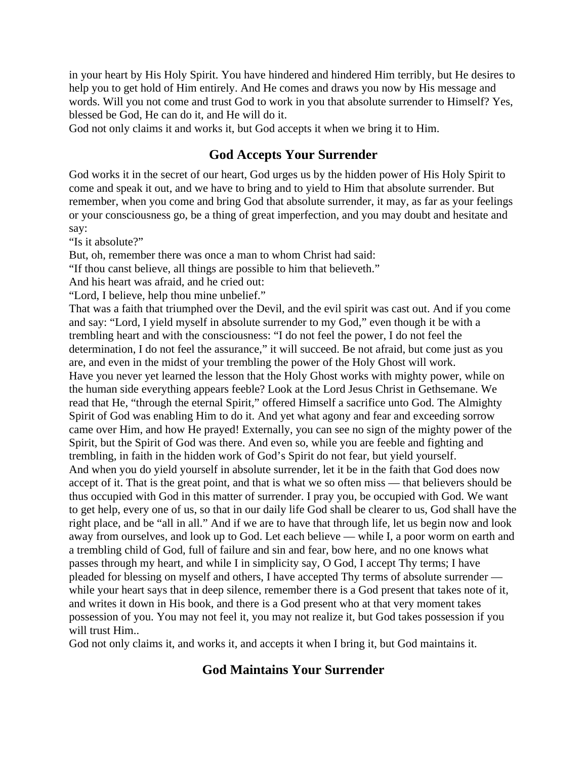in your heart by His Holy Spirit. You have hindered and hindered Him terribly, but He desires to help you to get hold of Him entirely. And He comes and draws you now by His message and words. Will you not come and trust God to work in you that absolute surrender to Himself? Yes, blessed be God, He can do it, and He will do it.

God not only claims it and works it, but God accepts it when we bring it to Him.

## God Accepts Your Surrender

God works it in the secret of our heart, God urges us by the hidden power of His Holy Spirit to come and speak it out, and we have to bring and to yield to Him that absolute surrender. But remember, when you come and bring God that absolute surrender, it may, as far as your feelings or your consciousness go, be a thing of great imperfection, and you may doubt and hesitate and say:

"Is it absolute?"

But, oh, remember there was once a man to whom Christ had said:

"If thou canst believe, all things are possible to him that believeth."

And his heart was afraid, and he cried out:

"Lord, I believe, help thou mine unbelief."

That was a faith that triumphed over the Devil, and the evil spirit was cast out. And if you come and say: "Lord, I yield myself in absolute surrender to my God," even though it be with a trembling heart and with the consciousness: "I do not feel the power, I do not feel the determination, I do not feel the assurance," it will succeed. Be not afraid, but come just as you are, and even in the midst of your trembling the power of the Holy Ghost will work.

Have you never yet learned the lesson that the Holy Ghost works with mighty power, while on the human side everything appears feeble? Look at the Lord Jesus Christ in Gethsemane. We read that He, "through the eternal Spirit," offered Himself a sacrifice unto God. The Almighty Spirit of God was enabling Him to do it. And yet what agony and fear and exceeding sorrow came over Him, and how He prayed! Externally, you can see no sign of the mighty power of the Spirit, but the Spirit of God was there. And even so, while you are feeble and fighting and trembling, in faith in the hidden work of God's Spirit do not fear, but yield yourself.

And when you do yield yourself in absolute surrender, let it be in the faith that God does now accept of it. That is the great point, and that is what we so often miss — that believers should be thus occupied with God in this matter of surrender. I pray you, be occupied with God. We want to get help, every one of us, so that in our daily life God shall be clearer to us, God shall have the right place, and be "all in all." And if we are to have that through life, let us begin now and look away from ourselves, and look up to God. Let each believe — while I, a poor worm on earth and a trembling child of God, full of failure and sin and fear, bow here, and no one knows what passes through my heart, and while I in simplicity say, O God, I accept Thy terms; I have pleaded for blessing on myself and others, I have accepted Thy terms of absolute surrender — while your heart says that in deep silence, remember there is a God present that takes note of it, and writes it down in His book, and there is a God present who at that very moment takes possession of you. You may not feel it, you may not realize it, but God takes possession if you will trust Him..

God not only claims it, and works it, and accepts it when I bring it, but God maintains it.

## God Maintains Your Surrender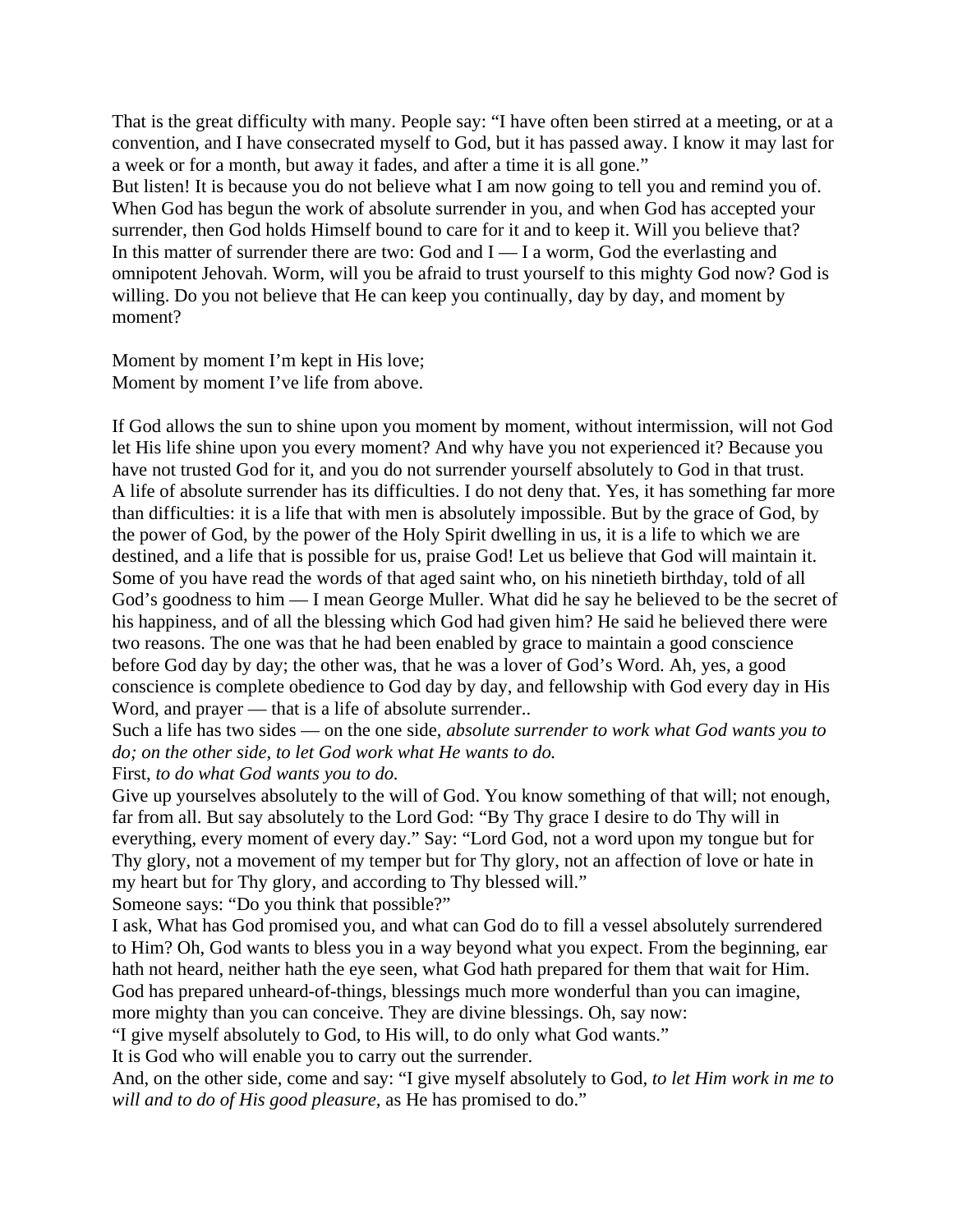That is the great difficulty with many. People say: "I have often been stirred at a meeting, or at a convention, and I have consecrated myself to God, but it has passed away. I know it may last for a week or for a month, but away it fades, and after a time it is all gone."

But listen! It is because you do not believe what I am now going to tell you and remind you of. When God has begun the work of absolute surrender in you, and when God has accepted your surrender, then God holds Himself bound to care for it and to keep it. Will you believe that?

In this matter of surrender there are two: God and I — I a worm, God the everlasting and omnipotent Jehovah. Worm, will you be afraid to trust yourself to this mighty God now? God is willing. Do you not believe that He can keep you continually, day by day, and moment by moment?

Moment by moment I'm kept in His love;
Moment by moment I've life from above.

If God allows the sun to shine upon you moment by moment, without intermission, will not God let His life shine upon you every moment? And why have you not experienced it? Because you have not trusted God for it, and you do not surrender yourself absolutely to God in that trust.

A life of absolute surrender has its difficulties. I do not deny that. Yes, it has something far more than difficulties: it is a life that with men is absolutely impossible. But by the grace of God, by the power of God, by the power of the Holy Spirit dwelling in us, it is a life to which we are destined, and a life that is possible for us, praise God! Let us believe that God will maintain it.

Some of you have read the words of that aged saint who, on his ninetieth birthday, told of all God's goodness to him — I mean George Muller. What did he say he believed to be the secret of his happiness, and of all the blessing which God had given him? He said he believed there were two reasons. The one was that he had been enabled by grace to maintain a good conscience before God day by day; the other was, that he was a lover of God's Word. Ah, yes, a good conscience is complete obedience to God day by day, and fellowship with God every day in His Word, and prayer — that is a life of absolute surrender..

Such a life has two sides — on the one side, *absolute surrender to work what God wants you to do; on the other side, to let God work what He wants to do.*

First, *to do what God wants you to do.*

Give up yourselves absolutely to the will of God. You know something of that will; not enough, far from all. But say absolutely to the Lord God: "By Thy grace I desire to do Thy will in everything, every moment of every day." Say: "Lord God, not a word upon my tongue but for Thy glory, not a movement of my temper but for Thy glory, not an affection of love or hate in my heart but for Thy glory, and according to Thy blessed will."

Someone says: "Do you think that possible?"

I ask, What has God promised you, and what can God do to fill a vessel absolutely surrendered to Him? Oh, God wants to bless you in a way beyond what you expect. From the beginning, ear hath not heard, neither hath the eye seen, what God hath prepared for them that wait for Him. God has prepared unheard-of-things, blessings much more wonderful than you can imagine, more mighty than you can conceive. They are divine blessings. Oh, say now:

"I give myself absolutely to God, to His will, to do only what God wants."

It is God who will enable you to carry out the surrender.

And, on the other side, come and say: "I give myself absolutely to God, *to let Him work in me to will and to do of His good pleasure,* as He has promised to do."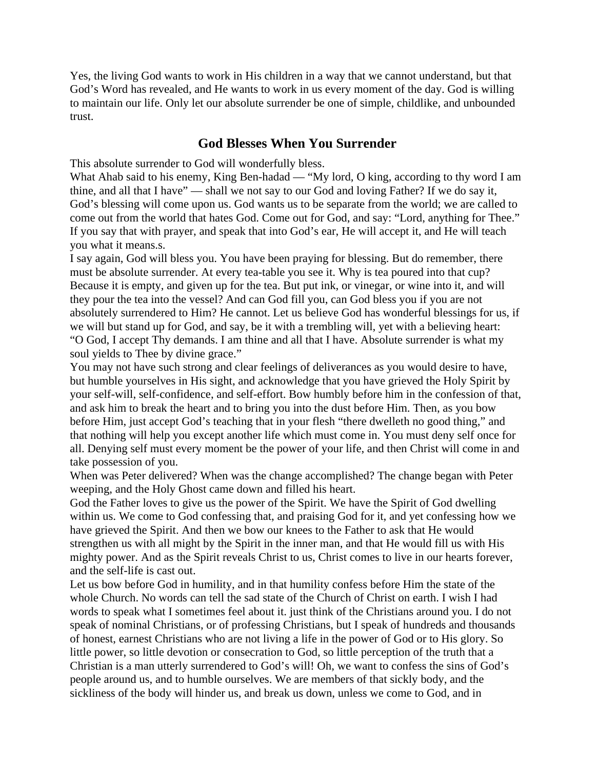Yes, the living God wants to work in His children in a way that we cannot understand, but that God's Word has revealed, and He wants to work in us every moment of the day. God is willing to maintain our life. Only let our absolute surrender be one of simple, childlike, and unbounded trust.

## God Blesses When You Surrender

This absolute surrender to God will wonderfully bless.

What Ahab said to his enemy, King Ben-hadad — "My lord, O king, according to thy word I am thine, and all that I have" — shall we not say to our God and loving Father? If we do say it, God's blessing will come upon us. God wants us to be separate from the world; we are called to come out from the world that hates God. Come out for God, and say: "Lord, anything for Thee." If you say that with prayer, and speak that into God's ear, He will accept it, and He will teach you what it means.s.

I say again, God will bless you. You have been praying for blessing. But do remember, there must be absolute surrender. At every tea-table you see it. Why is tea poured into that cup? Because it is empty, and given up for the tea. But put ink, or vinegar, or wine into it, and will they pour the tea into the vessel? And can God fill you, can God bless you if you are not absolutely surrendered to Him? He cannot. Let us believe God has wonderful blessings for us, if we will but stand up for God, and say, be it with a trembling will, yet with a believing heart: "O God, I accept Thy demands. I am thine and all that I have. Absolute surrender is what my soul yields to Thee by divine grace."

You may not have such strong and clear feelings of deliverances as you would desire to have, but humble yourselves in His sight, and acknowledge that you have grieved the Holy Spirit by your self-will, self-confidence, and self-effort. Bow humbly before him in the confession of that, and ask him to break the heart and to bring you into the dust before Him. Then, as you bow before Him, just accept God's teaching that in your flesh "there dwelleth no good thing," and that nothing will help you except another life which must come in. You must deny self once for all. Denying self must every moment be the power of your life, and then Christ will come in and take possession of you.

When was Peter delivered? When was the change accomplished? The change began with Peter weeping, and the Holy Ghost came down and filled his heart.

God the Father loves to give us the power of the Spirit. We have the Spirit of God dwelling within us. We come to God confessing that, and praising God for it, and yet confessing how we have grieved the Spirit. And then we bow our knees to the Father to ask that He would strengthen us with all might by the Spirit in the inner man, and that He would fill us with His mighty power. And as the Spirit reveals Christ to us, Christ comes to live in our hearts forever, and the self-life is cast out.

Let us bow before God in humility, and in that humility confess before Him the state of the whole Church. No words can tell the sad state of the Church of Christ on earth. I wish I had words to speak what I sometimes feel about it. just think of the Christians around you. I do not speak of nominal Christians, or of professing Christians, but I speak of hundreds and thousands of honest, earnest Christians who are not living a life in the power of God or to His glory. So little power, so little devotion or consecration to God, so little perception of the truth that a Christian is a man utterly surrendered to God's will! Oh, we want to confess the sins of God's people around us, and to humble ourselves. We are members of that sickly body, and the sickliness of the body will hinder us, and break us down, unless we come to God, and in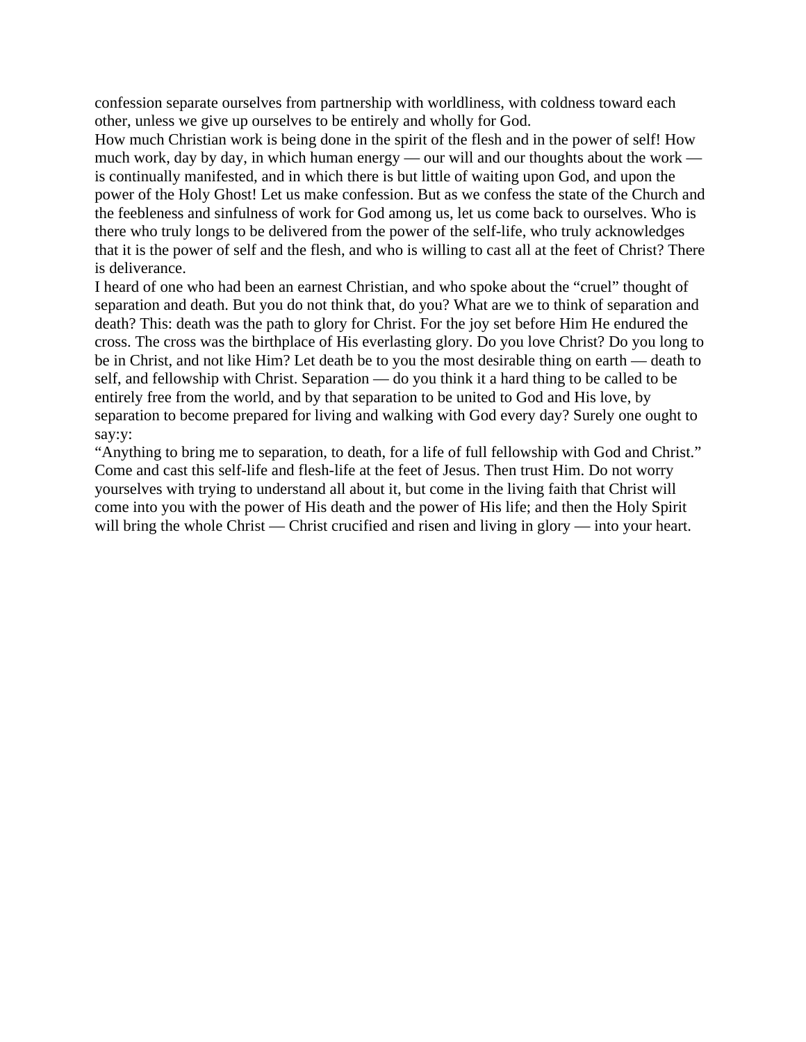confession separate ourselves from partnership with worldliness, with coldness toward each other, unless we give up ourselves to be entirely and wholly for God.

How much Christian work is being done in the spirit of the flesh and in the power of self! How much work, day by day, in which human energy — our will and our thoughts about the work — is continually manifested, and in which there is but little of waiting upon God, and upon the power of the Holy Ghost! Let us make confession. But as we confess the state of the Church and the feebleness and sinfulness of work for God among us, let us come back to ourselves. Who is there who truly longs to be delivered from the power of the self-life, who truly acknowledges that it is the power of self and the flesh, and who is willing to cast all at the feet of Christ? There is deliverance.

I heard of one who had been an earnest Christian, and who spoke about the "cruel" thought of separation and death. But you do not think that, do you? What are we to think of separation and death? This: death was the path to glory for Christ. For the joy set before Him He endured the cross. The cross was the birthplace of His everlasting glory. Do you love Christ? Do you long to be in Christ, and not like Him? Let death be to you the most desirable thing on earth — death to self, and fellowship with Christ. Separation — do you think it a hard thing to be called to be entirely free from the world, and by that separation to be united to God and His love, by separation to become prepared for living and walking with God every day? Surely one ought to say:y:

"Anything to bring me to separation, to death, for a life of full fellowship with God and Christ." Come and cast this self-life and flesh-life at the feet of Jesus. Then trust Him. Do not worry yourselves with trying to understand all about it, but come in the living faith that Christ will come into you with the power of His death and the power of His life; and then the Holy Spirit will bring the whole Christ — Christ crucified and risen and living in glory — into your heart.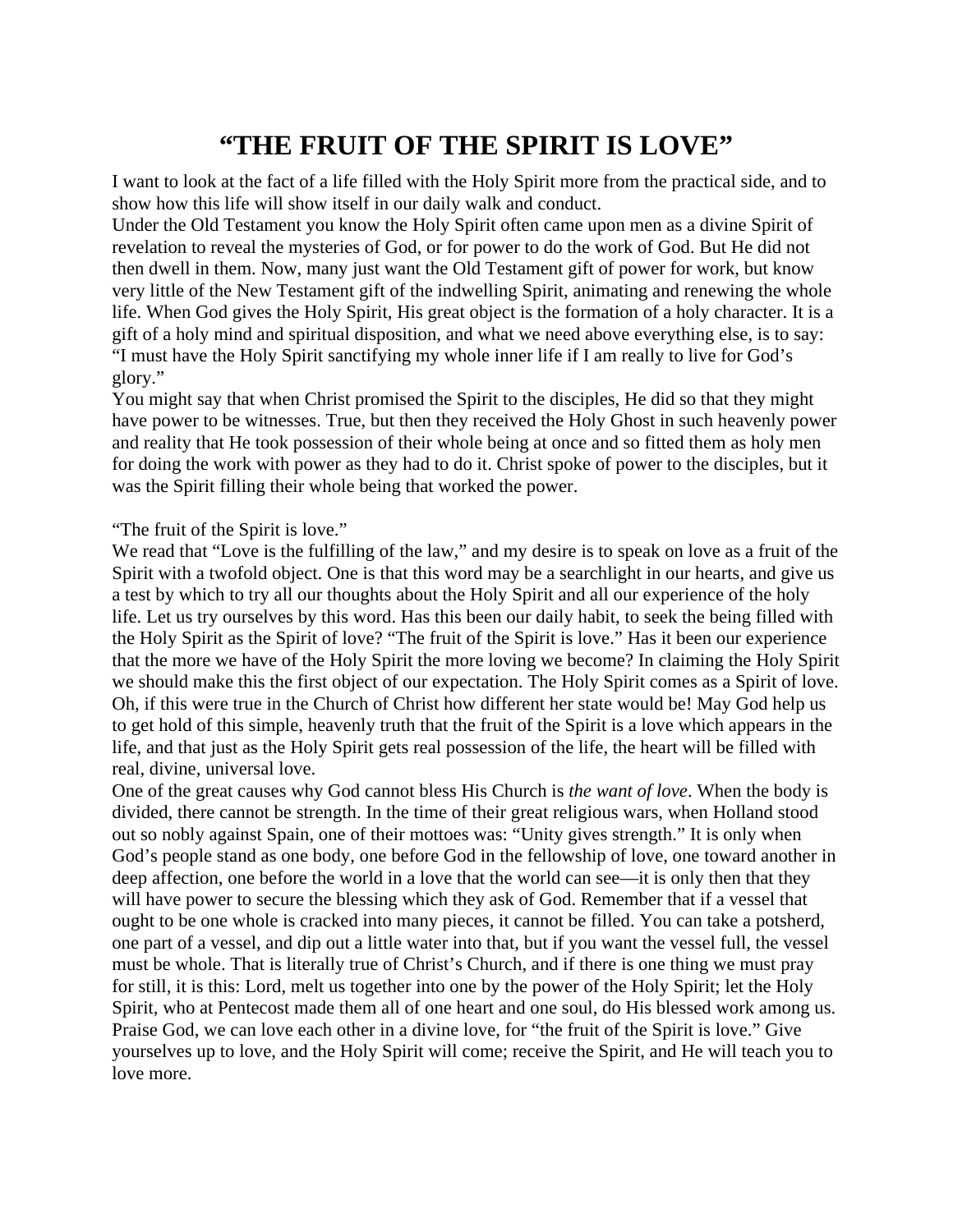# “THE FRUIT OF THE SPIRIT IS LOVE”

I want to look at the fact of a life filled with the Holy Spirit more from the practical side, and to show how this life will show itself in our daily walk and conduct.

Under the Old Testament you know the Holy Spirit often came upon men as a divine Spirit of revelation to reveal the mysteries of God, or for power to do the work of God. But He did not then dwell in them. Now, many just want the Old Testament gift of power for work, but know very little of the New Testament gift of the indwelling Spirit, animating and renewing the whole life. When God gives the Holy Spirit, His great object is the formation of a holy character. It is a gift of a holy mind and spiritual disposition, and what we need above everything else, is to say: “I must have the Holy Spirit sanctifying my whole inner life if I am really to live for God’s glory.”

You might say that when Christ promised the Spirit to the disciples, He did so that they might have power to be witnesses. True, but then they received the Holy Ghost in such heavenly power and reality that He took possession of their whole being at once and so fitted them as holy men for doing the work with power as they had to do it. Christ spoke of power to the disciples, but it was the Spirit filling their whole being that worked the power.

“The fruit of the Spirit is love.”

We read that “Love is the fulfilling of the law,” and my desire is to speak on love as a fruit of the Spirit with a twofold object. One is that this word may be a searchlight in our hearts, and give us a test by which to try all our thoughts about the Holy Spirit and all our experience of the holy life. Let us try ourselves by this word. Has this been our daily habit, to seek the being filled with the Holy Spirit as the Spirit of love? “The fruit of the Spirit is love.” Has it been our experience that the more we have of the Holy Spirit the more loving we become? In claiming the Holy Spirit we should make this the first object of our expectation. The Holy Spirit comes as a Spirit of love. Oh, if this were true in the Church of Christ how different her state would be! May God help us to get hold of this simple, heavenly truth that the fruit of the Spirit is a love which appears in the life, and that just as the Holy Spirit gets real possession of the life, the heart will be filled with real, divine, universal love.

One of the great causes why God cannot bless His Church is *the want of love*. When the body is divided, there cannot be strength. In the time of their great religious wars, when Holland stood out so nobly against Spain, one of their mottoes was: “Unity gives strength.” It is only when God’s people stand as one body, one before God in the fellowship of love, one toward another in deep affection, one before the world in a love that the world can see—it is only then that they will have power to secure the blessing which they ask of God. Remember that if a vessel that ought to be one whole is cracked into many pieces, it cannot be filled. You can take a potsherd, one part of a vessel, and dip out a little water into that, but if you want the vessel full, the vessel must be whole. That is literally true of Christ’s Church, and if there is one thing we must pray for still, it is this: Lord, melt us together into one by the power of the Holy Spirit; let the Holy Spirit, who at Pentecost made them all of one heart and one soul, do His blessed work among us. Praise God, we can love each other in a divine love, for “the fruit of the Spirit is love.” Give yourselves up to love, and the Holy Spirit will come; receive the Spirit, and He will teach you to love more.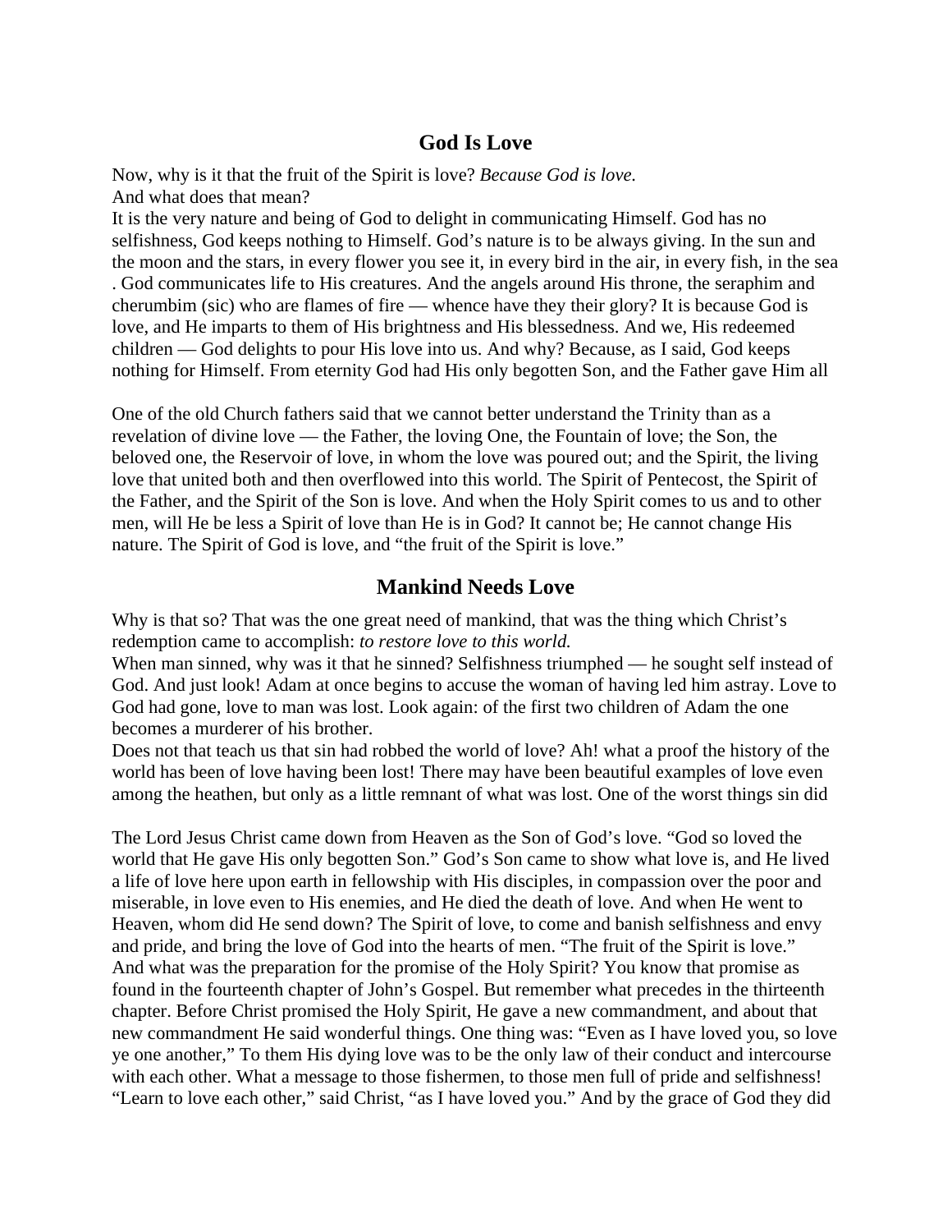## God Is Love

Now, why is it that the fruit of the Spirit is love? *Because God is love.*
And what does that mean?
It is the very nature and being of God to delight in communicating Himself. God has no selfishness, God keeps nothing to Himself. God's nature is to be always giving. In the sun and the moon and the stars, in every flower you see it, in every bird in the air, in every fish, in the sea . God communicates life to His creatures. And the angels around His throne, the seraphim and cherumbim (sic) who are flames of fire — whence have they their glory? It is because God is love, and He imparts to them of His brightness and His blessedness. And we, His redeemed children — God delights to pour His love into us. And why? Because, as I said, God keeps nothing for Himself. From eternity God had His only begotten Son, and the Father gave Him all

One of the old Church fathers said that we cannot better understand the Trinity than as a revelation of divine love — the Father, the loving One, the Fountain of love; the Son, the beloved one, the Reservoir of love, in whom the love was poured out; and the Spirit, the living love that united both and then overflowed into this world. The Spirit of Pentecost, the Spirit of the Father, and the Spirit of the Son is love. And when the Holy Spirit comes to us and to other men, will He be less a Spirit of love than He is in God? It cannot be; He cannot change His nature. The Spirit of God is love, and "the fruit of the Spirit is love."

## Mankind Needs Love

Why is that so? That was the one great need of mankind, that was the thing which Christ's redemption came to accomplish: *to restore love to this world.*
When man sinned, why was it that he sinned? Selfishness triumphed — he sought self instead of God. And just look! Adam at once begins to accuse the woman of having led him astray. Love to God had gone, love to man was lost. Look again: of the first two children of Adam the one becomes a murderer of his brother.
Does not that teach us that sin had robbed the world of love? Ah! what a proof the history of the world has been of love having been lost! There may have been beautiful examples of love even among the heathen, but only as a little remnant of what was lost. One of the worst things sin did

The Lord Jesus Christ came down from Heaven as the Son of God's love. "God so loved the world that He gave His only begotten Son." God's Son came to show what love is, and He lived a life of love here upon earth in fellowship with His disciples, in compassion over the poor and miserable, in love even to His enemies, and He died the death of love. And when He went to Heaven, whom did He send down? The Spirit of love, to come and banish selfishness and envy and pride, and bring the love of God into the hearts of men. "The fruit of the Spirit is love."
And what was the preparation for the promise of the Holy Spirit? You know that promise as found in the fourteenth chapter of John's Gospel. But remember what precedes in the thirteenth chapter. Before Christ promised the Holy Spirit, He gave a new commandment, and about that new commandment He said wonderful things. One thing was: "Even as I have loved you, so love ye one another," To them His dying love was to be the only law of their conduct and intercourse with each other. What a message to those fishermen, to those men full of pride and selfishness! "Learn to love each other," said Christ, "as I have loved you." And by the grace of God they did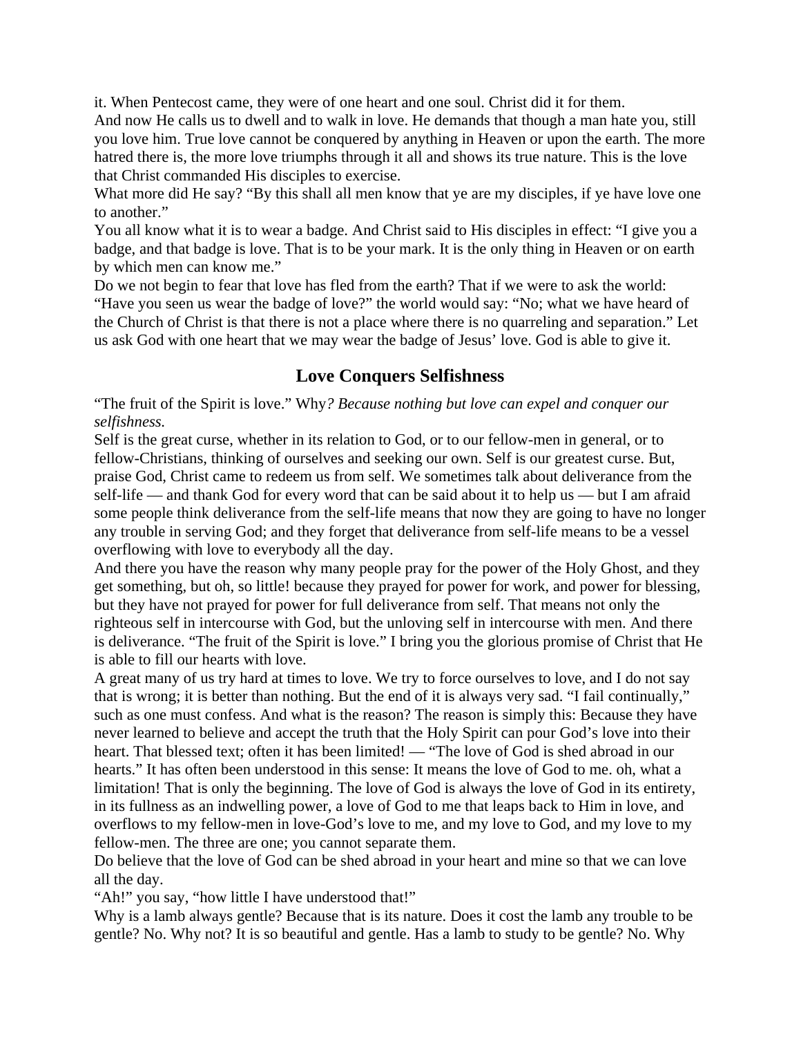it. When Pentecost came, they were of one heart and one soul. Christ did it for them.

And now He calls us to dwell and to walk in love. He demands that though a man hate you, still you love him. True love cannot be conquered by anything in Heaven or upon the earth. The more hatred there is, the more love triumphs through it all and shows its true nature. This is the love that Christ commanded His disciples to exercise.

What more did He say? "By this shall all men know that ye are my disciples, if ye have love one to another."

You all know what it is to wear a badge. And Christ said to His disciples in effect: "I give you a badge, and that badge is love. That is to be your mark. It is the only thing in Heaven or on earth by which men can know me."

Do we not begin to fear that love has fled from the earth? That if we were to ask the world: "Have you seen us wear the badge of love?" the world would say: "No; what we have heard of the Church of Christ is that there is not a place where there is no quarreling and separation." Let us ask God with one heart that we may wear the badge of Jesus' love. God is able to give it.

## Love Conquers Selfishness

"The fruit of the Spirit is love." Why*? Because nothing but love can expel and conquer our selfishness.*

Self is the great curse, whether in its relation to God, or to our fellow-men in general, or to fellow-Christians, thinking of ourselves and seeking our own. Self is our greatest curse. But, praise God, Christ came to redeem us from self. We sometimes talk about deliverance from the self-life — and thank God for every word that can be said about it to help us — but I am afraid some people think deliverance from the self-life means that now they are going to have no longer any trouble in serving God; and they forget that deliverance from self-life means to be a vessel overflowing with love to everybody all the day.

And there you have the reason why many people pray for the power of the Holy Ghost, and they get something, but oh, so little! because they prayed for power for work, and power for blessing, but they have not prayed for power for full deliverance from self. That means not only the righteous self in intercourse with God, but the unloving self in intercourse with men. And there is deliverance. "The fruit of the Spirit is love." I bring you the glorious promise of Christ that He is able to fill our hearts with love.

A great many of us try hard at times to love. We try to force ourselves to love, and I do not say that is wrong; it is better than nothing. But the end of it is always very sad. "I fail continually," such as one must confess. And what is the reason? The reason is simply this: Because they have never learned to believe and accept the truth that the Holy Spirit can pour God's love into their heart. That blessed text; often it has been limited! — "The love of God is shed abroad in our hearts." It has often been understood in this sense: It means the love of God to me. oh, what a limitation! That is only the beginning. The love of God is always the love of God in its entirety, in its fullness as an indwelling power, a love of God to me that leaps back to Him in love, and overflows to my fellow-men in love-God's love to me, and my love to God, and my love to my fellow-men. The three are one; you cannot separate them.

Do believe that the love of God can be shed abroad in your heart and mine so that we can love all the day.

"Ah!" you say, "how little I have understood that!"

Why is a lamb always gentle? Because that is its nature. Does it cost the lamb any trouble to be gentle? No. Why not? It is so beautiful and gentle. Has a lamb to study to be gentle? No. Why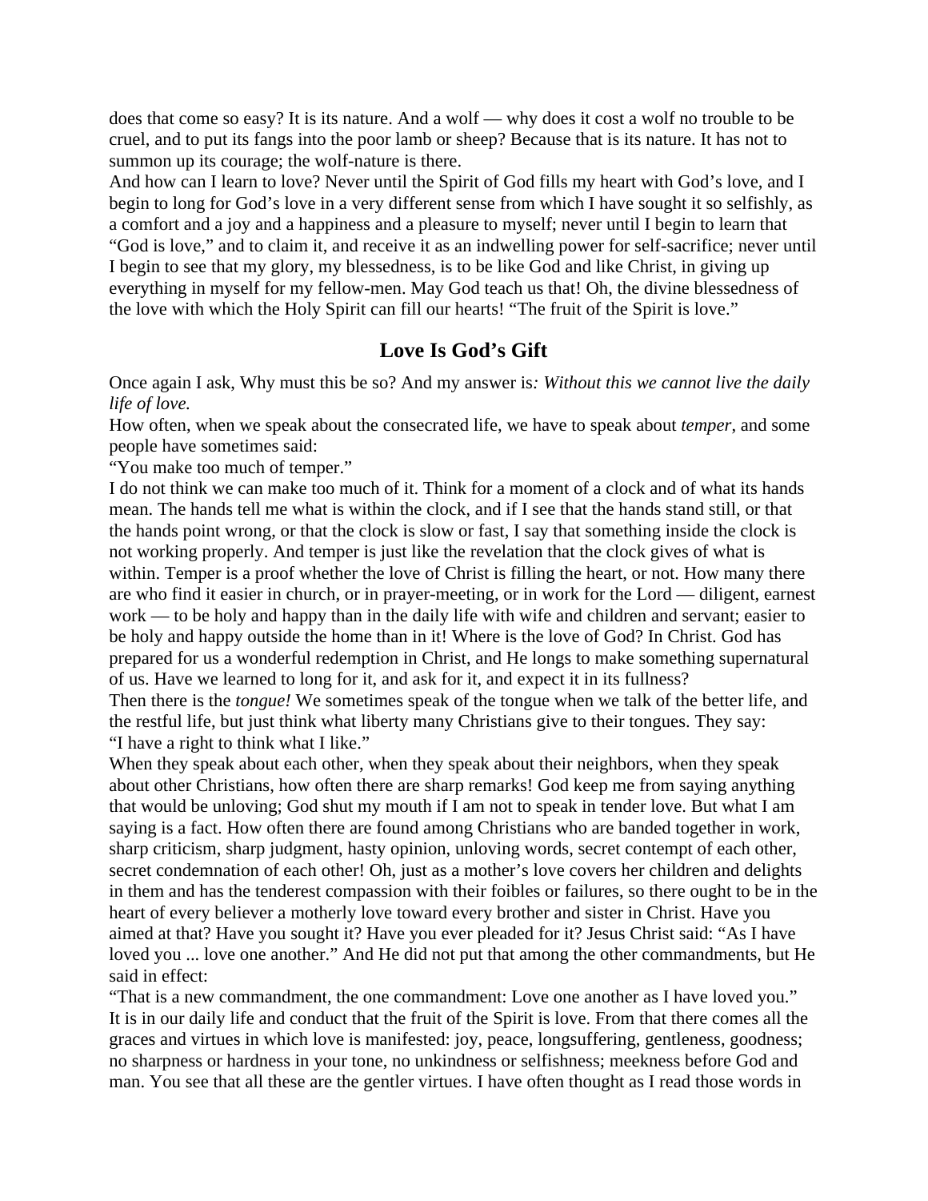does that come so easy? It is its nature. And a wolf — why does it cost a wolf no trouble to be cruel, and to put its fangs into the poor lamb or sheep? Because that is its nature. It has not to summon up its courage; the wolf-nature is there.

And how can I learn to love? Never until the Spirit of God fills my heart with God's love, and I begin to long for God's love in a very different sense from which I have sought it so selfishly, as a comfort and a joy and a happiness and a pleasure to myself; never until I begin to learn that "God is love," and to claim it, and receive it as an indwelling power for self-sacrifice; never until I begin to see that my glory, my blessedness, is to be like God and like Christ, in giving up everything in myself for my fellow-men. May God teach us that! Oh, the divine blessedness of the love with which the Holy Spirit can fill our hearts! "The fruit of the Spirit is love."

## Love Is God's Gift

Once again I ask, Why must this be so? And my answer is*: Without this we cannot live the daily life of love.*

How often, when we speak about the consecrated life, we have to speak about *temper*, and some people have sometimes said:

"You make too much of temper."

I do not think we can make too much of it. Think for a moment of a clock and of what its hands mean. The hands tell me what is within the clock, and if I see that the hands stand still, or that the hands point wrong, or that the clock is slow or fast, I say that something inside the clock is not working properly. And temper is just like the revelation that the clock gives of what is within. Temper is a proof whether the love of Christ is filling the heart, or not. How many there are who find it easier in church, or in prayer-meeting, or in work for the Lord — diligent, earnest work — to be holy and happy than in the daily life with wife and children and servant; easier to be holy and happy outside the home than in it! Where is the love of God? In Christ. God has prepared for us a wonderful redemption in Christ, and He longs to make something supernatural of us. Have we learned to long for it, and ask for it, and expect it in its fullness?

Then there is the *tongue!* We sometimes speak of the tongue when we talk of the better life, and the restful life, but just think what liberty many Christians give to their tongues. They say:

"I have a right to think what I like."

When they speak about each other, when they speak about their neighbors, when they speak about other Christians, how often there are sharp remarks! God keep me from saying anything that would be unloving; God shut my mouth if I am not to speak in tender love. But what I am saying is a fact. How often there are found among Christians who are banded together in work, sharp criticism, sharp judgment, hasty opinion, unloving words, secret contempt of each other, secret condemnation of each other! Oh, just as a mother's love covers her children and delights in them and has the tenderest compassion with their foibles or failures, so there ought to be in the heart of every believer a motherly love toward every brother and sister in Christ. Have you aimed at that? Have you sought it? Have you ever pleaded for it? Jesus Christ said: "As I have loved you ... love one another." And He did not put that among the other commandments, but He said in effect:

"That is a new commandment, the one commandment: Love one another as I have loved you."

It is in our daily life and conduct that the fruit of the Spirit is love. From that there comes all the graces and virtues in which love is manifested: joy, peace, longsuffering, gentleness, goodness; no sharpness or hardness in your tone, no unkindness or selfishness; meekness before God and man. You see that all these are the gentler virtues. I have often thought as I read those words in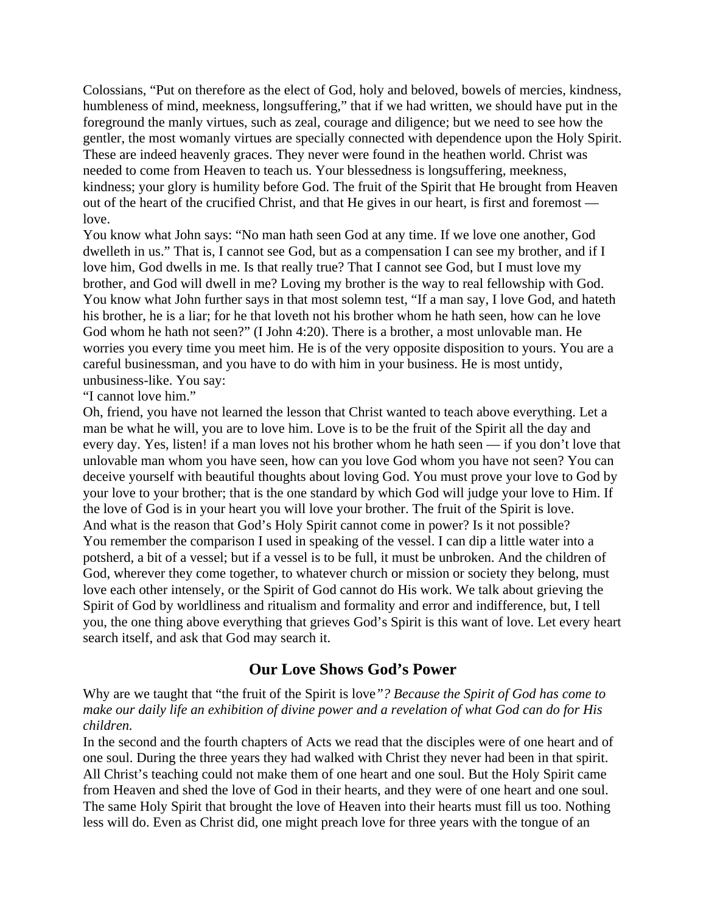Colossians, “Put on therefore as the elect of God, holy and beloved, bowels of mercies, kindness, humbleness of mind, meekness, longsuffering,” that if we had written, we should have put in the foreground the manly virtues, such as zeal, courage and diligence; but we need to see how the gentler, the most womanly virtues are specially connected with dependence upon the Holy Spirit. These are indeed heavenly graces. They never were found in the heathen world. Christ was needed to come from Heaven to teach us. Your blessedness is longsuffering, meekness, kindness; your glory is humility before God. The fruit of the Spirit that He brought from Heaven out of the heart of the crucified Christ, and that He gives in our heart, is first and foremost — love.

You know what John says: “No man hath seen God at any time. If we love one another, God dwelleth in us.” That is, I cannot see God, but as a compensation I can see my brother, and if I love him, God dwells in me. Is that really true? That I cannot see God, but I must love my brother, and God will dwell in me? Loving my brother is the way to real fellowship with God. You know what John further says in that most solemn test, “If a man say, I love God, and hateth his brother, he is a liar; for he that loveth not his brother whom he hath seen, how can he love God whom he hath not seen?” (I John 4:20). There is a brother, a most unlovable man. He worries you every time you meet him. He is of the very opposite disposition to yours. You are a careful businessman, and you have to do with him in your business. He is most untidy, unbusiness-like. You say:

“I cannot love him.”

Oh, friend, you have not learned the lesson that Christ wanted to teach above everything. Let a man be what he will, you are to love him. Love is to be the fruit of the Spirit all the day and every day. Yes, listen! if a man loves not his brother whom he hath seen — if you don’t love that unlovable man whom you have seen, how can you love God whom you have not seen? You can deceive yourself with beautiful thoughts about loving God. You must prove your love to God by your love to your brother; that is the one standard by which God will judge your love to Him. If the love of God is in your heart you will love your brother. The fruit of the Spirit is love.

And what is the reason that God’s Holy Spirit cannot come in power? Is it not possible?

You remember the comparison I used in speaking of the vessel. I can dip a little water into a potsherd, a bit of a vessel; but if a vessel is to be full, it must be unbroken. And the children of God, wherever they come together, to whatever church or mission or society they belong, must love each other intensely, or the Spirit of God cannot do His work. We talk about grieving the Spirit of God by worldliness and ritualism and formality and error and indifference, but, I tell you, the one thing above everything that grieves God’s Spirit is this want of love. Let every heart search itself, and ask that God may search it.

## Our Love Shows God’s Power

Why are we taught that “the fruit of the Spirit is love*”? Because the Spirit of God has come to make our daily life an exhibition of divine power and a revelation of what God can do for His children.*

In the second and the fourth chapters of Acts we read that the disciples were of one heart and of one soul. During the three years they had walked with Christ they never had been in that spirit. All Christ’s teaching could not make them of one heart and one soul. But the Holy Spirit came from Heaven and shed the love of God in their hearts, and they were of one heart and one soul. The same Holy Spirit that brought the love of Heaven into their hearts must fill us too. Nothing less will do. Even as Christ did, one might preach love for three years with the tongue of an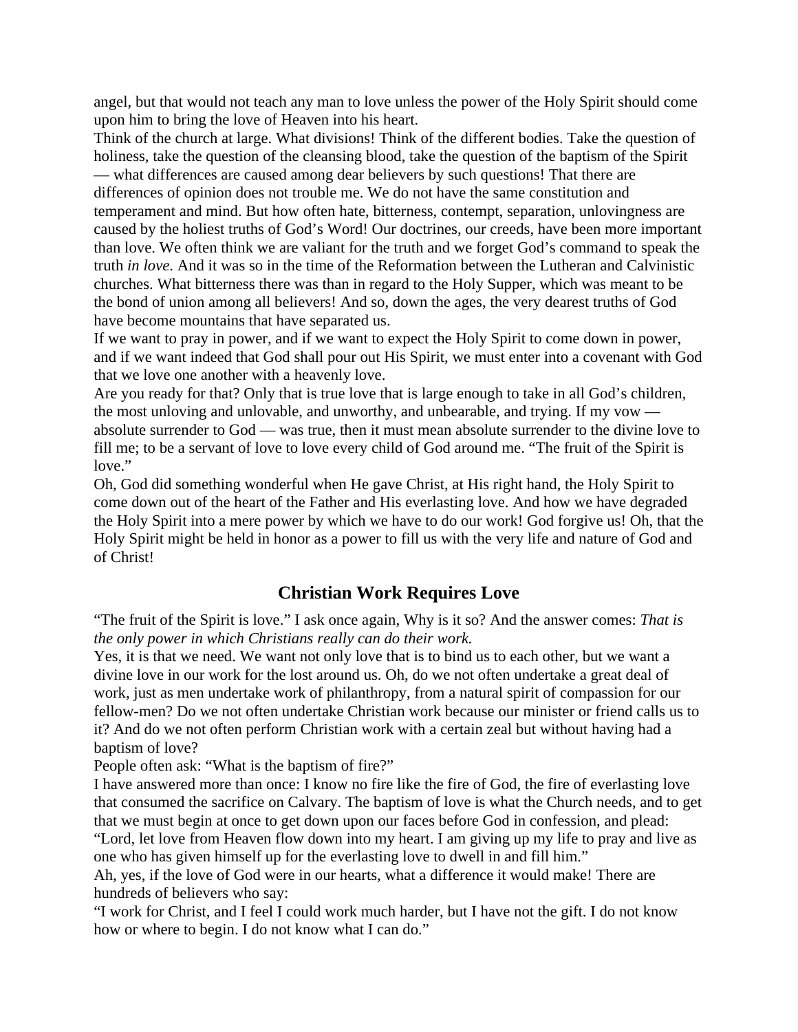angel, but that would not teach any man to love unless the power of the Holy Spirit should come upon him to bring the love of Heaven into his heart.

Think of the church at large. What divisions! Think of the different bodies. Take the question of holiness, take the question of the cleansing blood, take the question of the baptism of the Spirit — what differences are caused among dear believers by such questions! That there are differences of opinion does not trouble me. We do not have the same constitution and temperament and mind. But how often hate, bitterness, contempt, separation, unlovingness are caused by the holiest truths of God's Word! Our doctrines, our creeds, have been more important than love. We often think we are valiant for the truth and we forget God's command to speak the truth *in love*. And it was so in the time of the Reformation between the Lutheran and Calvinistic churches. What bitterness there was than in regard to the Holy Supper, which was meant to be the bond of union among all believers! And so, down the ages, the very dearest truths of God have become mountains that have separated us.

If we want to pray in power, and if we want to expect the Holy Spirit to come down in power, and if we want indeed that God shall pour out His Spirit, we must enter into a covenant with God that we love one another with a heavenly love.

Are you ready for that? Only that is true love that is large enough to take in all God's children, the most unloving and unlovable, and unworthy, and unbearable, and trying. If my vow — absolute surrender to God — was true, then it must mean absolute surrender to the divine love to fill me; to be a servant of love to love every child of God around me. "The fruit of the Spirit is love."

Oh, God did something wonderful when He gave Christ, at His right hand, the Holy Spirit to come down out of the heart of the Father and His everlasting love. And how we have degraded the Holy Spirit into a mere power by which we have to do our work! God forgive us! Oh, that the Holy Spirit might be held in honor as a power to fill us with the very life and nature of God and of Christ!

## Christian Work Requires Love

"The fruit of the Spirit is love." I ask once again, Why is it so? And the answer comes: *That is the only power in which Christians really can do their work.*

Yes, it is that we need. We want not only love that is to bind us to each other, but we want a divine love in our work for the lost around us. Oh, do we not often undertake a great deal of work, just as men undertake work of philanthropy, from a natural spirit of compassion for our fellow-men? Do we not often undertake Christian work because our minister or friend calls us to it? And do we not often perform Christian work with a certain zeal but without having had a baptism of love?

People often ask: "What is the baptism of fire?"

I have answered more than once: I know no fire like the fire of God, the fire of everlasting love that consumed the sacrifice on Calvary. The baptism of love is what the Church needs, and to get that we must begin at once to get down upon our faces before God in confession, and plead: "Lord, let love from Heaven flow down into my heart. I am giving up my life to pray and live as one who has given himself up for the everlasting love to dwell in and fill him."

Ah, yes, if the love of God were in our hearts, what a difference it would make! There are hundreds of believers who say:

"I work for Christ, and I feel I could work much harder, but I have not the gift. I do not know how or where to begin. I do not know what I can do."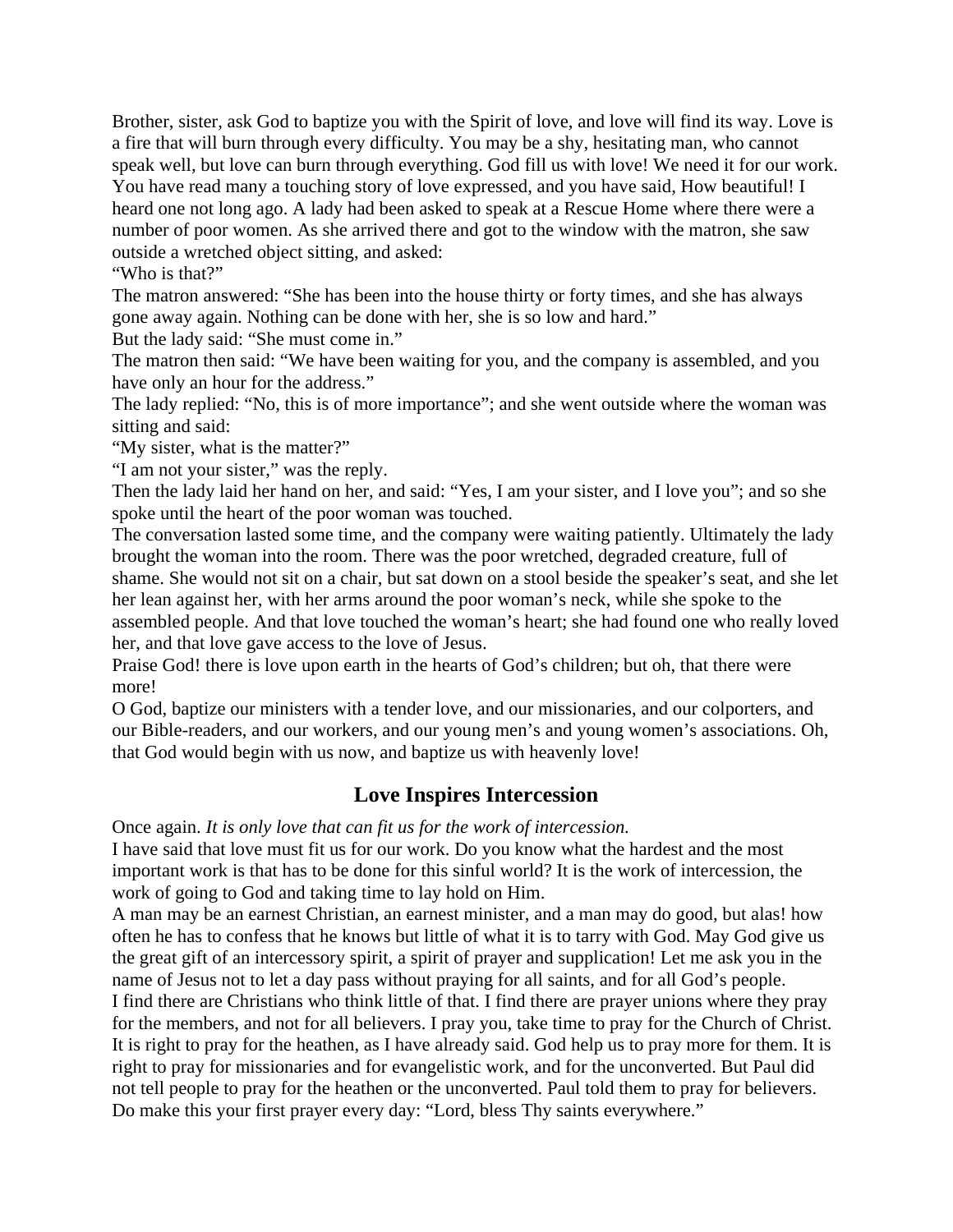Brother, sister, ask God to baptize you with the Spirit of love, and love will find its way. Love is a fire that will burn through every difficulty. You may be a shy, hesitating man, who cannot speak well, but love can burn through everything. God fill us with love! We need it for our work. You have read many a touching story of love expressed, and you have said, How beautiful! I heard one not long ago. A lady had been asked to speak at a Rescue Home where there were a number of poor women. As she arrived there and got to the window with the matron, she saw outside a wretched object sitting, and asked:

"Who is that?"

The matron answered: "She has been into the house thirty or forty times, and she has always gone away again. Nothing can be done with her, she is so low and hard."

But the lady said: "She must come in."

The matron then said: "We have been waiting for you, and the company is assembled, and you have only an hour for the address."

The lady replied: "No, this is of more importance"; and she went outside where the woman was sitting and said:

"My sister, what is the matter?"

"I am not your sister," was the reply.

Then the lady laid her hand on her, and said: "Yes, I am your sister, and I love you"; and so she spoke until the heart of the poor woman was touched.

The conversation lasted some time, and the company were waiting patiently. Ultimately the lady brought the woman into the room. There was the poor wretched, degraded creature, full of shame. She would not sit on a chair, but sat down on a stool beside the speaker's seat, and she let her lean against her, with her arms around the poor woman's neck, while she spoke to the assembled people. And that love touched the woman's heart; she had found one who really loved her, and that love gave access to the love of Jesus.

Praise God! there is love upon earth in the hearts of God's children; but oh, that there were more!

O God, baptize our ministers with a tender love, and our missionaries, and our colporters, and our Bible-readers, and our workers, and our young men's and young women's associations. Oh, that God would begin with us now, and baptize us with heavenly love!

## Love Inspires Intercession

Once again. *It is only love that can fit us for the work of intercession.*

I have said that love must fit us for our work. Do you know what the hardest and the most important work is that has to be done for this sinful world? It is the work of intercession, the work of going to God and taking time to lay hold on Him.

A man may be an earnest Christian, an earnest minister, and a man may do good, but alas! how often he has to confess that he knows but little of what it is to tarry with God. May God give us the great gift of an intercessory spirit, a spirit of prayer and supplication! Let me ask you in the name of Jesus not to let a day pass without praying for all saints, and for all God's people.

I find there are Christians who think little of that. I find there are prayer unions where they pray for the members, and not for all believers. I pray you, take time to pray for the Church of Christ. It is right to pray for the heathen, as I have already said. God help us to pray more for them. It is right to pray for missionaries and for evangelistic work, and for the unconverted. But Paul did not tell people to pray for the heathen or the unconverted. Paul told them to pray for believers. Do make this your first prayer every day: "Lord, bless Thy saints everywhere."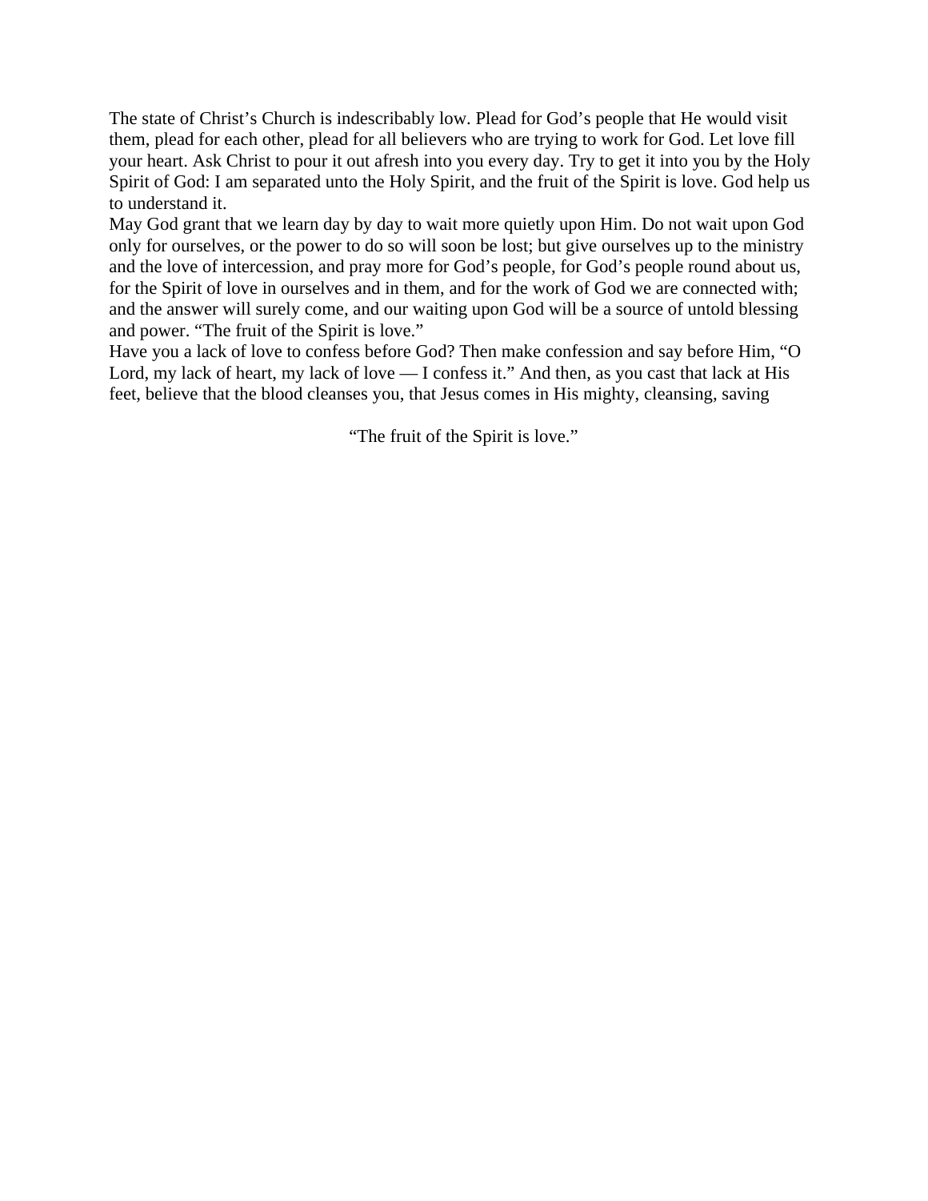The state of Christ's Church is indescribably low. Plead for God's people that He would visit them, plead for each other, plead for all believers who are trying to work for God. Let love fill your heart. Ask Christ to pour it out afresh into you every day. Try to get it into you by the Holy Spirit of God: I am separated unto the Holy Spirit, and the fruit of the Spirit is love. God help us to understand it.

May God grant that we learn day by day to wait more quietly upon Him. Do not wait upon God only for ourselves, or the power to do so will soon be lost; but give ourselves up to the ministry and the love of intercession, and pray more for God's people, for God's people round about us, for the Spirit of love in ourselves and in them, and for the work of God we are connected with; and the answer will surely come, and our waiting upon God will be a source of untold blessing and power. "The fruit of the Spirit is love."

Have you a lack of love to confess before God? Then make confession and say before Him, "O Lord, my lack of heart, my lack of love — I confess it." And then, as you cast that lack at His feet, believe that the blood cleanses you, that Jesus comes in His mighty, cleansing, saving

"The fruit of the Spirit is love."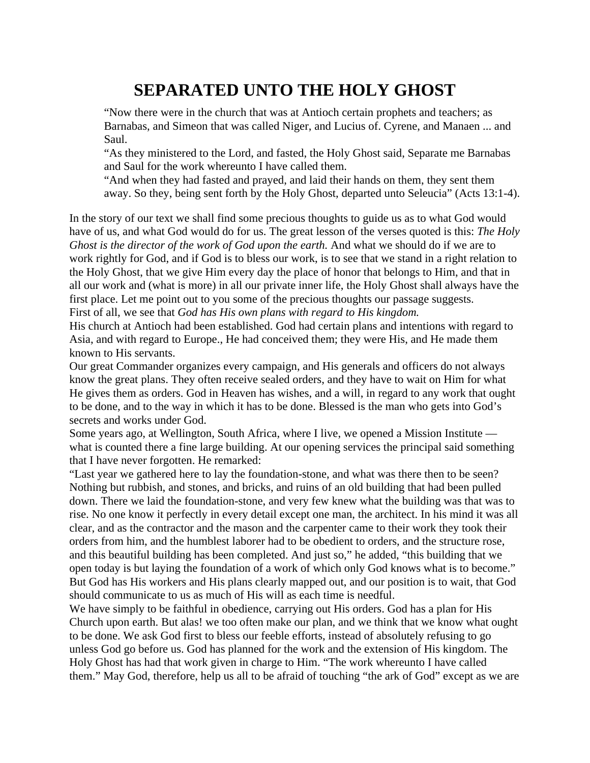# SEPARATED UNTO THE HOLY GHOST

> “Now there were in the church that was at Antioch certain prophets and teachers; as Barnabas, and Simeon that was called Niger, and Lucius of. Cyrene, and Manaen ... and Saul.
> “As they ministered to the Lord, and fasted, the Holy Ghost said, Separate me Barnabas and Saul for the work whereunto I have called them.
> “And when they had fasted and prayed, and laid their hands on them, they sent them away. So they, being sent forth by the Holy Ghost, departed unto Seleucia” (Acts 13:1-4).

In the story of our text we shall find some precious thoughts to guide us as to what God would have of us, and what God would do for us. The great lesson of the verses quoted is this: *The Holy Ghost is the director of the work of God upon the earth.* And what we should do if we are to work rightly for God, and if God is to bless our work, is to see that we stand in a right relation to the Holy Ghost, that we give Him every day the place of honor that belongs to Him, and that in all our work and (what is more) in all our private inner life, the Holy Ghost shall always have the first place. Let me point out to you some of the precious thoughts our passage suggests.

First of all, we see that *God has His own plans with regard to His kingdom.*

His church at Antioch had been established. God had certain plans and intentions with regard to Asia, and with regard to Europe., He had conceived them; they were His, and He made them known to His servants.

Our great Commander organizes every campaign, and His generals and officers do not always know the great plans. They often receive sealed orders, and they have to wait on Him for what He gives them as orders. God in Heaven has wishes, and a will, in regard to any work that ought to be done, and to the way in which it has to be done. Blessed is the man who gets into God’s secrets and works under God.

Some years ago, at Wellington, South Africa, where I live, we opened a Mission Institute — what is counted there a fine large building. At our opening services the principal said something that I have never forgotten. He remarked:

“Last year we gathered here to lay the foundation-stone, and what was there then to be seen? Nothing but rubbish, and stones, and bricks, and ruins of an old building that had been pulled down. There we laid the foundation-stone, and very few knew what the building was that was to rise. No one know it perfectly in every detail except one man, the architect. In his mind it was all clear, and as the contractor and the mason and the carpenter came to their work they took their orders from him, and the humblest laborer had to be obedient to orders, and the structure rose, and this beautiful building has been completed. And just so,” he added, “this building that we open today is but laying the foundation of a work of which only God knows what is to become.” But God has His workers and His plans clearly mapped out, and our position is to wait, that God should communicate to us as much of His will as each time is needful.

We have simply to be faithful in obedience, carrying out His orders. God has a plan for His Church upon earth. But alas! we too often make our plan, and we think that we know what ought to be done. We ask God first to bless our feeble efforts, instead of absolutely refusing to go unless God go before us. God has planned for the work and the extension of His kingdom. The Holy Ghost has had that work given in charge to Him. “The work whereunto I have called them.” May God, therefore, help us all to be afraid of touching “the ark of God” except as we are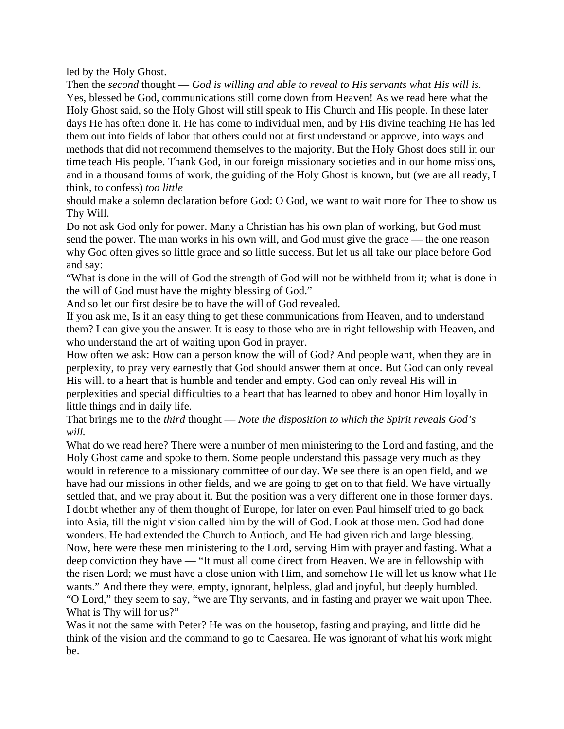led by the Holy Ghost.

Then the *second* thought — *God is willing and able to reveal to His servants what His will is.* Yes, blessed be God, communications still come down from Heaven! As we read here what the Holy Ghost said, so the Holy Ghost will still speak to His Church and His people. In these later days He has often done it. He has come to individual men, and by His divine teaching He has led them out into fields of labor that others could not at first understand or approve, into ways and methods that did not recommend themselves to the majority. But the Holy Ghost does still in our time teach His people. Thank God, in our foreign missionary societies and in our home missions, and in a thousand forms of work, the guiding of the Holy Ghost is known, but (we are all ready, I think, to confess) *too little*

should make a solemn declaration before God: O God, we want to wait more for Thee to show us Thy Will.

Do not ask God only for power. Many a Christian has his own plan of working, but God must send the power. The man works in his own will, and God must give the grace — the one reason why God often gives so little grace and so little success. But let us all take our place before God and say:

"What is done in the will of God the strength of God will not be withheld from it; what is done in the will of God must have the mighty blessing of God."

And so let our first desire be to have the will of God revealed.

If you ask me, Is it an easy thing to get these communications from Heaven, and to understand them? I can give you the answer. It is easy to those who are in right fellowship with Heaven, and who understand the art of waiting upon God in prayer.

How often we ask: How can a person know the will of God? And people want, when they are in perplexity, to pray very earnestly that God should answer them at once. But God can only reveal His will. to a heart that is humble and tender and empty. God can only reveal His will in perplexities and special difficulties to a heart that has learned to obey and honor Him loyally in little things and in daily life.

That brings me to the *third* thought — *Note the disposition to which the Spirit reveals God's will.*

What do we read here? There were a number of men ministering to the Lord and fasting, and the Holy Ghost came and spoke to them. Some people understand this passage very much as they would in reference to a missionary committee of our day. We see there is an open field, and we have had our missions in other fields, and we are going to get on to that field. We have virtually settled that, and we pray about it. But the position was a very different one in those former days. I doubt whether any of them thought of Europe, for later on even Paul himself tried to go back into Asia, till the night vision called him by the will of God. Look at those men. God had done wonders. He had extended the Church to Antioch, and He had given rich and large blessing. Now, here were these men ministering to the Lord, serving Him with prayer and fasting. What a deep conviction they have — "It must all come direct from Heaven. We are in fellowship with the risen Lord; we must have a close union with Him, and somehow He will let us know what He wants." And there they were, empty, ignorant, helpless, glad and joyful, but deeply humbled. "O Lord," they seem to say, "we are Thy servants, and in fasting and prayer we wait upon Thee. What is Thy will for us?"

Was it not the same with Peter? He was on the housetop, fasting and praying, and little did he think of the vision and the command to go to Caesarea. He was ignorant of what his work might be.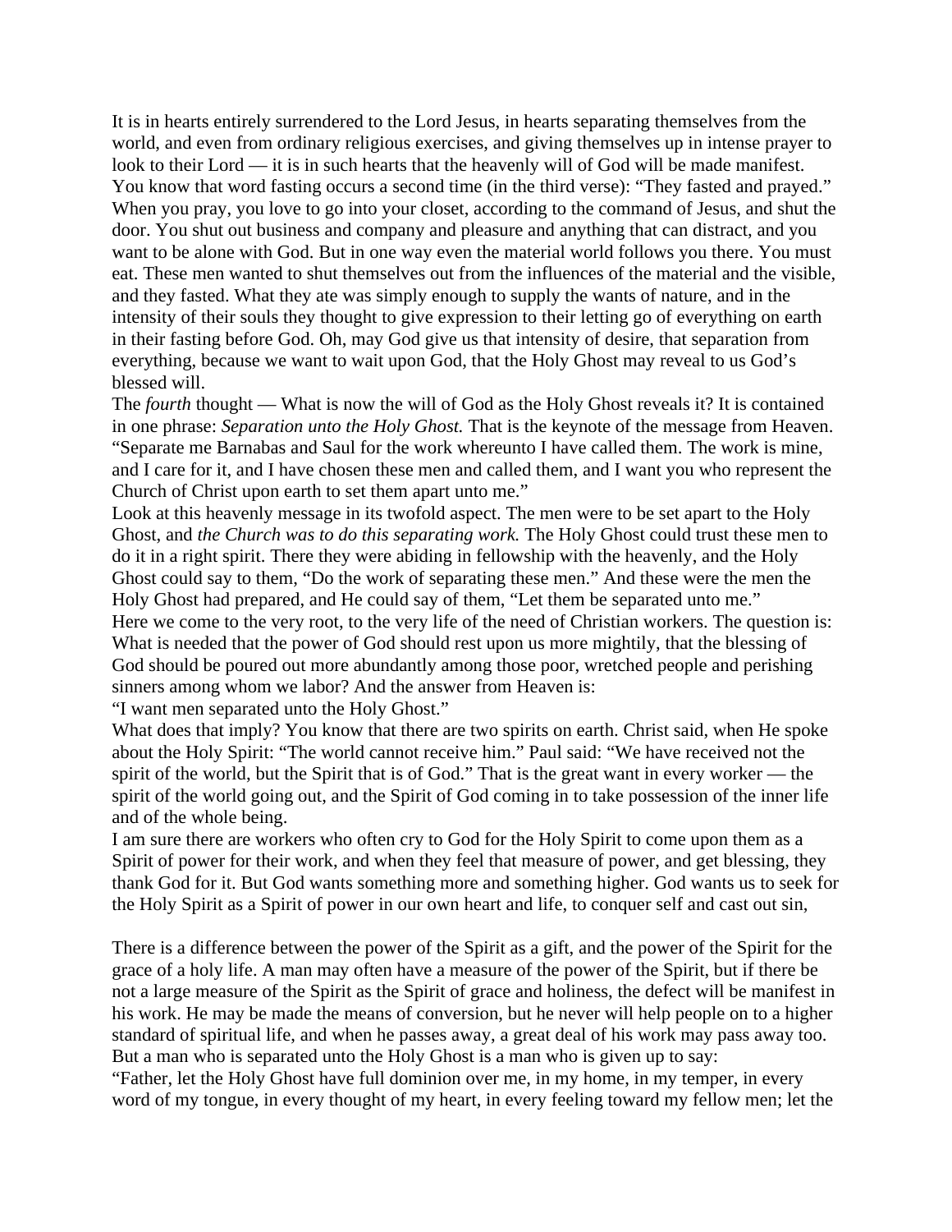It is in hearts entirely surrendered to the Lord Jesus, in hearts separating themselves from the world, and even from ordinary religious exercises, and giving themselves up in intense prayer to look to their Lord — it is in such hearts that the heavenly will of God will be made manifest. You know that word fasting occurs a second time (in the third verse): “They fasted and prayed.” When you pray, you love to go into your closet, according to the command of Jesus, and shut the door. You shut out business and company and pleasure and anything that can distract, and you want to be alone with God. But in one way even the material world follows you there. You must eat. These men wanted to shut themselves out from the influences of the material and the visible, and they fasted. What they ate was simply enough to supply the wants of nature, and in the intensity of their souls they thought to give expression to their letting go of everything on earth in their fasting before God. Oh, may God give us that intensity of desire, that separation from everything, because we want to wait upon God, that the Holy Ghost may reveal to us God’s blessed will.

The *fourth* thought — What is now the will of God as the Holy Ghost reveals it? It is contained in one phrase: *Separation unto the Holy Ghost.* That is the keynote of the message from Heaven. “Separate me Barnabas and Saul for the work whereunto I have called them. The work is mine, and I care for it, and I have chosen these men and called them, and I want you who represent the Church of Christ upon earth to set them apart unto me.”

Look at this heavenly message in its twofold aspect. The men were to be set apart to the Holy Ghost, and *the Church was to do this separating work.* The Holy Ghost could trust these men to do it in a right spirit. There they were abiding in fellowship with the heavenly, and the Holy Ghost could say to them, “Do the work of separating these men.” And these were the men the Holy Ghost had prepared, and He could say of them, “Let them be separated unto me.”

Here we come to the very root, to the very life of the need of Christian workers. The question is: What is needed that the power of God should rest upon us more mightily, that the blessing of God should be poured out more abundantly among those poor, wretched people and perishing sinners among whom we labor? And the answer from Heaven is:

“I want men separated unto the Holy Ghost.”

What does that imply? You know that there are two spirits on earth. Christ said, when He spoke about the Holy Spirit: “The world cannot receive him.” Paul said: “We have received not the spirit of the world, but the Spirit that is of God.” That is the great want in every worker — the spirit of the world going out, and the Spirit of God coming in to take possession of the inner life and of the whole being.

I am sure there are workers who often cry to God for the Holy Spirit to come upon them as a Spirit of power for their work, and when they feel that measure of power, and get blessing, they thank God for it. But God wants something more and something higher. God wants us to seek for the Holy Spirit as a Spirit of power in our own heart and life, to conquer self and cast out sin,

There is a difference between the power of the Spirit as a gift, and the power of the Spirit for the grace of a holy life. A man may often have a measure of the power of the Spirit, but if there be not a large measure of the Spirit as the Spirit of grace and holiness, the defect will be manifest in his work. He may be made the means of conversion, but he never will help people on to a higher standard of spiritual life, and when he passes away, a great deal of his work may pass away too. But a man who is separated unto the Holy Ghost is a man who is given up to say:

“Father, let the Holy Ghost have full dominion over me, in my home, in my temper, in every word of my tongue, in every thought of my heart, in every feeling toward my fellow men; let the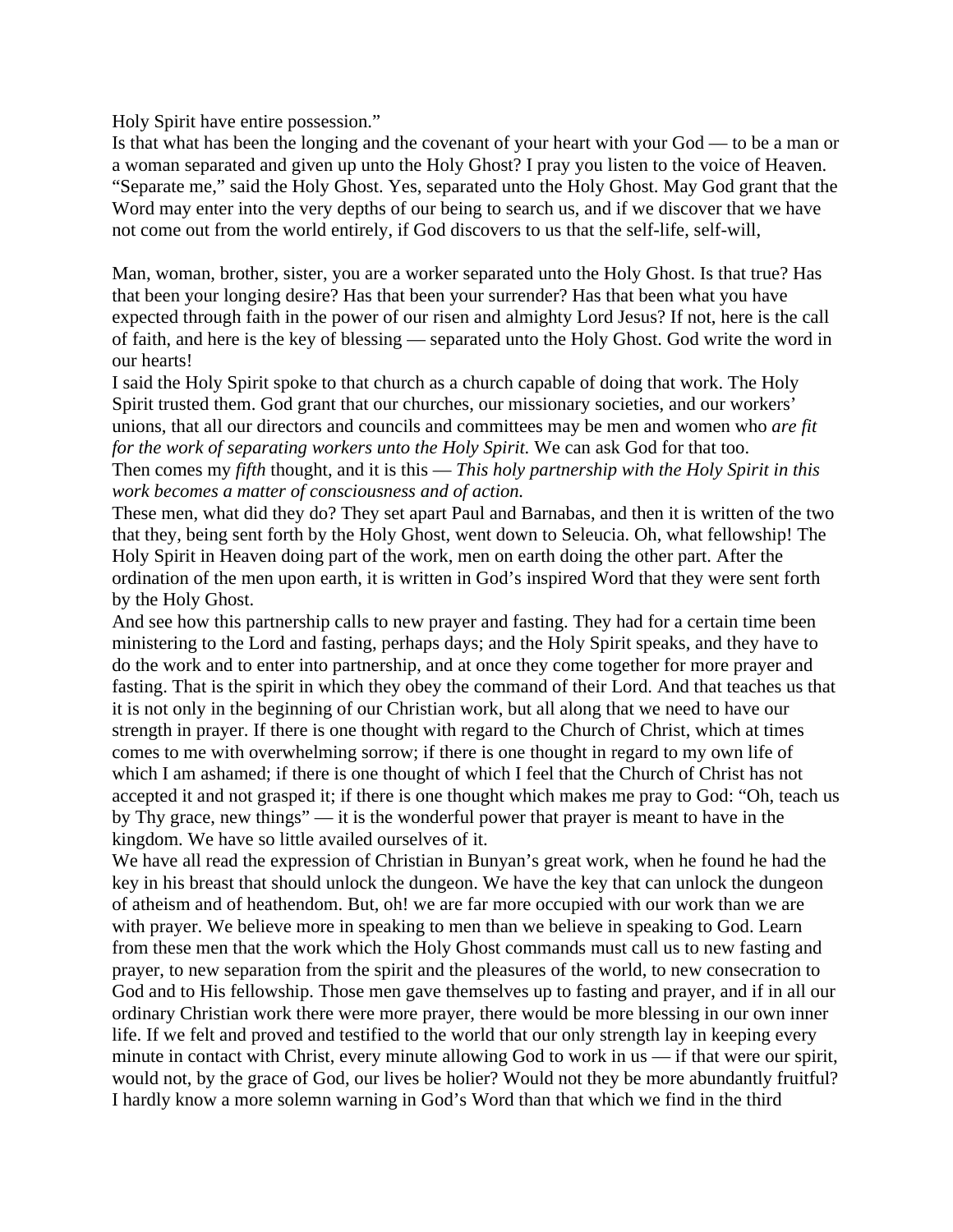Holy Spirit have entire possession."

Is that what has been the longing and the covenant of your heart with your God — to be a man or a woman separated and given up unto the Holy Ghost? I pray you listen to the voice of Heaven. "Separate me," said the Holy Ghost. Yes, separated unto the Holy Ghost. May God grant that the Word may enter into the very depths of our being to search us, and if we discover that we have not come out from the world entirely, if God discovers to us that the self-life, self-will,

Man, woman, brother, sister, you are a worker separated unto the Holy Ghost. Is that true? Has that been your longing desire? Has that been your surrender? Has that been what you have expected through faith in the power of our risen and almighty Lord Jesus? If not, here is the call of faith, and here is the key of blessing — separated unto the Holy Ghost. God write the word in our hearts!

I said the Holy Spirit spoke to that church as a church capable of doing that work. The Holy Spirit trusted them. God grant that our churches, our missionary societies, and our workers' unions, that all our directors and councils and committees may be men and women who *are fit for the work of separating workers unto the Holy Spirit.* We can ask God for that too.

Then comes my *fifth* thought, and it is this — *This holy partnership with the Holy Spirit in this work becomes a matter of consciousness and of action.*

These men, what did they do? They set apart Paul and Barnabas, and then it is written of the two that they, being sent forth by the Holy Ghost, went down to Seleucia. Oh, what fellowship! The Holy Spirit in Heaven doing part of the work, men on earth doing the other part. After the ordination of the men upon earth, it is written in God's inspired Word that they were sent forth by the Holy Ghost.

And see how this partnership calls to new prayer and fasting. They had for a certain time been ministering to the Lord and fasting, perhaps days; and the Holy Spirit speaks, and they have to do the work and to enter into partnership, and at once they come together for more prayer and fasting. That is the spirit in which they obey the command of their Lord. And that teaches us that it is not only in the beginning of our Christian work, but all along that we need to have our strength in prayer. If there is one thought with regard to the Church of Christ, which at times comes to me with overwhelming sorrow; if there is one thought in regard to my own life of which I am ashamed; if there is one thought of which I feel that the Church of Christ has not accepted it and not grasped it; if there is one thought which makes me pray to God: "Oh, teach us by Thy grace, new things" — it is the wonderful power that prayer is meant to have in the kingdom. We have so little availed ourselves of it.

We have all read the expression of Christian in Bunyan's great work, when he found he had the key in his breast that should unlock the dungeon. We have the key that can unlock the dungeon of atheism and of heathendom. But, oh! we are far more occupied with our work than we are with prayer. We believe more in speaking to men than we believe in speaking to God. Learn from these men that the work which the Holy Ghost commands must call us to new fasting and prayer, to new separation from the spirit and the pleasures of the world, to new consecration to God and to His fellowship. Those men gave themselves up to fasting and prayer, and if in all our ordinary Christian work there were more prayer, there would be more blessing in our own inner life. If we felt and proved and testified to the world that our only strength lay in keeping every minute in contact with Christ, every minute allowing God to work in us — if that were our spirit, would not, by the grace of God, our lives be holier? Would not they be more abundantly fruitful?

I hardly know a more solemn warning in God's Word than that which we find in the third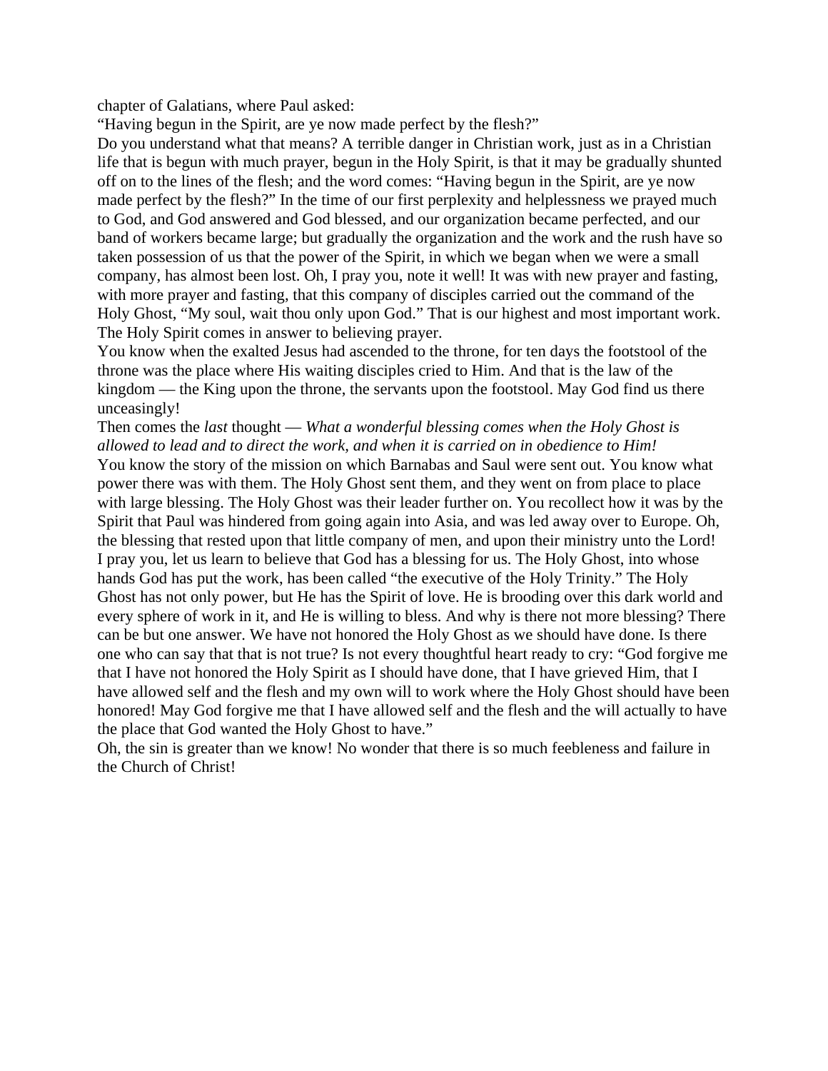chapter of Galatians, where Paul asked:

“Having begun in the Spirit, are ye now made perfect by the flesh?”

Do you understand what that means? A terrible danger in Christian work, just as in a Christian life that is begun with much prayer, begun in the Holy Spirit, is that it may be gradually shunted off on to the lines of the flesh; and the word comes: “Having begun in the Spirit, are ye now made perfect by the flesh?” In the time of our first perplexity and helplessness we prayed much to God, and God answered and God blessed, and our organization became perfected, and our band of workers became large; but gradually the organization and the work and the rush have so taken possession of us that the power of the Spirit, in which we began when we were a small company, has almost been lost. Oh, I pray you, note it well! It was with new prayer and fasting, with more prayer and fasting, that this company of disciples carried out the command of the Holy Ghost, “My soul, wait thou only upon God.” That is our highest and most important work. The Holy Spirit comes in answer to believing prayer.

You know when the exalted Jesus had ascended to the throne, for ten days the footstool of the throne was the place where His waiting disciples cried to Him. And that is the law of the kingdom — the King upon the throne, the servants upon the footstool. May God find us there unceasingly!

Then comes the *last* thought — *What a wonderful blessing comes when the Holy Ghost is allowed to lead and to direct the work, and when it is carried on in obedience to Him!*

You know the story of the mission on which Barnabas and Saul were sent out. You know what power there was with them. The Holy Ghost sent them, and they went on from place to place with large blessing. The Holy Ghost was their leader further on. You recollect how it was by the Spirit that Paul was hindered from going again into Asia, and was led away over to Europe. Oh, the blessing that rested upon that little company of men, and upon their ministry unto the Lord!

I pray you, let us learn to believe that God has a blessing for us. The Holy Ghost, into whose hands God has put the work, has been called “the executive of the Holy Trinity.” The Holy Ghost has not only power, but He has the Spirit of love. He is brooding over this dark world and every sphere of work in it, and He is willing to bless. And why is there not more blessing? There can be but one answer. We have not honored the Holy Ghost as we should have done. Is there one who can say that that is not true? Is not every thoughtful heart ready to cry: “God forgive me that I have not honored the Holy Spirit as I should have done, that I have grieved Him, that I have allowed self and the flesh and my own will to work where the Holy Ghost should have been honored! May God forgive me that I have allowed self and the flesh and the will actually to have the place that God wanted the Holy Ghost to have.”

Oh, the sin is greater than we know! No wonder that there is so much feebleness and failure in the Church of Christ!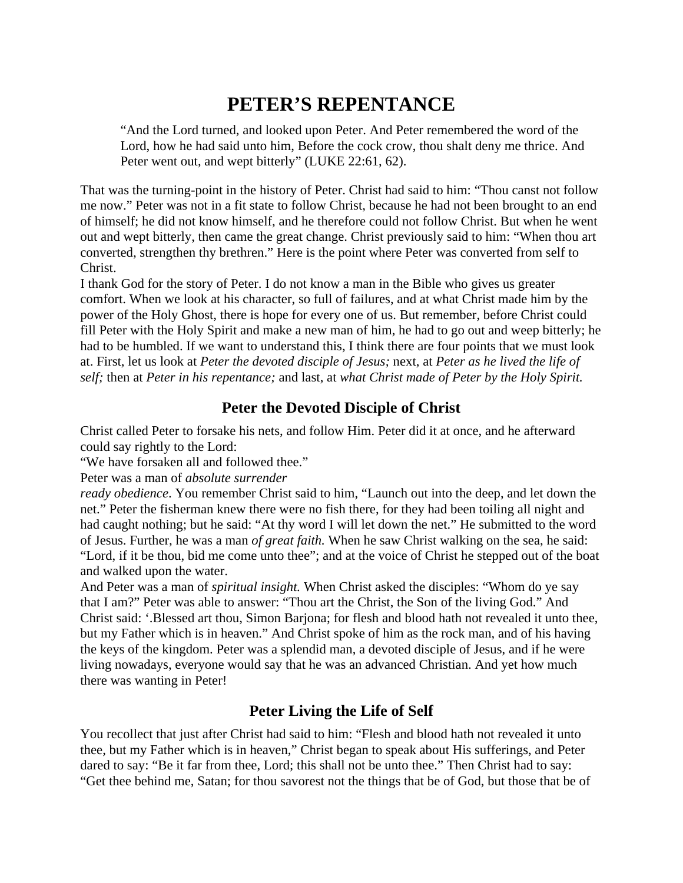# PETER'S REPENTANCE

> "And the Lord turned, and looked upon Peter. And Peter remembered the word of the Lord, how he had said unto him, Before the cock crow, thou shalt deny me thrice. And Peter went out, and wept bitterly" (LUKE 22:61, 62).

That was the turning-point in the history of Peter. Christ had said to him: "Thou canst not follow me now." Peter was not in a fit state to follow Christ, because he had not been brought to an end of himself; he did not know himself, and he therefore could not follow Christ. But when he went out and wept bitterly, then came the great change. Christ previously said to him: "When thou art converted, strengthen thy brethren." Here is the point where Peter was converted from self to Christ.

I thank God for the story of Peter. I do not know a man in the Bible who gives us greater comfort. When we look at his character, so full of failures, and at what Christ made him by the power of the Holy Ghost, there is hope for every one of us. But remember, before Christ could fill Peter with the Holy Spirit and make a new man of him, he had to go out and weep bitterly; he had to be humbled. If we want to understand this, I think there are four points that we must look at. First, let us look at *Peter the devoted disciple of Jesus;* next, at *Peter as he lived the life of self;* then at *Peter in his repentance;* and last, at *what Christ made of Peter by the Holy Spirit.*

## Peter the Devoted Disciple of Christ

Christ called Peter to forsake his nets, and follow Him. Peter did it at once, and he afterward could say rightly to the Lord:

"We have forsaken all and followed thee."

Peter was a man of *absolute surrender*

*ready obedience*. You remember Christ said to him, "Launch out into the deep, and let down the net." Peter the fisherman knew there were no fish there, for they had been toiling all night and had caught nothing; but he said: "At thy word I will let down the net." He submitted to the word of Jesus. Further, he was a man *of great faith.* When he saw Christ walking on the sea, he said: "Lord, if it be thou, bid me come unto thee"; and at the voice of Christ he stepped out of the boat and walked upon the water.

And Peter was a man of *spiritual insight.* When Christ asked the disciples: "Whom do ye say that I am?" Peter was able to answer: "Thou art the Christ, the Son of the living God." And Christ said: '.Blessed art thou, Simon Barjona; for flesh and blood hath not revealed it unto thee, but my Father which is in heaven." And Christ spoke of him as the rock man, and of his having the keys of the kingdom. Peter was a splendid man, a devoted disciple of Jesus, and if he were living nowadays, everyone would say that he was an advanced Christian. And yet how much there was wanting in Peter!

## Peter Living the Life of Self

You recollect that just after Christ had said to him: "Flesh and blood hath not revealed it unto thee, but my Father which is in heaven," Christ began to speak about His sufferings, and Peter dared to say: "Be it far from thee, Lord; this shall not be unto thee." Then Christ had to say: "Get thee behind me, Satan; for thou savorest not the things that be of God, but those that be of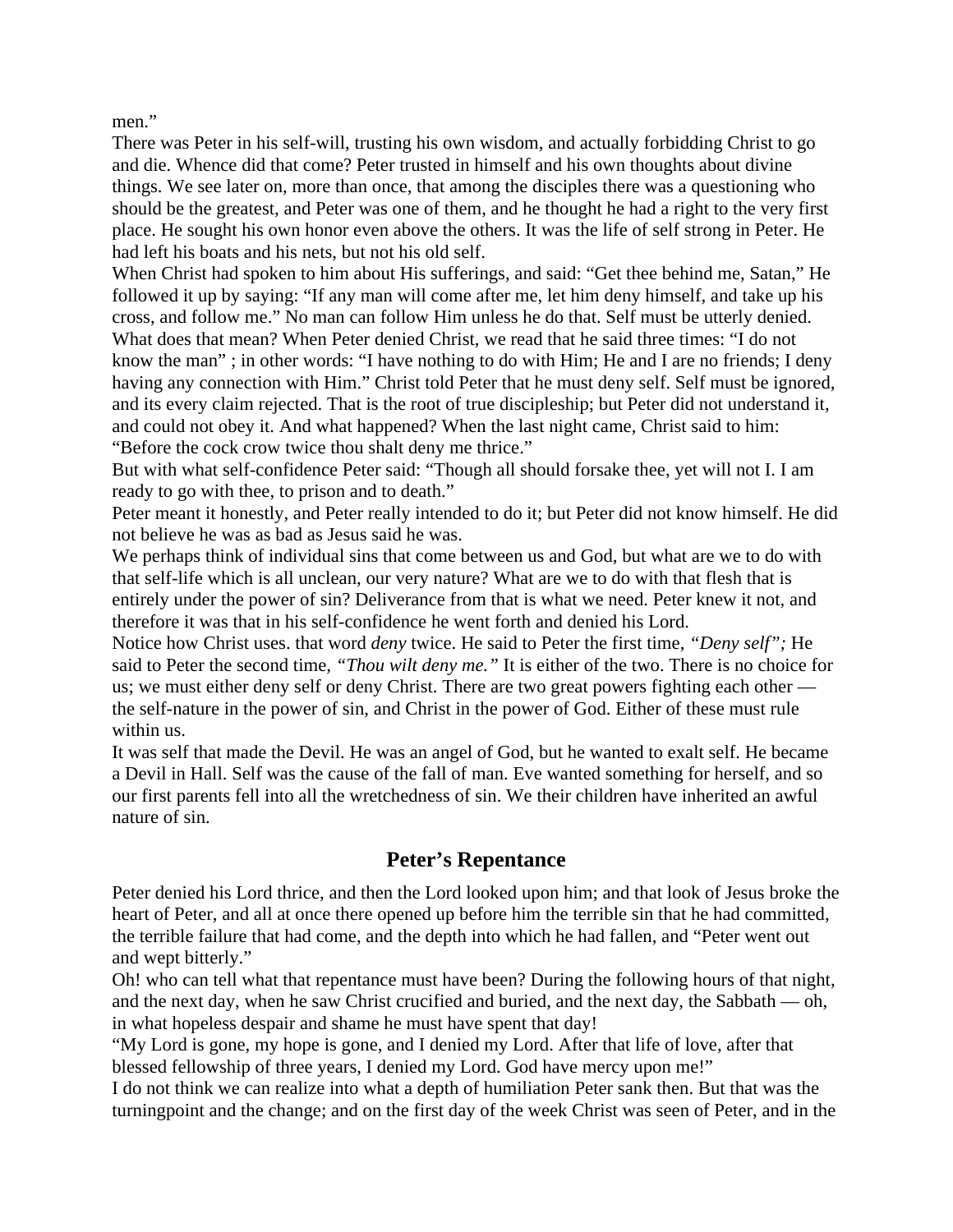men."

There was Peter in his self-will, trusting his own wisdom, and actually forbidding Christ to go and die. Whence did that come? Peter trusted in himself and his own thoughts about divine things. We see later on, more than once, that among the disciples there was a questioning who should be the greatest, and Peter was one of them, and he thought he had a right to the very first place. He sought his own honor even above the others. It was the life of self strong in Peter. He had left his boats and his nets, but not his old self.

When Christ had spoken to him about His sufferings, and said: "Get thee behind me, Satan," He followed it up by saying: "If any man will come after me, let him deny himself, and take up his cross, and follow me." No man can follow Him unless he do that. Self must be utterly denied. What does that mean? When Peter denied Christ, we read that he said three times: "I do not know the man" ; in other words: "I have nothing to do with Him; He and I are no friends; I deny having any connection with Him." Christ told Peter that he must deny self. Self must be ignored, and its every claim rejected. That is the root of true discipleship; but Peter did not understand it, and could not obey it. And what happened? When the last night came, Christ said to him: "Before the cock crow twice thou shalt deny me thrice."

But with what self-confidence Peter said: "Though all should forsake thee, yet will not I. I am ready to go with thee, to prison and to death."

Peter meant it honestly, and Peter really intended to do it; but Peter did not know himself. He did not believe he was as bad as Jesus said he was.

We perhaps think of individual sins that come between us and God, but what are we to do with that self-life which is all unclean, our very nature? What are we to do with that flesh that is entirely under the power of sin? Deliverance from that is what we need. Peter knew it not, and therefore it was that in his self-confidence he went forth and denied his Lord.

Notice how Christ uses. that word *deny* twice. He said to Peter the first time, *"Deny self";* He said to Peter the second time, *"Thou wilt deny me."* It is either of the two. There is no choice for us; we must either deny self or deny Christ. There are two great powers fighting each other — the self-nature in the power of sin, and Christ in the power of God. Either of these must rule within us.

It was self that made the Devil. He was an angel of God, but he wanted to exalt self. He became a Devil in Hall. Self was the cause of the fall of man. Eve wanted something for herself, and so our first parents fell into all the wretchedness of sin. We their children have inherited an awful nature of sin.

## Peter's Repentance

Peter denied his Lord thrice, and then the Lord looked upon him; and that look of Jesus broke the heart of Peter, and all at once there opened up before him the terrible sin that he had committed, the terrible failure that had come, and the depth into which he had fallen, and "Peter went out and wept bitterly."

Oh! who can tell what that repentance must have been? During the following hours of that night, and the next day, when he saw Christ crucified and buried, and the next day, the Sabbath — oh, in what hopeless despair and shame he must have spent that day!

"My Lord is gone, my hope is gone, and I denied my Lord. After that life of love, after that blessed fellowship of three years, I denied my Lord. God have mercy upon me!"

I do not think we can realize into what a depth of humiliation Peter sank then. But that was the turningpoint and the change; and on the first day of the week Christ was seen of Peter, and in the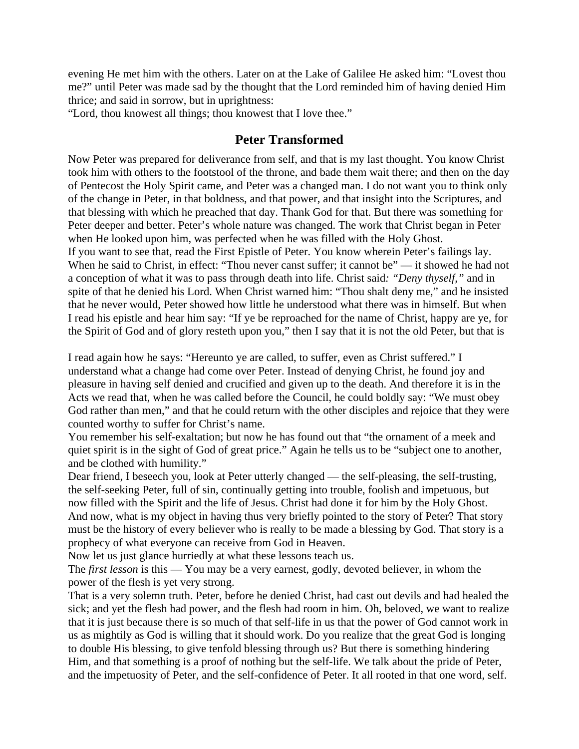evening He met him with the others. Later on at the Lake of Galilee He asked him: “Lovest thou me?” until Peter was made sad by the thought that the Lord reminded him of having denied Him thrice; and said in sorrow, but in uprightness:
“Lord, thou knowest all things; thou knowest that I love thee.”

## Peter Transformed

Now Peter was prepared for deliverance from self, and that is my last thought. You know Christ took him with others to the footstool of the throne, and bade them wait there; and then on the day of Pentecost the Holy Spirit came, and Peter was a changed man. I do not want you to think only of the change in Peter, in that boldness, and that power, and that insight into the Scriptures, and that blessing with which he preached that day. Thank God for that. But there was something for Peter deeper and better. Peter’s whole nature was changed. The work that Christ began in Peter when He looked upon him, was perfected when he was filled with the Holy Ghost.
If you want to see that, read the First Epistle of Peter. You know wherein Peter’s failings lay. When he said to Christ, in effect: “Thou never canst suffer; it cannot be” — it showed he had not a conception of what it was to pass through death into life. Christ said*: “Deny thyself,”* and in spite of that he denied his Lord. When Christ warned him: “Thou shalt deny me,” and he insisted that he never would, Peter showed how little he understood what there was in himself. But when I read his epistle and hear him say: “If ye be reproached for the name of Christ, happy are ye, for the Spirit of God and of glory resteth upon you,” then I say that it is not the old Peter, but that is

I read again how he says: “Hereunto ye are called, to suffer, even as Christ suffered.” I understand what a change had come over Peter. Instead of denying Christ, he found joy and pleasure in having self denied and crucified and given up to the death. And therefore it is in the Acts we read that, when he was called before the Council, he could boldly say: “We must obey God rather than men,” and that he could return with the other disciples and rejoice that they were counted worthy to suffer for Christ’s name.
You remember his self-exaltation; but now he has found out that “the ornament of a meek and quiet spirit is in the sight of God of great price.” Again he tells us to be “subject one to another, and be clothed with humility.”
Dear friend, I beseech you, look at Peter utterly changed — the self-pleasing, the self-trusting, the self-seeking Peter, full of sin, continually getting into trouble, foolish and impetuous, but now filled with the Spirit and the life of Jesus. Christ had done it for him by the Holy Ghost.
And now, what is my object in having thus very briefly pointed to the story of Peter? That story must be the history of every believer who is really to be made a blessing by God. That story is a prophecy of what everyone can receive from God in Heaven.
Now let us just glance hurriedly at what these lessons teach us.
The *first lesson* is this — You may be a very earnest, godly, devoted believer, in whom the power of the flesh is yet very strong.
That is a very solemn truth. Peter, before he denied Christ, had cast out devils and had healed the sick; and yet the flesh had power, and the flesh had room in him. Oh, beloved, we want to realize that it is just because there is so much of that self-life in us that the power of God cannot work in us as mightily as God is willing that it should work. Do you realize that the great God is longing to double His blessing, to give tenfold blessing through us? But there is something hindering Him, and that something is a proof of nothing but the self-life. We talk about the pride of Peter, and the impetuosity of Peter, and the self-confidence of Peter. It all rooted in that one word, self.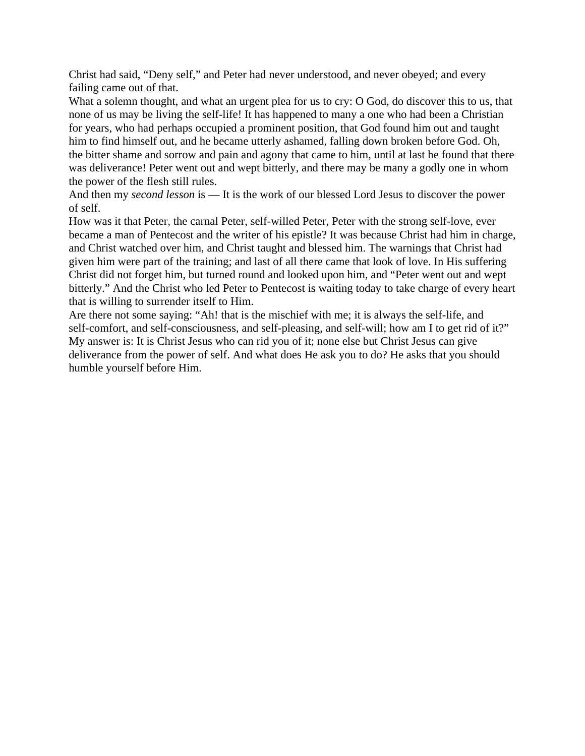Christ had said, “Deny self,” and Peter had never understood, and never obeyed; and every failing came out of that.

What a solemn thought, and what an urgent plea for us to cry: O God, do discover this to us, that none of us may be living the self-life! It has happened to many a one who had been a Christian for years, who had perhaps occupied a prominent position, that God found him out and taught him to find himself out, and he became utterly ashamed, falling down broken before God. Oh, the bitter shame and sorrow and pain and agony that came to him, until at last he found that there was deliverance! Peter went out and wept bitterly, and there may be many a godly one in whom the power of the flesh still rules.

And then my *second lesson* is — It is the work of our blessed Lord Jesus to discover the power of self.

How was it that Peter, the carnal Peter, self-willed Peter, Peter with the strong self-love, ever became a man of Pentecost and the writer of his epistle? It was because Christ had him in charge, and Christ watched over him, and Christ taught and blessed him. The warnings that Christ had given him were part of the training; and last of all there came that look of love. In His suffering Christ did not forget him, but turned round and looked upon him, and “Peter went out and wept bitterly.” And the Christ who led Peter to Pentecost is waiting today to take charge of every heart that is willing to surrender itself to Him.

Are there not some saying: “Ah! that is the mischief with me; it is always the self-life, and self-comfort, and self-consciousness, and self-pleasing, and self-will; how am I to get rid of it?”

My answer is: It is Christ Jesus who can rid you of it; none else but Christ Jesus can give deliverance from the power of self. And what does He ask you to do? He asks that you should humble yourself before Him.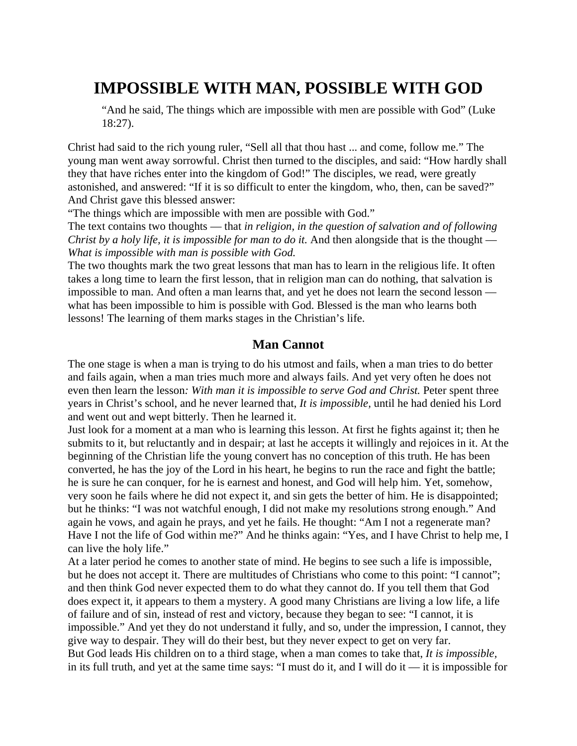# IMPOSSIBLE WITH MAN, POSSIBLE WITH GOD

> "And he said, The things which are impossible with men are possible with God" (Luke 18:27).

Christ had said to the rich young ruler, "Sell all that thou hast ... and come, follow me." The young man went away sorrowful. Christ then turned to the disciples, and said: "How hardly shall they that have riches enter into the kingdom of God!" The disciples, we read, were greatly astonished, and answered: "If it is so difficult to enter the kingdom, who, then, can be saved?" And Christ gave this blessed answer:

"The things which are impossible with men are possible with God."

The text contains two thoughts — that *in religion, in the question of salvation and of following Christ by a holy life, it is impossible for man to do it.* And then alongside that is the thought — *What is impossible with man is possible with God.*

The two thoughts mark the two great lessons that man has to learn in the religious life. It often takes a long time to learn the first lesson, that in religion man can do nothing, that salvation is impossible to man. And often a man learns that, and yet he does not learn the second lesson — what has been impossible to him is possible with God. Blessed is the man who learns both lessons! The learning of them marks stages in the Christian's life.

## Man Cannot

The one stage is when a man is trying to do his utmost and fails, when a man tries to do better and fails again, when a man tries much more and always fails. And yet very often he does not even then learn the lesson*: With man it is impossible to serve God and Christ.* Peter spent three years in Christ's school, and he never learned that, *It is impossible,* until he had denied his Lord and went out and wept bitterly. Then he learned it.

Just look for a moment at a man who is learning this lesson. At first he fights against it; then he submits to it, but reluctantly and in despair; at last he accepts it willingly and rejoices in it. At the beginning of the Christian life the young convert has no conception of this truth. He has been converted, he has the joy of the Lord in his heart, he begins to run the race and fight the battle; he is sure he can conquer, for he is earnest and honest, and God will help him. Yet, somehow, very soon he fails where he did not expect it, and sin gets the better of him. He is disappointed; but he thinks: "I was not watchful enough, I did not make my resolutions strong enough." And again he vows, and again he prays, and yet he fails. He thought: "Am I not a regenerate man? Have I not the life of God within me?" And he thinks again: "Yes, and I have Christ to help me, I can live the holy life."

At a later period he comes to another state of mind. He begins to see such a life is impossible, but he does not accept it. There are multitudes of Christians who come to this point: "I cannot"; and then think God never expected them to do what they cannot do. If you tell them that God does expect it, it appears to them a mystery. A good many Christians are living a low life, a life of failure and of sin, instead of rest and victory, because they began to see: "I cannot, it is impossible." And yet they do not understand it fully, and so, under the impression, I cannot, they give way to despair. They will do their best, but they never expect to get on very far.

But God leads His children on to a third stage, when a man comes to take that, *It is impossible,* in its full truth, and yet at the same time says: "I must do it, and I will do it — it is impossible for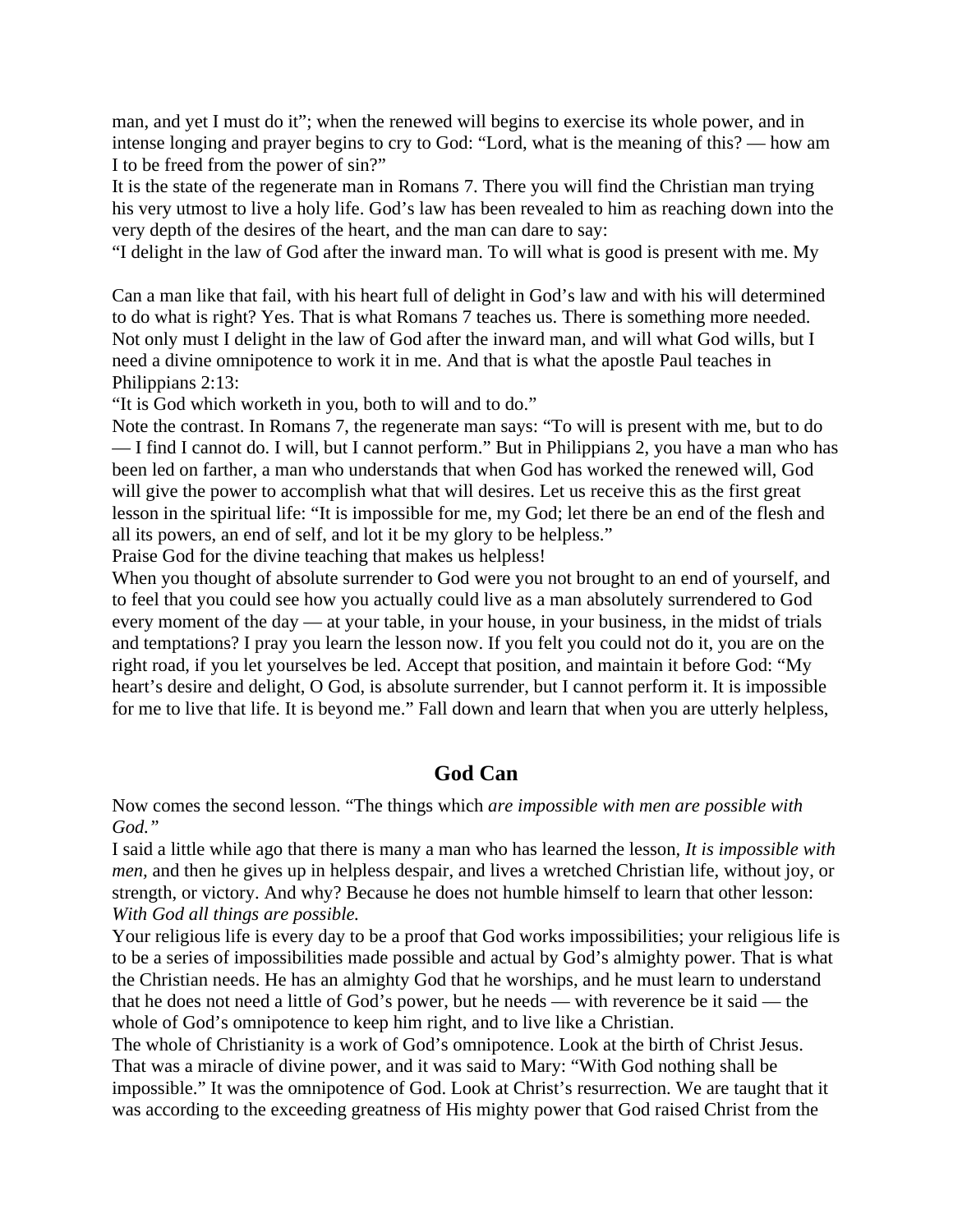man, and yet I must do it"; when the renewed will begins to exercise its whole power, and in intense longing and prayer begins to cry to God: "Lord, what is the meaning of this? — how am I to be freed from the power of sin?"

It is the state of the regenerate man in Romans 7. There you will find the Christian man trying his very utmost to live a holy life. God's law has been revealed to him as reaching down into the very depth of the desires of the heart, and the man can dare to say:

"I delight in the law of God after the inward man. To will what is good is present with me. My

Can a man like that fail, with his heart full of delight in God's law and with his will determined to do what is right? Yes. That is what Romans 7 teaches us. There is something more needed. Not only must I delight in the law of God after the inward man, and will what God wills, but I need a divine omnipotence to work it in me. And that is what the apostle Paul teaches in Philippians 2:13:

"It is God which worketh in you, both to will and to do."

Note the contrast. In Romans 7, the regenerate man says: "To will is present with me, but to do — I find I cannot do. I will, but I cannot perform." But in Philippians 2, you have a man who has been led on farther, a man who understands that when God has worked the renewed will, God will give the power to accomplish what that will desires. Let us receive this as the first great lesson in the spiritual life: "It is impossible for me, my God; let there be an end of the flesh and all its powers, an end of self, and lot it be my glory to be helpless."

Praise God for the divine teaching that makes us helpless!

When you thought of absolute surrender to God were you not brought to an end of yourself, and to feel that you could see how you actually could live as a man absolutely surrendered to God every moment of the day — at your table, in your house, in your business, in the midst of trials and temptations? I pray you learn the lesson now. If you felt you could not do it, you are on the right road, if you let yourselves be led. Accept that position, and maintain it before God: "My heart's desire and delight, O God, is absolute surrender, but I cannot perform it. It is impossible for me to live that life. It is beyond me." Fall down and learn that when you are utterly helpless,

## God Can

Now comes the second lesson. "The things which *are impossible with men are possible with God."*

I said a little while ago that there is many a man who has learned the lesson, *It is impossible with men,* and then he gives up in helpless despair, and lives a wretched Christian life, without joy, or strength, or victory. And why? Because he does not humble himself to learn that other lesson: *With God all things are possible.*

Your religious life is every day to be a proof that God works impossibilities; your religious life is to be a series of impossibilities made possible and actual by God's almighty power. That is what the Christian needs. He has an almighty God that he worships, and he must learn to understand that he does not need a little of God's power, but he needs — with reverence be it said — the whole of God's omnipotence to keep him right, and to live like a Christian.

The whole of Christianity is a work of God's omnipotence. Look at the birth of Christ Jesus. That was a miracle of divine power, and it was said to Mary: "With God nothing shall be impossible." It was the omnipotence of God. Look at Christ's resurrection. We are taught that it was according to the exceeding greatness of His mighty power that God raised Christ from the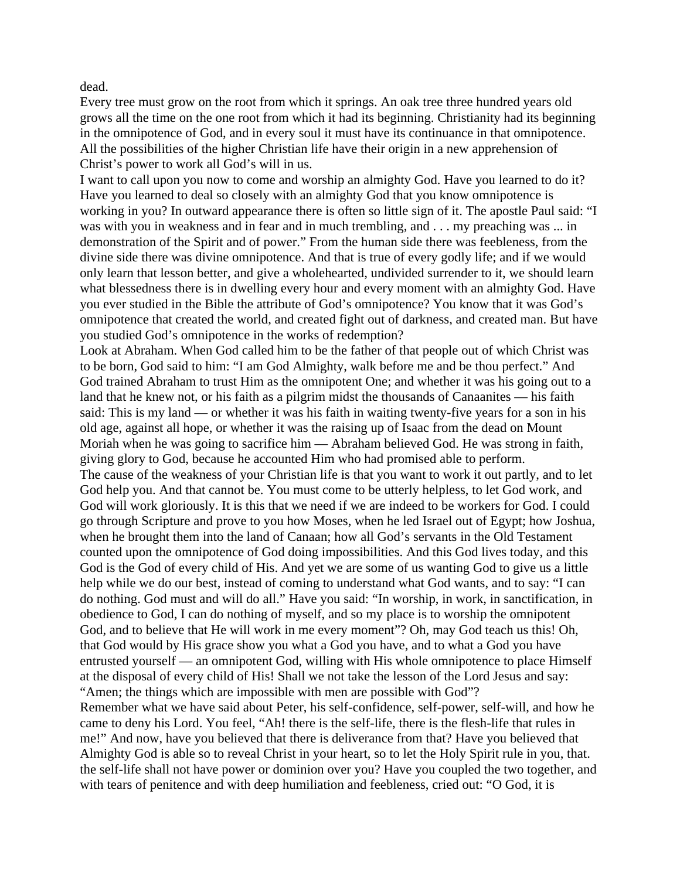dead.

Every tree must grow on the root from which it springs. An oak tree three hundred years old grows all the time on the one root from which it had its beginning. Christianity had its beginning in the omnipotence of God, and in every soul it must have its continuance in that omnipotence. All the possibilities of the higher Christian life have their origin in a new apprehension of Christ's power to work all God's will in us.

I want to call upon you now to come and worship an almighty God. Have you learned to do it? Have you learned to deal so closely with an almighty God that you know omnipotence is working in you? In outward appearance there is often so little sign of it. The apostle Paul said: "I was with you in weakness and in fear and in much trembling, and . . . my preaching was ... in demonstration of the Spirit and of power." From the human side there was feebleness, from the divine side there was divine omnipotence. And that is true of every godly life; and if we would only learn that lesson better, and give a wholehearted, undivided surrender to it, we should learn what blessedness there is in dwelling every hour and every moment with an almighty God. Have you ever studied in the Bible the attribute of God's omnipotence? You know that it was God's omnipotence that created the world, and created fight out of darkness, and created man. But have you studied God's omnipotence in the works of redemption?

Look at Abraham. When God called him to be the father of that people out of which Christ was to be born, God said to him: "I am God Almighty, walk before me and be thou perfect." And God trained Abraham to trust Him as the omnipotent One; and whether it was his going out to a land that he knew not, or his faith as a pilgrim midst the thousands of Canaanites — his faith said: This is my land — or whether it was his faith in waiting twenty-five years for a son in his old age, against all hope, or whether it was the raising up of Isaac from the dead on Mount Moriah when he was going to sacrifice him — Abraham believed God. He was strong in faith, giving glory to God, because he accounted Him who had promised able to perform.

The cause of the weakness of your Christian life is that you want to work it out partly, and to let God help you. And that cannot be. You must come to be utterly helpless, to let God work, and God will work gloriously. It is this that we need if we are indeed to be workers for God. I could go through Scripture and prove to you how Moses, when he led Israel out of Egypt; how Joshua, when he brought them into the land of Canaan; how all God's servants in the Old Testament counted upon the omnipotence of God doing impossibilities. And this God lives today, and this God is the God of every child of His. And yet we are some of us wanting God to give us a little help while we do our best, instead of coming to understand what God wants, and to say: "I can do nothing. God must and will do all." Have you said: "In worship, in work, in sanctification, in obedience to God, I can do nothing of myself, and so my place is to worship the omnipotent God, and to believe that He will work in me every moment"? Oh, may God teach us this! Oh, that God would by His grace show you what a God you have, and to what a God you have entrusted yourself — an omnipotent God, willing with His whole omnipotence to place Himself at the disposal of every child of His! Shall we not take the lesson of the Lord Jesus and say: "Amen; the things which are impossible with men are possible with God"?

Remember what we have said about Peter, his self-confidence, self-power, self-will, and how he came to deny his Lord. You feel, "Ah! there is the self-life, there is the flesh-life that rules in me!" And now, have you believed that there is deliverance from that? Have you believed that Almighty God is able so to reveal Christ in your heart, so to let the Holy Spirit rule in you, that. the self-life shall not have power or dominion over you? Have you coupled the two together, and with tears of penitence and with deep humiliation and feebleness, cried out: "O God, it is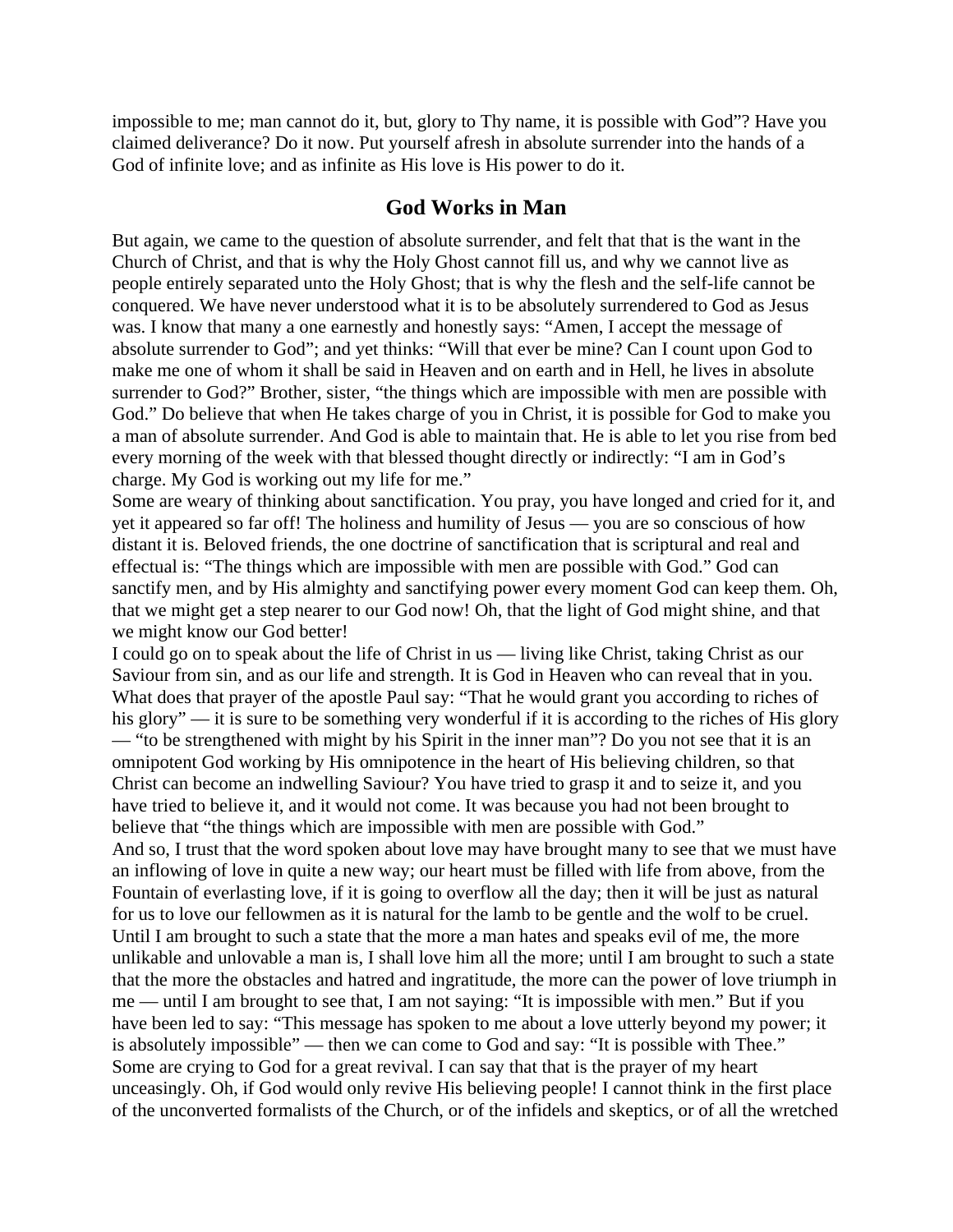impossible to me; man cannot do it, but, glory to Thy name, it is possible with God"? Have you claimed deliverance? Do it now. Put yourself afresh in absolute surrender into the hands of a God of infinite love; and as infinite as His love is His power to do it.

## God Works in Man

But again, we came to the question of absolute surrender, and felt that that is the want in the Church of Christ, and that is why the Holy Ghost cannot fill us, and why we cannot live as people entirely separated unto the Holy Ghost; that is why the flesh and the self-life cannot be conquered. We have never understood what it is to be absolutely surrendered to God as Jesus was. I know that many a one earnestly and honestly says: "Amen, I accept the message of absolute surrender to God"; and yet thinks: "Will that ever be mine? Can I count upon God to make me one of whom it shall be said in Heaven and on earth and in Hell, he lives in absolute surrender to God?" Brother, sister, "the things which are impossible with men are possible with God." Do believe that when He takes charge of you in Christ, it is possible for God to make you a man of absolute surrender. And God is able to maintain that. He is able to let you rise from bed every morning of the week with that blessed thought directly or indirectly: "I am in God's charge. My God is working out my life for me."

Some are weary of thinking about sanctification. You pray, you have longed and cried for it, and yet it appeared so far off! The holiness and humility of Jesus — you are so conscious of how distant it is. Beloved friends, the one doctrine of sanctification that is scriptural and real and effectual is: "The things which are impossible with men are possible with God." God can sanctify men, and by His almighty and sanctifying power every moment God can keep them. Oh, that we might get a step nearer to our God now! Oh, that the light of God might shine, and that we might know our God better!

I could go on to speak about the life of Christ in us — living like Christ, taking Christ as our Saviour from sin, and as our life and strength. It is God in Heaven who can reveal that in you. What does that prayer of the apostle Paul say: "That he would grant you according to riches of his glory" — it is sure to be something very wonderful if it is according to the riches of His glory — "to be strengthened with might by his Spirit in the inner man"? Do you not see that it is an omnipotent God working by His omnipotence in the heart of His believing children, so that Christ can become an indwelling Saviour? You have tried to grasp it and to seize it, and you have tried to believe it, and it would not come. It was because you had not been brought to believe that "the things which are impossible with men are possible with God."

And so, I trust that the word spoken about love may have brought many to see that we must have an inflowing of love in quite a new way; our heart must be filled with life from above, from the Fountain of everlasting love, if it is going to overflow all the day; then it will be just as natural for us to love our fellowmen as it is natural for the lamb to be gentle and the wolf to be cruel. Until I am brought to such a state that the more a man hates and speaks evil of me, the more unlikable and unlovable a man is, I shall love him all the more; until I am brought to such a state that the more the obstacles and hatred and ingratitude, the more can the power of love triumph in me — until I am brought to see that, I am not saying: "It is impossible with men." But if you have been led to say: "This message has spoken to me about a love utterly beyond my power; it is absolutely impossible" — then we can come to God and say: "It is possible with Thee."

Some are crying to God for a great revival. I can say that that is the prayer of my heart unceasingly. Oh, if God would only revive His believing people! I cannot think in the first place of the unconverted formalists of the Church, or of the infidels and skeptics, or of all the wretched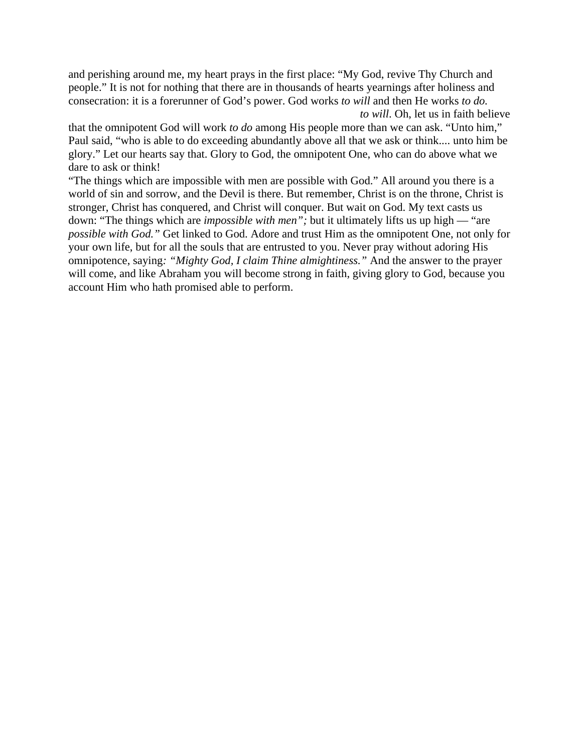and perishing around me, my heart prays in the first place: "My God, revive Thy Church and people." It is not for nothing that there are in thousands of hearts yearnings after holiness and consecration: it is a forerunner of God's power. God works *to will* and then He works *to do.* *to will*. Oh, let us in faith believe that the omnipotent God will work *to do* among His people more than we can ask. "Unto him," Paul said, "who is able to do exceeding abundantly above all that we ask or think.... unto him be glory." Let our hearts say that. Glory to God, the omnipotent One, who can do above what we dare to ask or think!

"The things which are impossible with men are possible with God." All around you there is a world of sin and sorrow, and the Devil is there. But remember, Christ is on the throne, Christ is stronger, Christ has conquered, and Christ will conquer. But wait on God. My text casts us down: "The things which are *impossible with men";* but it ultimately lifts us up high — "are *possible with God."* Get linked to God. Adore and trust Him as the omnipotent One, not only for your own life, but for all the souls that are entrusted to you. Never pray without adoring His omnipotence, saying*: "Mighty God, I claim Thine almightiness."* And the answer to the prayer will come, and like Abraham you will become strong in faith, giving glory to God, because you account Him who hath promised able to perform.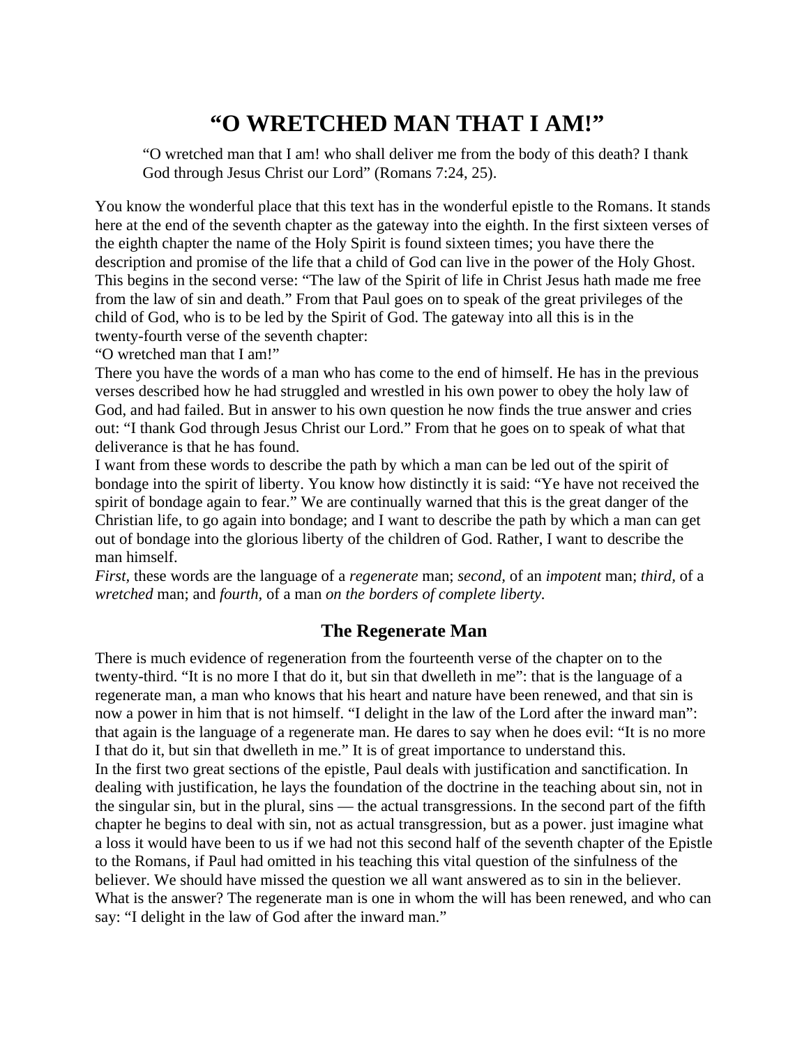# "O WRETCHED MAN THAT I AM!"

> "O wretched man that I am! who shall deliver me from the body of this death? I thank God through Jesus Christ our Lord" (Romans 7:24, 25).

You know the wonderful place that this text has in the wonderful epistle to the Romans. It stands here at the end of the seventh chapter as the gateway into the eighth. In the first sixteen verses of the eighth chapter the name of the Holy Spirit is found sixteen times; you have there the description and promise of the life that a child of God can live in the power of the Holy Ghost. This begins in the second verse: "The law of the Spirit of life in Christ Jesus hath made me free from the law of sin and death." From that Paul goes on to speak of the great privileges of the child of God, who is to be led by the Spirit of God. The gateway into all this is in the twenty-fourth verse of the seventh chapter:

"O wretched man that I am!"

There you have the words of a man who has come to the end of himself. He has in the previous verses described how he had struggled and wrestled in his own power to obey the holy law of God, and had failed. But in answer to his own question he now finds the true answer and cries out: "I thank God through Jesus Christ our Lord." From that he goes on to speak of what that deliverance is that he has found.

I want from these words to describe the path by which a man can be led out of the spirit of bondage into the spirit of liberty. You know how distinctly it is said: "Ye have not received the spirit of bondage again to fear." We are continually warned that this is the great danger of the Christian life, to go again into bondage; and I want to describe the path by which a man can get out of bondage into the glorious liberty of the children of God. Rather, I want to describe the man himself.

*First*, these words are the language of a *regenerate* man; *second*, of an *impotent* man; *third*, of a *wretched* man; and *fourth*, of a man *on the borders of complete liberty*.

## The Regenerate Man

There is much evidence of regeneration from the fourteenth verse of the chapter on to the twenty-third. "It is no more I that do it, but sin that dwelleth in me": that is the language of a regenerate man, a man who knows that his heart and nature have been renewed, and that sin is now a power in him that is not himself. "I delight in the law of the Lord after the inward man": that again is the language of a regenerate man. He dares to say when he does evil: "It is no more I that do it, but sin that dwelleth in me." It is of great importance to understand this.

In the first two great sections of the epistle, Paul deals with justification and sanctification. In dealing with justification, he lays the foundation of the doctrine in the teaching about sin, not in the singular sin, but in the plural, sins — the actual transgressions. In the second part of the fifth chapter he begins to deal with sin, not as actual transgression, but as a power. just imagine what a loss it would have been to us if we had not this second half of the seventh chapter of the Epistle to the Romans, if Paul had omitted in his teaching this vital question of the sinfulness of the believer. We should have missed the question we all want answered as to sin in the believer. What is the answer? The regenerate man is one in whom the will has been renewed, and who can say: "I delight in the law of God after the inward man."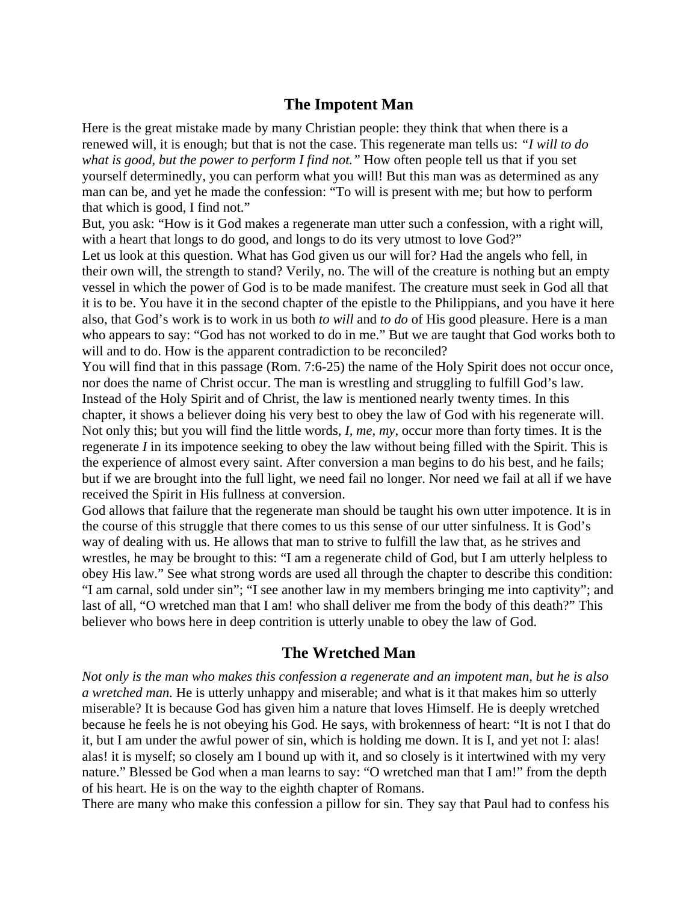## The Impotent Man

Here is the great mistake made by many Christian people: they think that when there is a renewed will, it is enough; but that is not the case. This regenerate man tells us: *"I will to do what is good, but the power to perform I find not."* How often people tell us that if you set yourself determinedly, you can perform what you will! But this man was as determined as any man can be, and yet he made the confession: "To will is present with me; but how to perform that which is good, I find not."

But, you ask: "How is it God makes a regenerate man utter such a confession, with a right will, with a heart that longs to do good, and longs to do its very utmost to love God?"

Let us look at this question. What has God given us our will for? Had the angels who fell, in their own will, the strength to stand? Verily, no. The will of the creature is nothing but an empty vessel in which the power of God is to be made manifest. The creature must seek in God all that it is to be. You have it in the second chapter of the epistle to the Philippians, and you have it here also, that God's work is to work in us both *to will* and *to do* of His good pleasure. Here is a man who appears to say: "God has not worked to do in me." But we are taught that God works both to will and to do. How is the apparent contradiction to be reconciled?

You will find that in this passage (Rom. 7:6-25) the name of the Holy Spirit does not occur once, nor does the name of Christ occur. The man is wrestling and struggling to fulfill God's law. Instead of the Holy Spirit and of Christ, the law is mentioned nearly twenty times. In this chapter, it shows a believer doing his very best to obey the law of God with his regenerate will. Not only this; but you will find the little words, *I, me, my*, occur more than forty times. It is the regenerate *I* in its impotence seeking to obey the law without being filled with the Spirit. This is the experience of almost every saint. After conversion a man begins to do his best, and he fails; but if we are brought into the full light, we need fail no longer. Nor need we fail at all if we have received the Spirit in His fullness at conversion.

God allows that failure that the regenerate man should be taught his own utter impotence. It is in the course of this struggle that there comes to us this sense of our utter sinfulness. It is God's way of dealing with us. He allows that man to strive to fulfill the law that, as he strives and wrestles, he may be brought to this: "I am a regenerate child of God, but I am utterly helpless to obey His law." See what strong words are used all through the chapter to describe this condition: "I am carnal, sold under sin"; "I see another law in my members bringing me into captivity"; and last of all, "O wretched man that I am! who shall deliver me from the body of this death?" This believer who bows here in deep contrition is utterly unable to obey the law of God.

## The Wretched Man

*Not only is the man who makes this confession a regenerate and an impotent man, but he is also a wretched man.* He is utterly unhappy and miserable; and what is it that makes him so utterly miserable? It is because God has given him a nature that loves Himself. He is deeply wretched because he feels he is not obeying his God. He says, with brokenness of heart: "It is not I that do it, but I am under the awful power of sin, which is holding me down. It is I, and yet not I: alas! alas! it is myself; so closely am I bound up with it, and so closely is it intertwined with my very nature." Blessed be God when a man learns to say: "O wretched man that I am!" from the depth of his heart. He is on the way to the eighth chapter of Romans.

There are many who make this confession a pillow for sin. They say that Paul had to confess his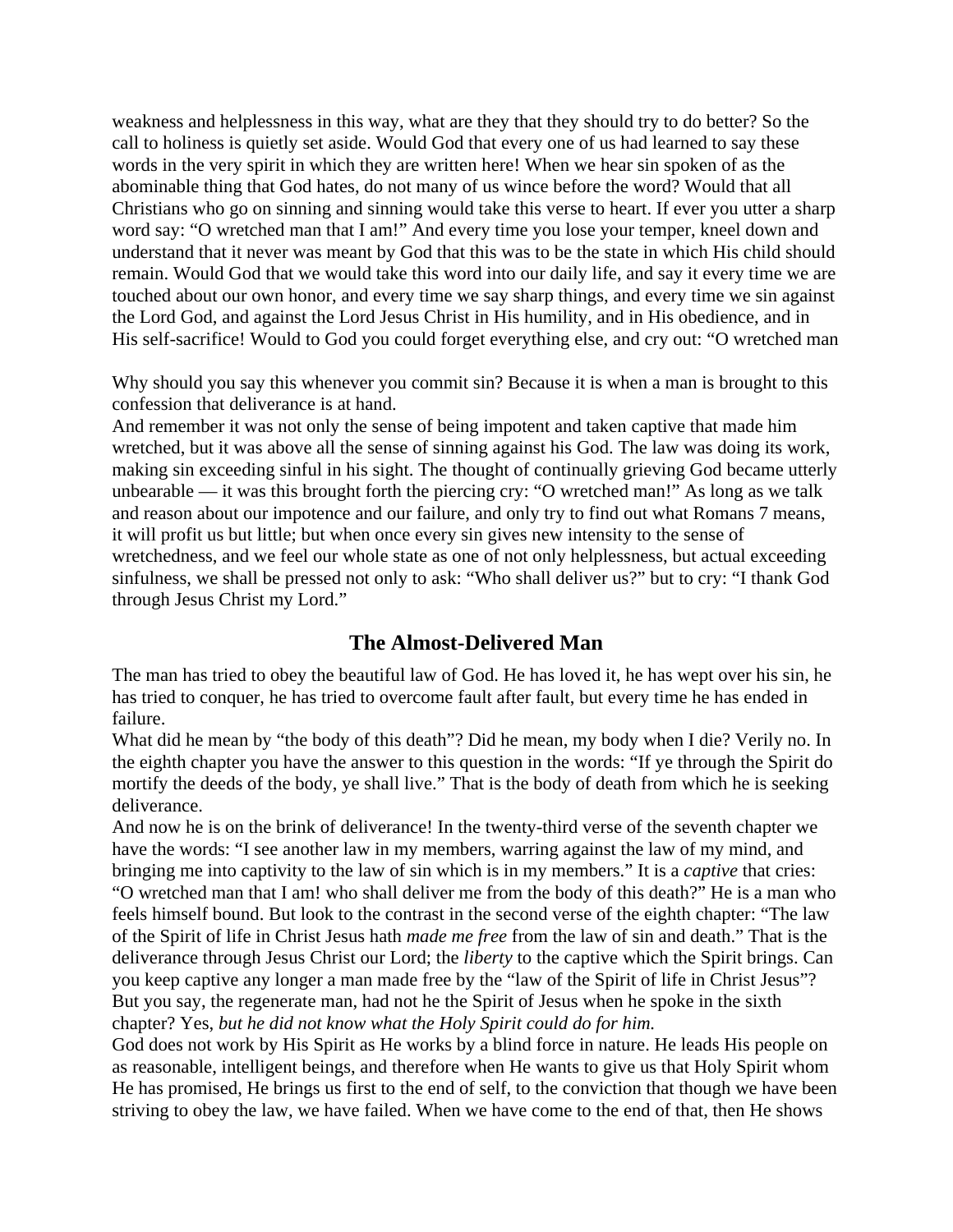weakness and helplessness in this way, what are they that they should try to do better? So the call to holiness is quietly set aside. Would God that every one of us had learned to say these words in the very spirit in which they are written here! When we hear sin spoken of as the abominable thing that God hates, do not many of us wince before the word? Would that all Christians who go on sinning and sinning would take this verse to heart. If ever you utter a sharp word say: "O wretched man that I am!" And every time you lose your temper, kneel down and understand that it never was meant by God that this was to be the state in which His child should remain. Would God that we would take this word into our daily life, and say it every time we are touched about our own honor, and every time we say sharp things, and every time we sin against the Lord God, and against the Lord Jesus Christ in His humility, and in His obedience, and in His self-sacrifice! Would to God you could forget everything else, and cry out: "O wretched man

Why should you say this whenever you commit sin? Because it is when a man is brought to this confession that deliverance is at hand.

And remember it was not only the sense of being impotent and taken captive that made him wretched, but it was above all the sense of sinning against his God. The law was doing its work, making sin exceeding sinful in his sight. The thought of continually grieving God became utterly unbearable — it was this brought forth the piercing cry: "O wretched man!" As long as we talk and reason about our impotence and our failure, and only try to find out what Romans 7 means, it will profit us but little; but when once every sin gives new intensity to the sense of wretchedness, and we feel our whole state as one of not only helplessness, but actual exceeding sinfulness, we shall be pressed not only to ask: "Who shall deliver us?" but to cry: "I thank God through Jesus Christ my Lord."

## The Almost-Delivered Man

The man has tried to obey the beautiful law of God. He has loved it, he has wept over his sin, he has tried to conquer, he has tried to overcome fault after fault, but every time he has ended in failure.

What did he mean by "the body of this death"? Did he mean, my body when I die? Verily no. In the eighth chapter you have the answer to this question in the words: "If ye through the Spirit do mortify the deeds of the body, ye shall live." That is the body of death from which he is seeking deliverance.

And now he is on the brink of deliverance! In the twenty-third verse of the seventh chapter we have the words: "I see another law in my members, warring against the law of my mind, and bringing me into captivity to the law of sin which is in my members." It is a *captive* that cries: "O wretched man that I am! who shall deliver me from the body of this death?" He is a man who feels himself bound. But look to the contrast in the second verse of the eighth chapter: "The law of the Spirit of life in Christ Jesus hath *made me free* from the law of sin and death." That is the deliverance through Jesus Christ our Lord; the *liberty* to the captive which the Spirit brings. Can you keep captive any longer a man made free by the "law of the Spirit of life in Christ Jesus"?

But you say, the regenerate man, had not he the Spirit of Jesus when he spoke in the sixth chapter? Yes, *but he did not know what the Holy Spirit could do for him.*

God does not work by His Spirit as He works by a blind force in nature. He leads His people on as reasonable, intelligent beings, and therefore when He wants to give us that Holy Spirit whom He has promised, He brings us first to the end of self, to the conviction that though we have been striving to obey the law, we have failed. When we have come to the end of that, then He shows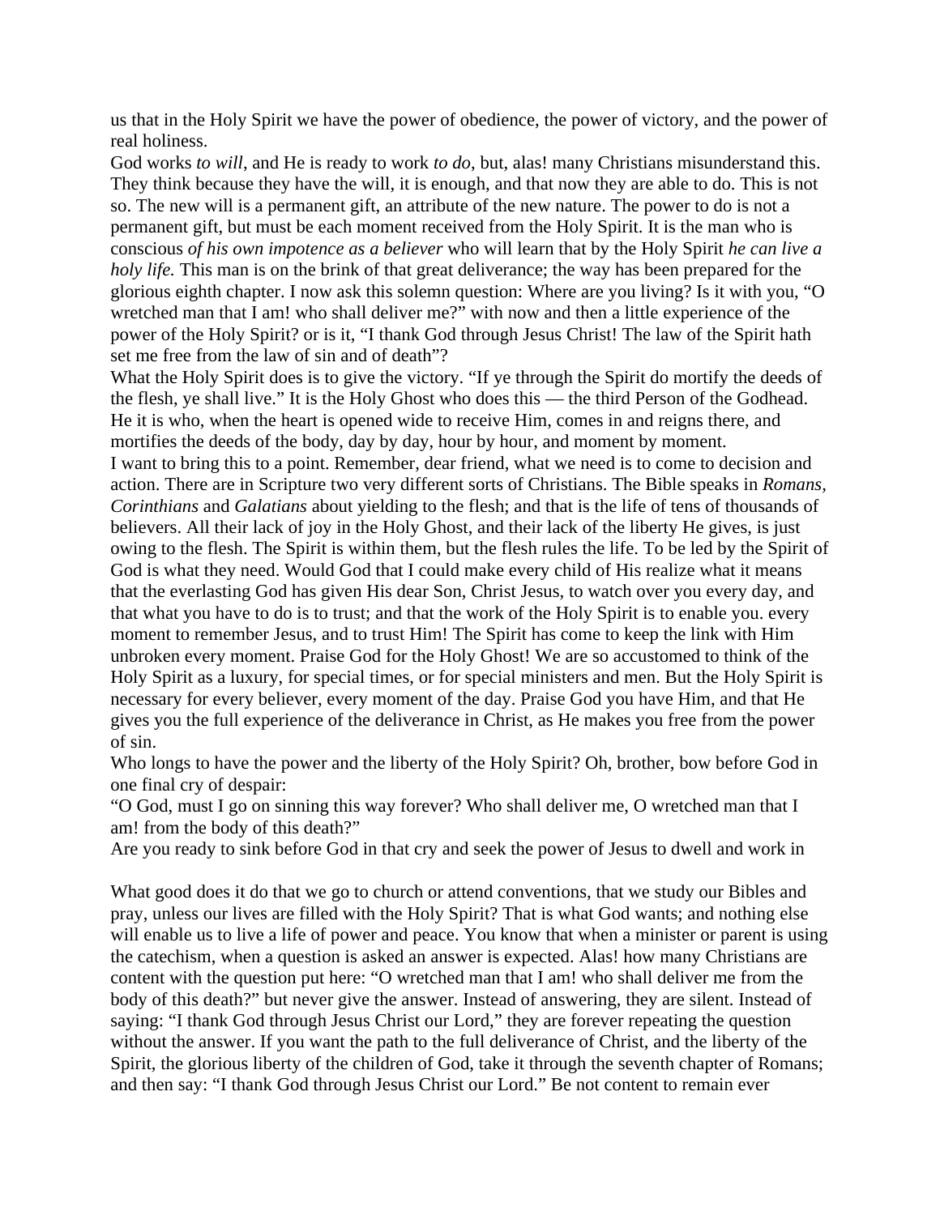us that in the Holy Spirit we have the power of obedience, the power of victory, and the power of real holiness.

God works *to will,* and He is ready to work *to do,* but, alas! many Christians misunderstand this. They think because they have the will, it is enough, and that now they are able to do. This is not so. The new will is a permanent gift, an attribute of the new nature. The power to do is not a permanent gift, but must be each moment received from the Holy Spirit. It is the man who is conscious *of his own impotence as a believer* who will learn that by the Holy Spirit *he can live a holy life.* This man is on the brink of that great deliverance; the way has been prepared for the glorious eighth chapter. I now ask this solemn question: Where are you living? Is it with you, "O wretched man that I am! who shall deliver me?" with now and then a little experience of the power of the Holy Spirit? or is it, "I thank God through Jesus Christ! The law of the Spirit hath set me free from the law of sin and of death"?

What the Holy Spirit does is to give the victory. "If ye through the Spirit do mortify the deeds of the flesh, ye shall live." It is the Holy Ghost who does this — the third Person of the Godhead. He it is who, when the heart is opened wide to receive Him, comes in and reigns there, and mortifies the deeds of the body, day by day, hour by hour, and moment by moment.

I want to bring this to a point. Remember, dear friend, what we need is to come to decision and action. There are in Scripture two very different sorts of Christians. The Bible speaks in *Romans, Corinthians* and *Galatians* about yielding to the flesh; and that is the life of tens of thousands of believers. All their lack of joy in the Holy Ghost, and their lack of the liberty He gives, is just owing to the flesh. The Spirit is within them, but the flesh rules the life. To be led by the Spirit of God is what they need. Would God that I could make every child of His realize what it means that the everlasting God has given His dear Son, Christ Jesus, to watch over you every day, and that what you have to do is to trust; and that the work of the Holy Spirit is to enable you. every moment to remember Jesus, and to trust Him! The Spirit has come to keep the link with Him unbroken every moment. Praise God for the Holy Ghost! We are so accustomed to think of the Holy Spirit as a luxury, for special times, or for special ministers and men. But the Holy Spirit is necessary for every believer, every moment of the day. Praise God you have Him, and that He gives you the full experience of the deliverance in Christ, as He makes you free from the power of sin.

Who longs to have the power and the liberty of the Holy Spirit? Oh, brother, bow before God in one final cry of despair:

"O God, must I go on sinning this way forever? Who shall deliver me, O wretched man that I am! from the body of this death?"

Are you ready to sink before God in that cry and seek the power of Jesus to dwell and work in

What good does it do that we go to church or attend conventions, that we study our Bibles and pray, unless our lives are filled with the Holy Spirit? That is what God wants; and nothing else will enable us to live a life of power and peace. You know that when a minister or parent is using the catechism, when a question is asked an answer is expected. Alas! how many Christians are content with the question put here: "O wretched man that I am! who shall deliver me from the body of this death?" but never give the answer. Instead of answering, they are silent. Instead of saying: "I thank God through Jesus Christ our Lord," they are forever repeating the question without the answer. If you want the path to the full deliverance of Christ, and the liberty of the Spirit, the glorious liberty of the children of God, take it through the seventh chapter of Romans; and then say: "I thank God through Jesus Christ our Lord." Be not content to remain ever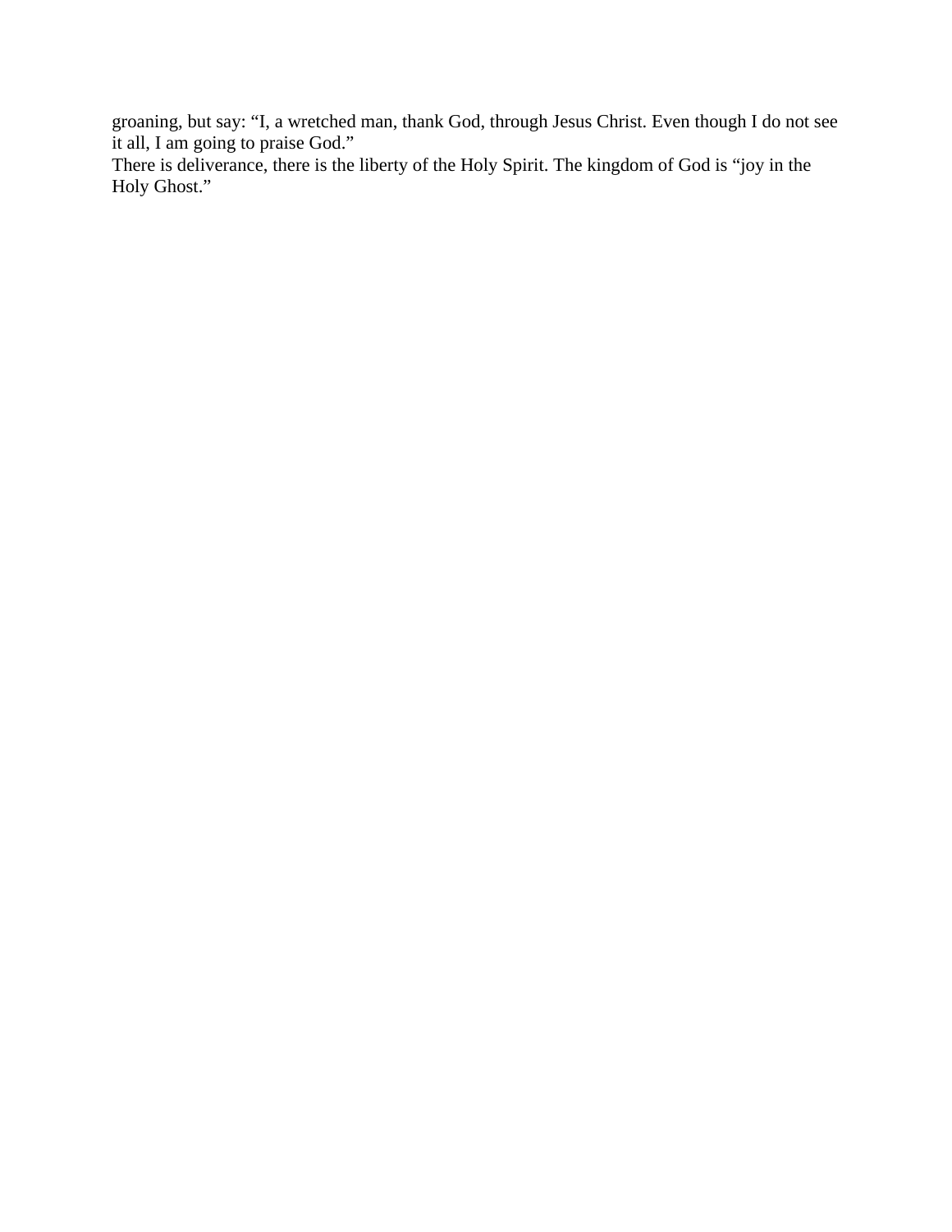groaning, but say: “I, a wretched man, thank God, through Jesus Christ. Even though I do not see it all, I am going to praise God.”

There is deliverance, there is the liberty of the Holy Spirit. The kingdom of God is “joy in the Holy Ghost.”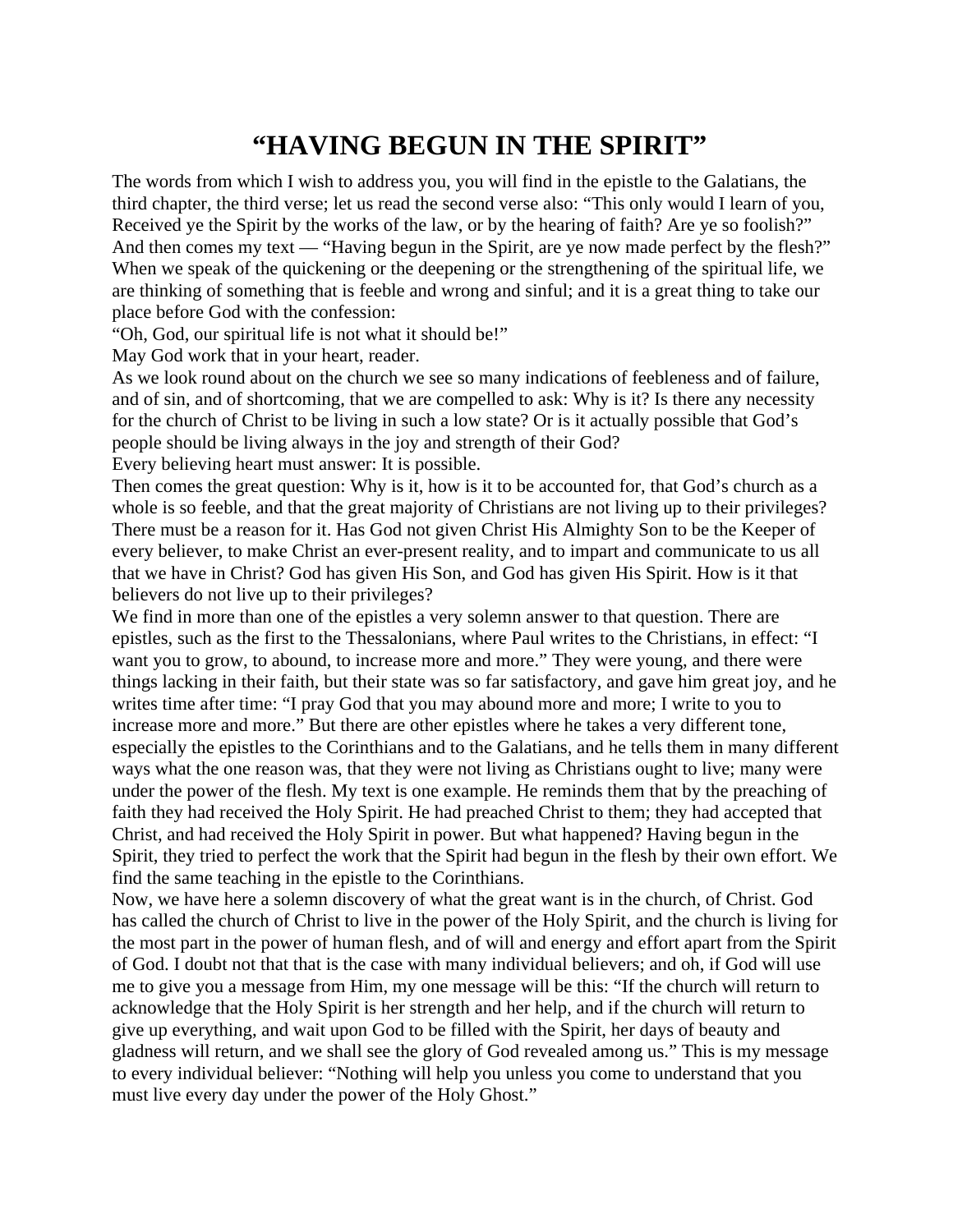# "HAVING BEGUN IN THE SPIRIT"

The words from which I wish to address you, you will find in the epistle to the Galatians, the third chapter, the third verse; let us read the second verse also: "This only would I learn of you, Received ye the Spirit by the works of the law, or by the hearing of faith? Are ye so foolish?" And then comes my text — "Having begun in the Spirit, are ye now made perfect by the flesh?" When we speak of the quickening or the deepening or the strengthening of the spiritual life, we are thinking of something that is feeble and wrong and sinful; and it is a great thing to take our place before God with the confession:

"Oh, God, our spiritual life is not what it should be!"

May God work that in your heart, reader.

As we look round about on the church we see so many indications of feebleness and of failure, and of sin, and of shortcoming, that we are compelled to ask: Why is it? Is there any necessity for the church of Christ to be living in such a low state? Or is it actually possible that God's people should be living always in the joy and strength of their God?

Every believing heart must answer: It is possible.

Then comes the great question: Why is it, how is it to be accounted for, that God's church as a whole is so feeble, and that the great majority of Christians are not living up to their privileges? There must be a reason for it. Has God not given Christ His Almighty Son to be the Keeper of every believer, to make Christ an ever-present reality, and to impart and communicate to us all that we have in Christ? God has given His Son, and God has given His Spirit. How is it that believers do not live up to their privileges?

We find in more than one of the epistles a very solemn answer to that question. There are epistles, such as the first to the Thessalonians, where Paul writes to the Christians, in effect: "I want you to grow, to abound, to increase more and more." They were young, and there were things lacking in their faith, but their state was so far satisfactory, and gave him great joy, and he writes time after time: "I pray God that you may abound more and more; I write to you to increase more and more." But there are other epistles where he takes a very different tone, especially the epistles to the Corinthians and to the Galatians, and he tells them in many different ways what the one reason was, that they were not living as Christians ought to live; many were under the power of the flesh. My text is one example. He reminds them that by the preaching of faith they had received the Holy Spirit. He had preached Christ to them; they had accepted that Christ, and had received the Holy Spirit in power. But what happened? Having begun in the Spirit, they tried to perfect the work that the Spirit had begun in the flesh by their own effort. We find the same teaching in the epistle to the Corinthians.

Now, we have here a solemn discovery of what the great want is in the church, of Christ. God has called the church of Christ to live in the power of the Holy Spirit, and the church is living for the most part in the power of human flesh, and of will and energy and effort apart from the Spirit of God. I doubt not that that is the case with many individual believers; and oh, if God will use me to give you a message from Him, my one message will be this: "If the church will return to acknowledge that the Holy Spirit is her strength and her help, and if the church will return to give up everything, and wait upon God to be filled with the Spirit, her days of beauty and gladness will return, and we shall see the glory of God revealed among us." This is my message to every individual believer: "Nothing will help you unless you come to understand that you must live every day under the power of the Holy Ghost."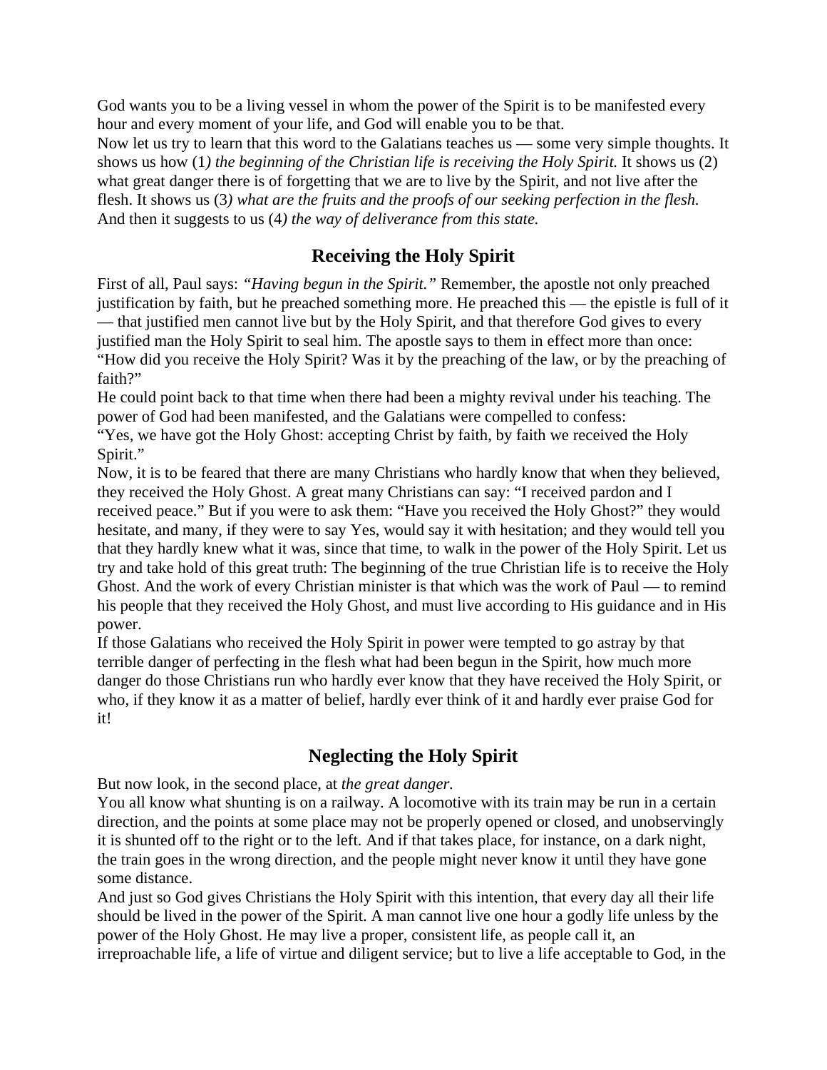God wants you to be a living vessel in whom the power of the Spirit is to be manifested every hour and every moment of your life, and God will enable you to be that.

Now let us try to learn that this word to the Galatians teaches us — some very simple thoughts. It shows us how (1*) the beginning of the Christian life is receiving the Holy Spirit.* It shows us (2) what great danger there is of forgetting that we are to live by the Spirit, and not live after the flesh. It shows us (3*) what are the fruits and the proofs of our seeking perfection in the flesh.* And then it suggests to us (4*) the way of deliverance from this state.*

## Receiving the Holy Spirit

First of all, Paul says: *"Having begun in the Spirit."* Remember, the apostle not only preached justification by faith, but he preached something more. He preached this — the epistle is full of it — that justified men cannot live but by the Holy Spirit, and that therefore God gives to every justified man the Holy Spirit to seal him. The apostle says to them in effect more than once: "How did you receive the Holy Spirit? Was it by the preaching of the law, or by the preaching of faith?"

He could point back to that time when there had been a mighty revival under his teaching. The power of God had been manifested, and the Galatians were compelled to confess:

"Yes, we have got the Holy Ghost: accepting Christ by faith, by faith we received the Holy Spirit."

Now, it is to be feared that there are many Christians who hardly know that when they believed, they received the Holy Ghost. A great many Christians can say: "I received pardon and I received peace." But if you were to ask them: "Have you received the Holy Ghost?" they would hesitate, and many, if they were to say Yes, would say it with hesitation; and they would tell you that they hardly knew what it was, since that time, to walk in the power of the Holy Spirit. Let us try and take hold of this great truth: The beginning of the true Christian life is to receive the Holy Ghost. And the work of every Christian minister is that which was the work of Paul — to remind his people that they received the Holy Ghost, and must live according to His guidance and in His power.

If those Galatians who received the Holy Spirit in power were tempted to go astray by that terrible danger of perfecting in the flesh what had been begun in the Spirit, how much more danger do those Christians run who hardly ever know that they have received the Holy Spirit, or who, if they know it as a matter of belief, hardly ever think of it and hardly ever praise God for it!

## Neglecting the Holy Spirit

But now look, in the second place, at *the great danger.*

You all know what shunting is on a railway. A locomotive with its train may be run in a certain direction, and the points at some place may not be properly opened or closed, and unobservingly it is shunted off to the right or to the left. And if that takes place, for instance, on a dark night, the train goes in the wrong direction, and the people might never know it until they have gone some distance.

And just so God gives Christians the Holy Spirit with this intention, that every day all their life should be lived in the power of the Spirit. A man cannot live one hour a godly life unless by the power of the Holy Ghost. He may live a proper, consistent life, as people call it, an irreproachable life, a life of virtue and diligent service; but to live a life acceptable to God, in the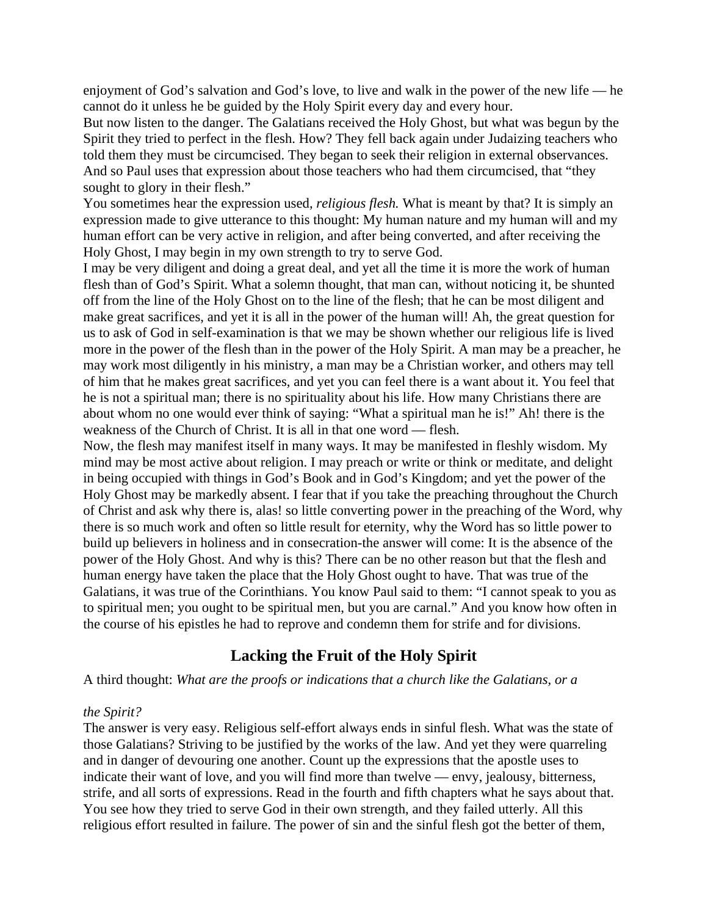enjoyment of God's salvation and God's love, to live and walk in the power of the new life — he cannot do it unless he be guided by the Holy Spirit every day and every hour.

But now listen to the danger. The Galatians received the Holy Ghost, but what was begun by the Spirit they tried to perfect in the flesh. How? They fell back again under Judaizing teachers who told them they must be circumcised. They began to seek their religion in external observances. And so Paul uses that expression about those teachers who had them circumcised, that "they sought to glory in their flesh."

You sometimes hear the expression used, *religious flesh.* What is meant by that? It is simply an expression made to give utterance to this thought: My human nature and my human will and my human effort can be very active in religion, and after being converted, and after receiving the Holy Ghost, I may begin in my own strength to try to serve God.

I may be very diligent and doing a great deal, and yet all the time it is more the work of human flesh than of God's Spirit. What a solemn thought, that man can, without noticing it, be shunted off from the line of the Holy Ghost on to the line of the flesh; that he can be most diligent and make great sacrifices, and yet it is all in the power of the human will! Ah, the great question for us to ask of God in self-examination is that we may be shown whether our religious life is lived more in the power of the flesh than in the power of the Holy Spirit. A man may be a preacher, he may work most diligently in his ministry, a man may be a Christian worker, and others may tell of him that he makes great sacrifices, and yet you can feel there is a want about it. You feel that he is not a spiritual man; there is no spirituality about his life. How many Christians there are about whom no one would ever think of saying: "What a spiritual man he is!" Ah! there is the weakness of the Church of Christ. It is all in that one word — flesh.

Now, the flesh may manifest itself in many ways. It may be manifested in fleshly wisdom. My mind may be most active about religion. I may preach or write or think or meditate, and delight in being occupied with things in God's Book and in God's Kingdom; and yet the power of the Holy Ghost may be markedly absent. I fear that if you take the preaching throughout the Church of Christ and ask why there is, alas! so little converting power in the preaching of the Word, why there is so much work and often so little result for eternity, why the Word has so little power to build up believers in holiness and in consecration-the answer will come: It is the absence of the power of the Holy Ghost. And why is this? There can be no other reason but that the flesh and human energy have taken the place that the Holy Ghost ought to have. That was true of the Galatians, it was true of the Corinthians. You know Paul said to them: "I cannot speak to you as to spiritual men; you ought to be spiritual men, but you are carnal." And you know how often in the course of his epistles he had to reprove and condemn them for strife and for divisions.

## Lacking the Fruit of the Holy Spirit

A third thought: *What are the proofs or indications that a church like the Galatians, or a*

*the Spirit?*

The answer is very easy. Religious self-effort always ends in sinful flesh. What was the state of those Galatians? Striving to be justified by the works of the law. And yet they were quarreling and in danger of devouring one another. Count up the expressions that the apostle uses to indicate their want of love, and you will find more than twelve — envy, jealousy, bitterness, strife, and all sorts of expressions. Read in the fourth and fifth chapters what he says about that. You see how they tried to serve God in their own strength, and they failed utterly. All this religious effort resulted in failure. The power of sin and the sinful flesh got the better of them,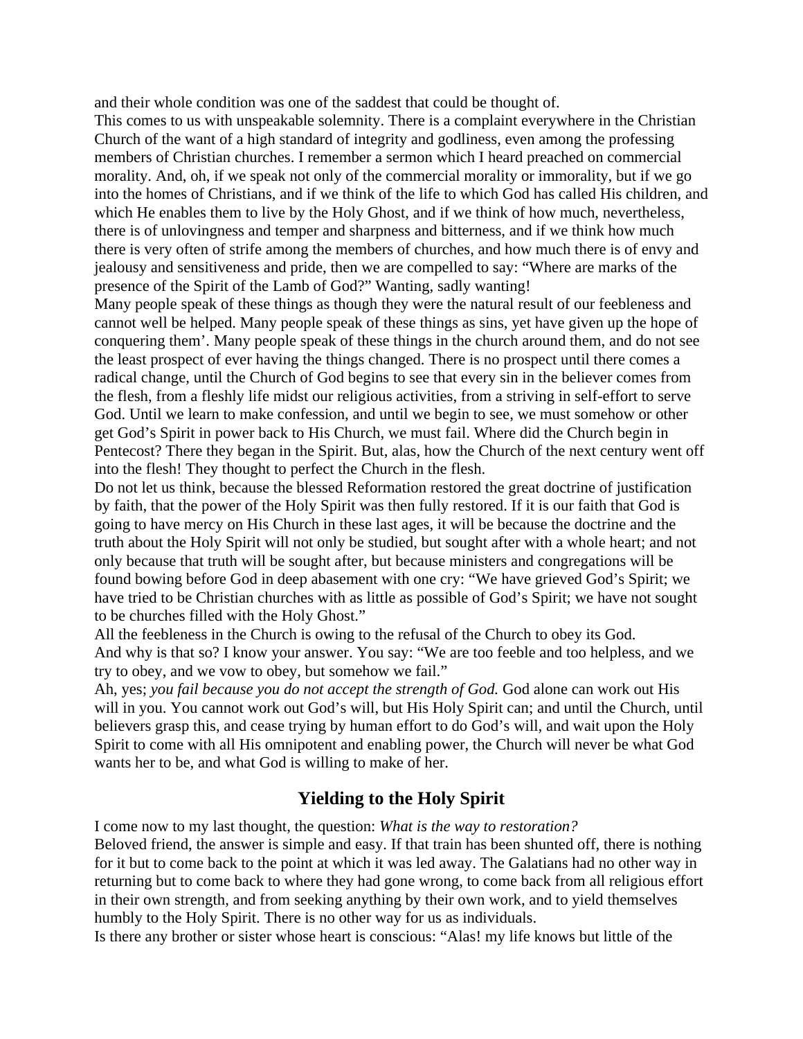and their whole condition was one of the saddest that could be thought of.

This comes to us with unspeakable solemnity. There is a complaint everywhere in the Christian Church of the want of a high standard of integrity and godliness, even among the professing members of Christian churches. I remember a sermon which I heard preached on commercial morality. And, oh, if we speak not only of the commercial morality or immorality, but if we go into the homes of Christians, and if we think of the life to which God has called His children, and which He enables them to live by the Holy Ghost, and if we think of how much, nevertheless, there is of unlovingness and temper and sharpness and bitterness, and if we think how much there is very often of strife among the members of churches, and how much there is of envy and jealousy and sensitiveness and pride, then we are compelled to say: "Where are marks of the presence of the Spirit of the Lamb of God?" Wanting, sadly wanting!

Many people speak of these things as though they were the natural result of our feebleness and cannot well be helped. Many people speak of these things as sins, yet have given up the hope of conquering them'. Many people speak of these things in the church around them, and do not see the least prospect of ever having the things changed. There is no prospect until there comes a radical change, until the Church of God begins to see that every sin in the believer comes from the flesh, from a fleshly life midst our religious activities, from a striving in self-effort to serve God. Until we learn to make confession, and until we begin to see, we must somehow or other get God's Spirit in power back to His Church, we must fail. Where did the Church begin in Pentecost? There they began in the Spirit. But, alas, how the Church of the next century went off into the flesh! They thought to perfect the Church in the flesh.

Do not let us think, because the blessed Reformation restored the great doctrine of justification by faith, that the power of the Holy Spirit was then fully restored. If it is our faith that God is going to have mercy on His Church in these last ages, it will be because the doctrine and the truth about the Holy Spirit will not only be studied, but sought after with a whole heart; and not only because that truth will be sought after, but because ministers and congregations will be found bowing before God in deep abasement with one cry: "We have grieved God's Spirit; we have tried to be Christian churches with as little as possible of God's Spirit; we have not sought to be churches filled with the Holy Ghost."

All the feebleness in the Church is owing to the refusal of the Church to obey its God.

And why is that so? I know your answer. You say: "We are too feeble and too helpless, and we try to obey, and we vow to obey, but somehow we fail."

Ah, yes; *you fail because you do not accept the strength of God.* God alone can work out His will in you. You cannot work out God's will, but His Holy Spirit can; and until the Church, until believers grasp this, and cease trying by human effort to do God's will, and wait upon the Holy Spirit to come with all His omnipotent and enabling power, the Church will never be what God wants her to be, and what God is willing to make of her.

## Yielding to the Holy Spirit

I come now to my last thought, the question: *What is the way to restoration?*

Beloved friend, the answer is simple and easy. If that train has been shunted off, there is nothing for it but to come back to the point at which it was led away. The Galatians had no other way in returning but to come back to where they had gone wrong, to come back from all religious effort in their own strength, and from seeking anything by their own work, and to yield themselves humbly to the Holy Spirit. There is no other way for us as individuals.

Is there any brother or sister whose heart is conscious: "Alas! my life knows but little of the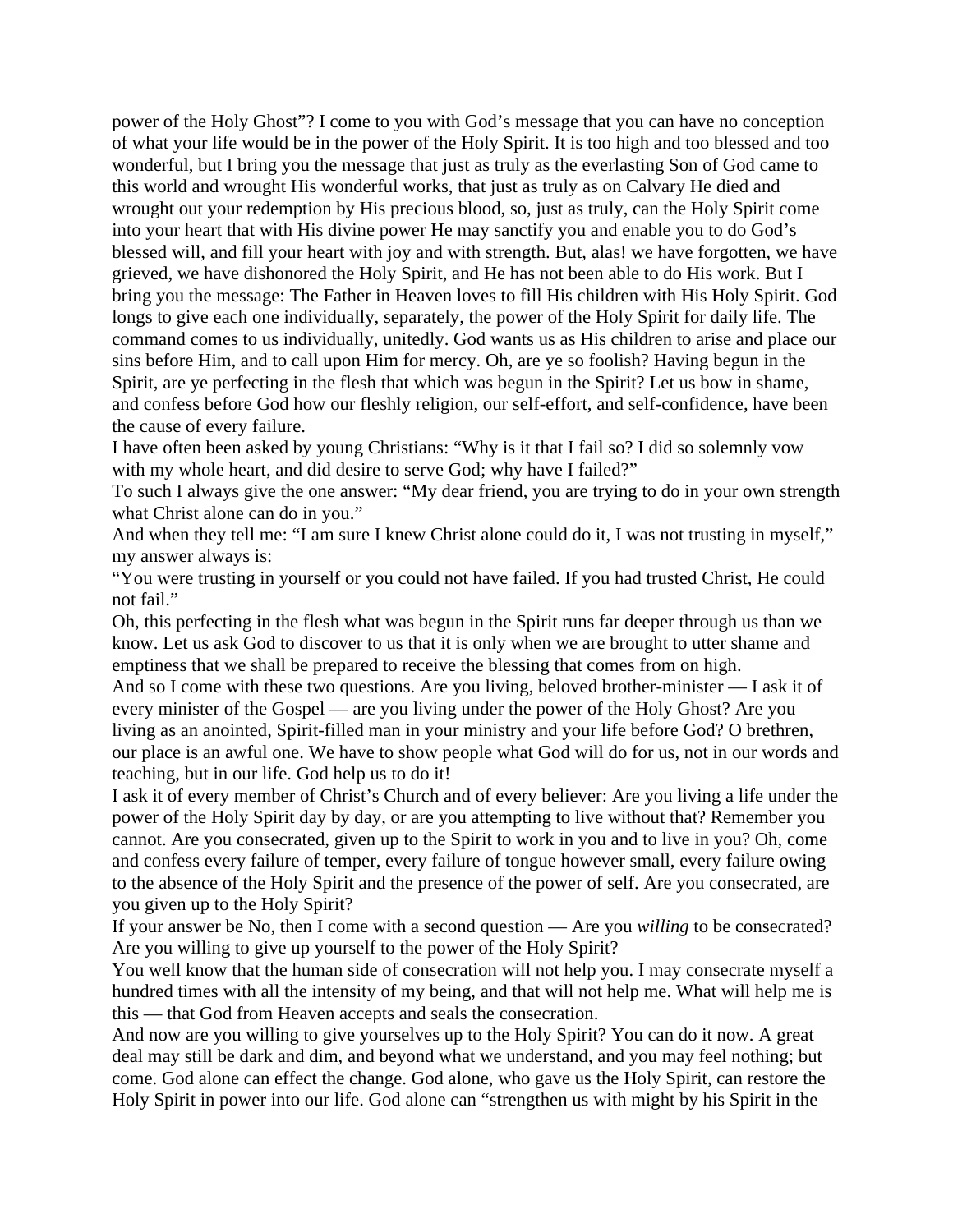power of the Holy Ghost”? I come to you with God’s message that you can have no conception of what your life would be in the power of the Holy Spirit. It is too high and too blessed and too wonderful, but I bring you the message that just as truly as the everlasting Son of God came to this world and wrought His wonderful works, that just as truly as on Calvary He died and wrought out your redemption by His precious blood, so, just as truly, can the Holy Spirit come into your heart that with His divine power He may sanctify you and enable you to do God’s blessed will, and fill your heart with joy and with strength. But, alas! we have forgotten, we have grieved, we have dishonored the Holy Spirit, and He has not been able to do His work. But I bring you the message: The Father in Heaven loves to fill His children with His Holy Spirit. God longs to give each one individually, separately, the power of the Holy Spirit for daily life. The command comes to us individually, unitedly. God wants us as His children to arise and place our sins before Him, and to call upon Him for mercy. Oh, are ye so foolish? Having begun in the Spirit, are ye perfecting in the flesh that which was begun in the Spirit? Let us bow in shame, and confess before God how our fleshly religion, our self-effort, and self-confidence, have been the cause of every failure.

I have often been asked by young Christians: “Why is it that I fail so? I did so solemnly vow with my whole heart, and did desire to serve God; why have I failed?”

To such I always give the one answer: “My dear friend, you are trying to do in your own strength what Christ alone can do in you.”

And when they tell me: “I am sure I knew Christ alone could do it, I was not trusting in myself,” my answer always is:

“You were trusting in yourself or you could not have failed. If you had trusted Christ, He could not fail.”

Oh, this perfecting in the flesh what was begun in the Spirit runs far deeper through us than we know. Let us ask God to discover to us that it is only when we are brought to utter shame and emptiness that we shall be prepared to receive the blessing that comes from on high.

And so I come with these two questions. Are you living, beloved brother-minister — I ask it of every minister of the Gospel — are you living under the power of the Holy Ghost? Are you living as an anointed, Spirit-filled man in your ministry and your life before God? O brethren, our place is an awful one. We have to show people what God will do for us, not in our words and teaching, but in our life. God help us to do it!

I ask it of every member of Christ’s Church and of every believer: Are you living a life under the power of the Holy Spirit day by day, or are you attempting to live without that? Remember you cannot. Are you consecrated, given up to the Spirit to work in you and to live in you? Oh, come and confess every failure of temper, every failure of tongue however small, every failure owing to the absence of the Holy Spirit and the presence of the power of self. Are you consecrated, are you given up to the Holy Spirit?

If your answer be No, then I come with a second question — Are you *willing* to be consecrated? Are you willing to give up yourself to the power of the Holy Spirit?

You well know that the human side of consecration will not help you. I may consecrate myself a hundred times with all the intensity of my being, and that will not help me. What will help me is this — that God from Heaven accepts and seals the consecration.

And now are you willing to give yourselves up to the Holy Spirit? You can do it now. A great deal may still be dark and dim, and beyond what we understand, and you may feel nothing; but come. God alone can effect the change. God alone, who gave us the Holy Spirit, can restore the Holy Spirit in power into our life. God alone can “strengthen us with might by his Spirit in the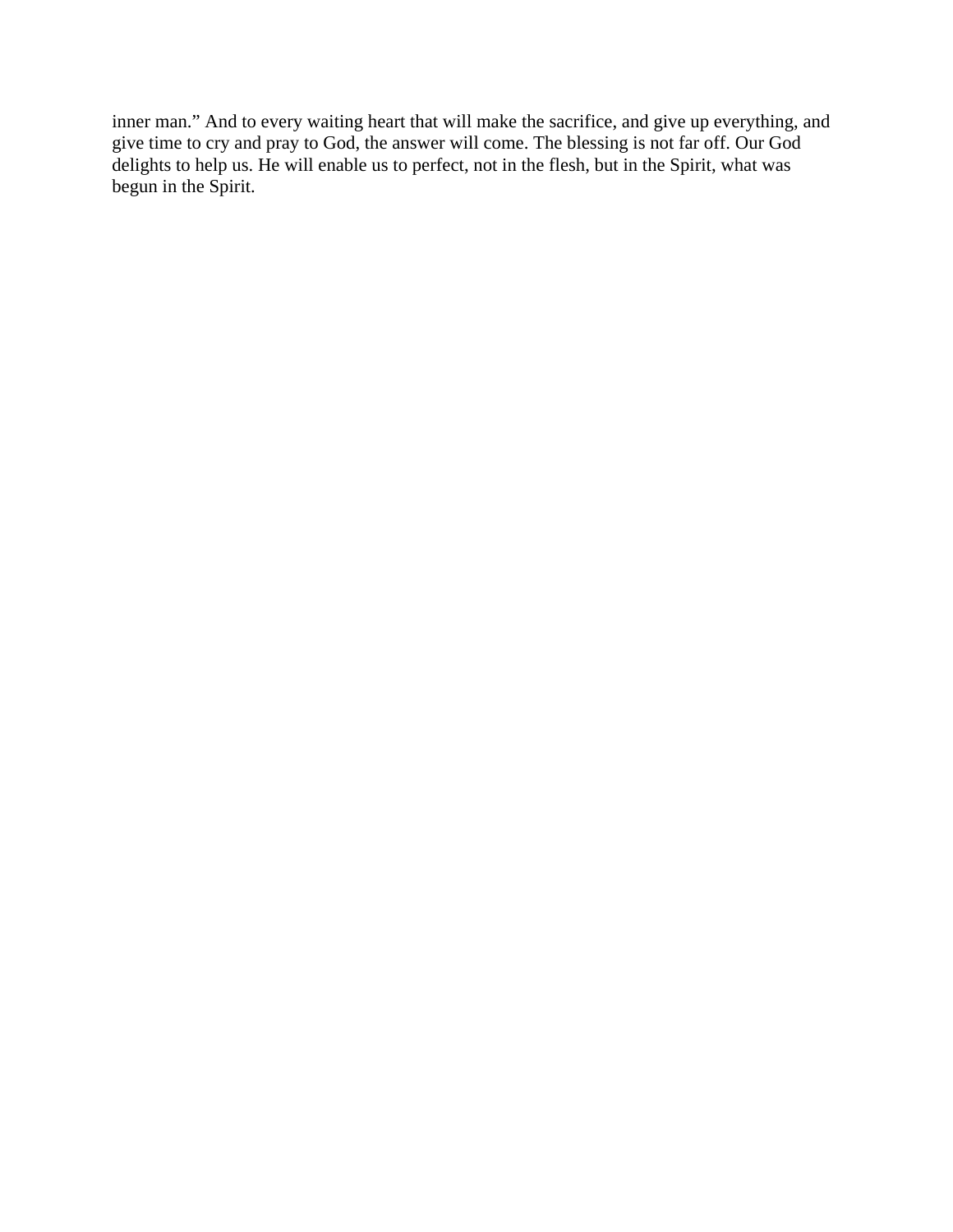inner man.” And to every waiting heart that will make the sacrifice, and give up everything, and give time to cry and pray to God, the answer will come. The blessing is not far off. Our God delights to help us. He will enable us to perfect, not in the flesh, but in the Spirit, what was begun in the Spirit.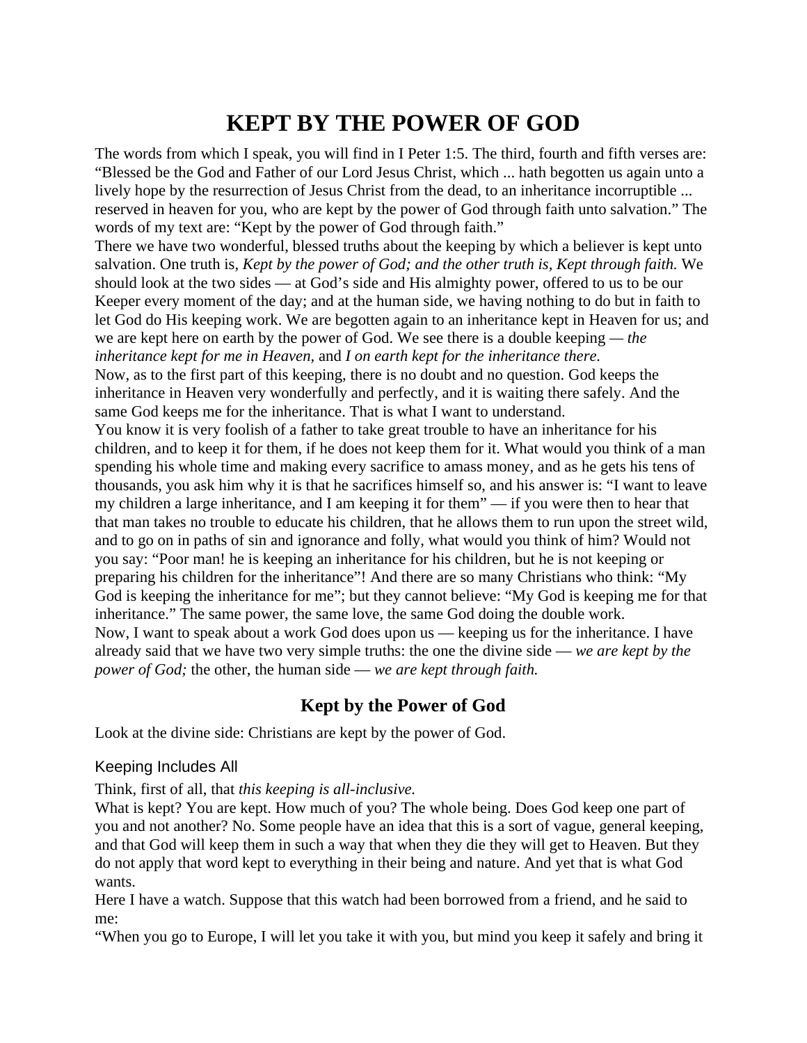# KEPT BY THE POWER OF GOD

The words from which I speak, you will find in I Peter 1:5. The third, fourth and fifth verses are: "Blessed be the God and Father of our Lord Jesus Christ, which ... hath begotten us again unto a lively hope by the resurrection of Jesus Christ from the dead, to an inheritance incorruptible ... reserved in heaven for you, who are kept by the power of God through faith unto salvation." The words of my text are: "Kept by the power of God through faith."

There we have two wonderful, blessed truths about the keeping by which a believer is kept unto salvation. One truth is, *Kept by the power of God; and the other truth is, Kept through faith.* We should look at the two sides — at God's side and His almighty power, offered to us to be our Keeper every moment of the day; and at the human side, we having nothing to do but in faith to let God do His keeping work. We are begotten again to an inheritance kept in Heaven for us; and we are kept here on earth by the power of God. We see there is a double keeping — *the inheritance kept for me in Heaven,* and *I on earth kept for the inheritance there.*

Now, as to the first part of this keeping, there is no doubt and no question. God keeps the inheritance in Heaven very wonderfully and perfectly, and it is waiting there safely. And the same God keeps me for the inheritance. That is what I want to understand.

You know it is very foolish of a father to take great trouble to have an inheritance for his children, and to keep it for them, if he does not keep them for it. What would you think of a man spending his whole time and making every sacrifice to amass money, and as he gets his tens of thousands, you ask him why it is that he sacrifices himself so, and his answer is: "I want to leave my children a large inheritance, and I am keeping it for them" — if you were then to hear that that man takes no trouble to educate his children, that he allows them to run upon the street wild, and to go on in paths of sin and ignorance and folly, what would you think of him? Would not you say: "Poor man! he is keeping an inheritance for his children, but he is not keeping or preparing his children for the inheritance"! And there are so many Christians who think: "My God is keeping the inheritance for me"; but they cannot believe: "My God is keeping me for that inheritance." The same power, the same love, the same God doing the double work.

Now, I want to speak about a work God does upon us — keeping us for the inheritance. I have already said that we have two very simple truths: the one the divine side — *we are kept by the power of God;* the other, the human side — *we are kept through faith.*

## Kept by the Power of God

Look at the divine side: Christians are kept by the power of God.

### Keeping Includes All

Think, first of all, that *this keeping is all-inclusive.*

What is kept? You are kept. How much of you? The whole being. Does God keep one part of you and not another? No. Some people have an idea that this is a sort of vague, general keeping, and that God will keep them in such a way that when they die they will get to Heaven. But they do not apply that word kept to everything in their being and nature. And yet that is what God wants.

Here I have a watch. Suppose that this watch had been borrowed from a friend, and he said to me:

"When you go to Europe, I will let you take it with you, but mind you keep it safely and bring it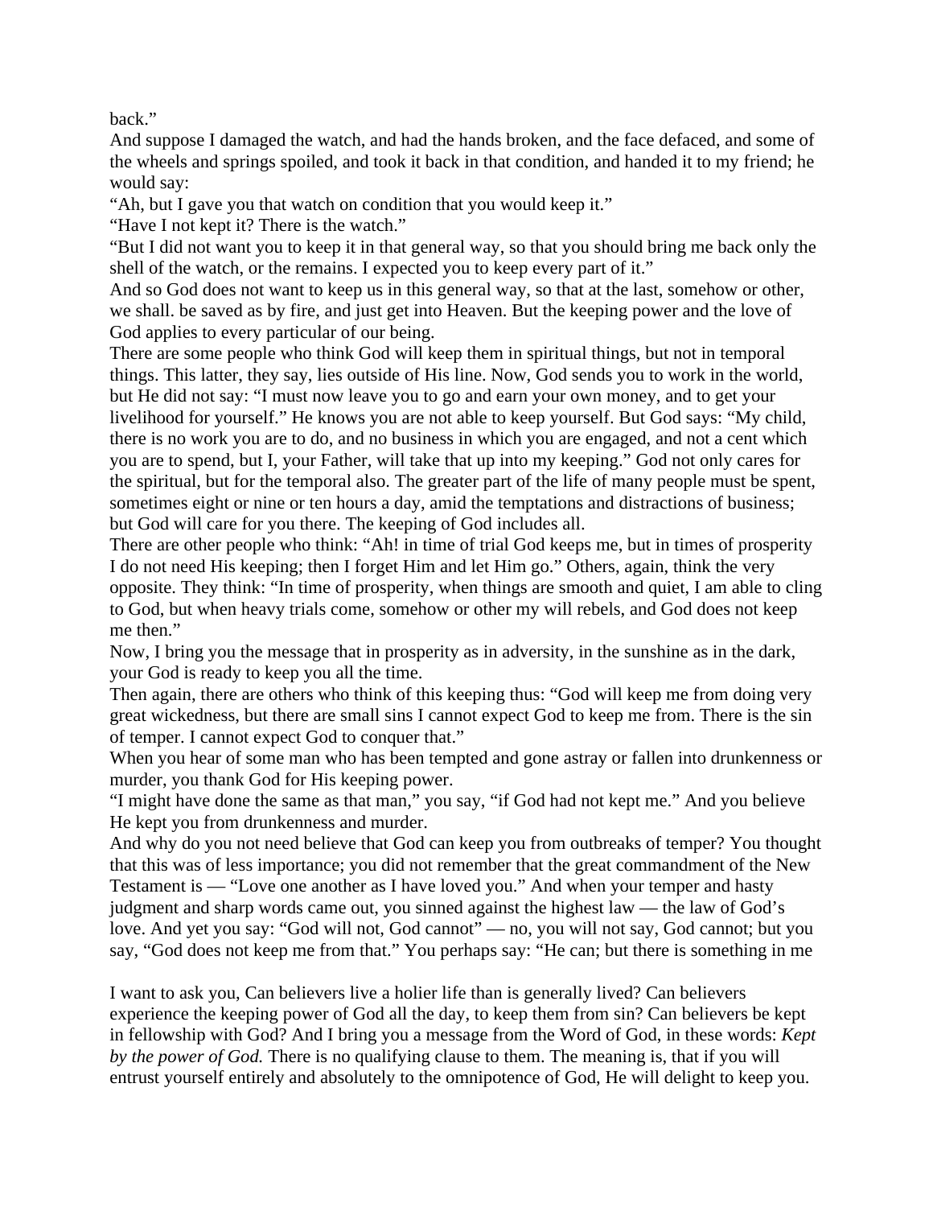back."

And suppose I damaged the watch, and had the hands broken, and the face defaced, and some of the wheels and springs spoiled, and took it back in that condition, and handed it to my friend; he would say:

"Ah, but I gave you that watch on condition that you would keep it."

"Have I not kept it? There is the watch."

"But I did not want you to keep it in that general way, so that you should bring me back only the shell of the watch, or the remains. I expected you to keep every part of it."

And so God does not want to keep us in this general way, so that at the last, somehow or other, we shall. be saved as by fire, and just get into Heaven. But the keeping power and the love of God applies to every particular of our being.

There are some people who think God will keep them in spiritual things, but not in temporal things. This latter, they say, lies outside of His line. Now, God sends you to work in the world, but He did not say: "I must now leave you to go and earn your own money, and to get your livelihood for yourself." He knows you are not able to keep yourself. But God says: "My child, there is no work you are to do, and no business in which you are engaged, and not a cent which you are to spend, but I, your Father, will take that up into my keeping." God not only cares for the spiritual, but for the temporal also. The greater part of the life of many people must be spent, sometimes eight or nine or ten hours a day, amid the temptations and distractions of business; but God will care for you there. The keeping of God includes all.

There are other people who think: "Ah! in time of trial God keeps me, but in times of prosperity I do not need His keeping; then I forget Him and let Him go." Others, again, think the very opposite. They think: "In time of prosperity, when things are smooth and quiet, I am able to cling to God, but when heavy trials come, somehow or other my will rebels, and God does not keep me then."

Now, I bring you the message that in prosperity as in adversity, in the sunshine as in the dark, your God is ready to keep you all the time.

Then again, there are others who think of this keeping thus: "God will keep me from doing very great wickedness, but there are small sins I cannot expect God to keep me from. There is the sin of temper. I cannot expect God to conquer that."

When you hear of some man who has been tempted and gone astray or fallen into drunkenness or murder, you thank God for His keeping power.

"I might have done the same as that man," you say, "if God had not kept me." And you believe He kept you from drunkenness and murder.

And why do you not need believe that God can keep you from outbreaks of temper? You thought that this was of less importance; you did not remember that the great commandment of the New Testament is — "Love one another as I have loved you." And when your temper and hasty judgment and sharp words came out, you sinned against the highest law — the law of God's love. And yet you say: "God will not, God cannot" — no, you will not say, God cannot; but you say, "God does not keep me from that." You perhaps say: "He can; but there is something in me

I want to ask you, Can believers live a holier life than is generally lived? Can believers experience the keeping power of God all the day, to keep them from sin? Can believers be kept in fellowship with God? And I bring you a message from the Word of God, in these words: *Kept by the power of God.* There is no qualifying clause to them. The meaning is, that if you will entrust yourself entirely and absolutely to the omnipotence of God, He will delight to keep you.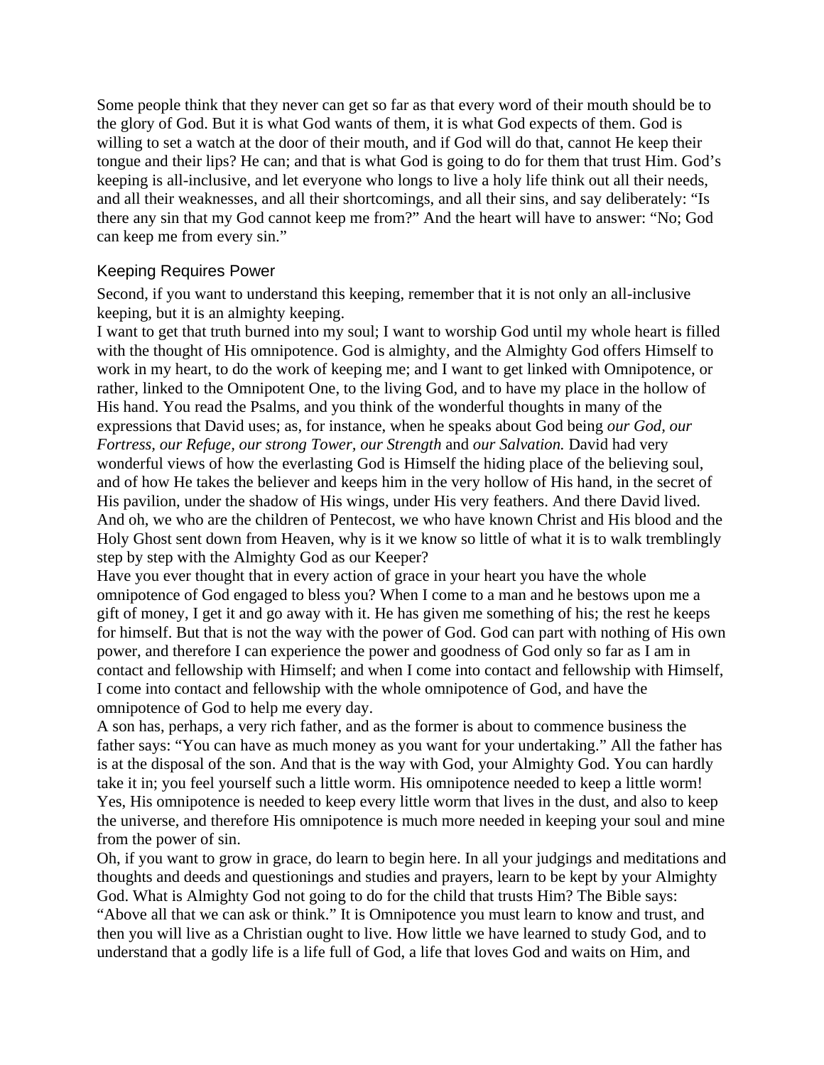Some people think that they never can get so far as that every word of their mouth should be to the glory of God. But it is what God wants of them, it is what God expects of them. God is willing to set a watch at the door of their mouth, and if God will do that, cannot He keep their tongue and their lips? He can; and that is what God is going to do for them that trust Him. God's keeping is all-inclusive, and let everyone who longs to live a holy life think out all their needs, and all their weaknesses, and all their shortcomings, and all their sins, and say deliberately: "Is there any sin that my God cannot keep me from?" And the heart will have to answer: "No; God can keep me from every sin."

## Keeping Requires Power

Second, if you want to understand this keeping, remember that it is not only an all-inclusive keeping, but it is an almighty keeping.

I want to get that truth burned into my soul; I want to worship God until my whole heart is filled with the thought of His omnipotence. God is almighty, and the Almighty God offers Himself to work in my heart, to do the work of keeping me; and I want to get linked with Omnipotence, or rather, linked to the Omnipotent One, to the living God, and to have my place in the hollow of His hand. You read the Psalms, and you think of the wonderful thoughts in many of the expressions that David uses; as, for instance, when he speaks about God being *our God, our Fortress, our Refuge, our strong Tower, our Strength* and *our Salvation.* David had very wonderful views of how the everlasting God is Himself the hiding place of the believing soul, and of how He takes the believer and keeps him in the very hollow of His hand, in the secret of His pavilion, under the shadow of His wings, under His very feathers. And there David lived. And oh, we who are the children of Pentecost, we who have known Christ and His blood and the Holy Ghost sent down from Heaven, why is it we know so little of what it is to walk tremblingly step by step with the Almighty God as our Keeper?

Have you ever thought that in every action of grace in your heart you have the whole omnipotence of God engaged to bless you? When I come to a man and he bestows upon me a gift of money, I get it and go away with it. He has given me something of his; the rest he keeps for himself. But that is not the way with the power of God. God can part with nothing of His own power, and therefore I can experience the power and goodness of God only so far as I am in contact and fellowship with Himself; and when I come into contact and fellowship with Himself, I come into contact and fellowship with the whole omnipotence of God, and have the omnipotence of God to help me every day.

A son has, perhaps, a very rich father, and as the former is about to commence business the father says: "You can have as much money as you want for your undertaking." All the father has is at the disposal of the son. And that is the way with God, your Almighty God. You can hardly take it in; you feel yourself such a little worm. His omnipotence needed to keep a little worm! Yes, His omnipotence is needed to keep every little worm that lives in the dust, and also to keep the universe, and therefore His omnipotence is much more needed in keeping your soul and mine from the power of sin.

Oh, if you want to grow in grace, do learn to begin here. In all your judgings and meditations and thoughts and deeds and questionings and studies and prayers, learn to be kept by your Almighty God. What is Almighty God not going to do for the child that trusts Him? The Bible says: "Above all that we can ask or think." It is Omnipotence you must learn to know and trust, and then you will live as a Christian ought to live. How little we have learned to study God, and to understand that a godly life is a life full of God, a life that loves God and waits on Him, and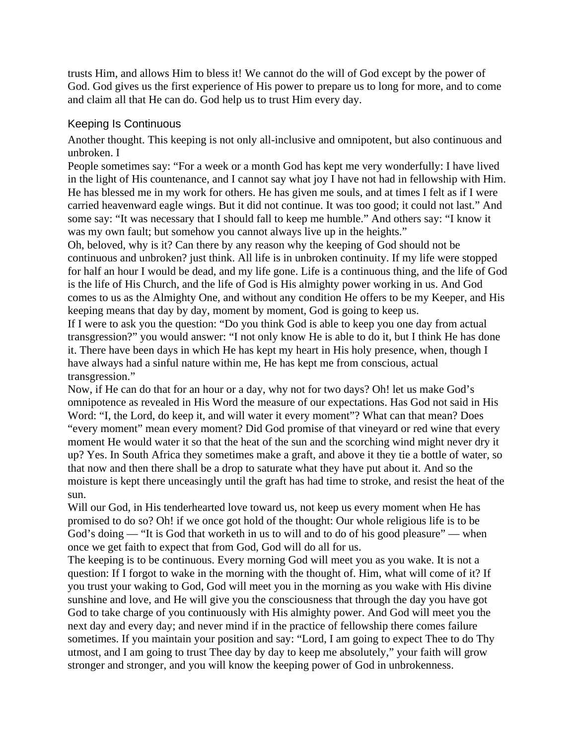trusts Him, and allows Him to bless it! We cannot do the will of God except by the power of God. God gives us the first experience of His power to prepare us to long for more, and to come and claim all that He can do. God help us to trust Him every day.

## Keeping Is Continuous

Another thought. This keeping is not only all-inclusive and omnipotent, but also continuous and unbroken. I

People sometimes say: “For a week or a month God has kept me very wonderfully: I have lived in the light of His countenance, and I cannot say what joy I have not had in fellowship with Him. He has blessed me in my work for others. He has given me souls, and at times I felt as if I were carried heavenward eagle wings. But it did not continue. It was too good; it could not last.” And some say: “It was necessary that I should fall to keep me humble.” And others say: “I know it was my own fault; but somehow you cannot always live up in the heights.”

Oh, beloved, why is it? Can there by any reason why the keeping of God should not be continuous and unbroken? just think. All life is in unbroken continuity. If my life were stopped for half an hour I would be dead, and my life gone. Life is a continuous thing, and the life of God is the life of His Church, and the life of God is His almighty power working in us. And God comes to us as the Almighty One, and without any condition He offers to be my Keeper, and His keeping means that day by day, moment by moment, God is going to keep us.

If I were to ask you the question: “Do you think God is able to keep you one day from actual transgression?” you would answer: “I not only know He is able to do it, but I think He has done it. There have been days in which He has kept my heart in His holy presence, when, though I have always had a sinful nature within me, He has kept me from conscious, actual transgression.”

Now, if He can do that for an hour or a day, why not for two days? Oh! let us make God’s omnipotence as revealed in His Word the measure of our expectations. Has God not said in His Word: “I, the Lord, do keep it, and will water it every moment”? What can that mean? Does “every moment” mean every moment? Did God promise of that vineyard or red wine that every moment He would water it so that the heat of the sun and the scorching wind might never dry it up? Yes. In South Africa they sometimes make a graft, and above it they tie a bottle of water, so that now and then there shall be a drop to saturate what they have put about it. And so the moisture is kept there unceasingly until the graft has had time to stroke, and resist the heat of the sun.

Will our God, in His tenderhearted love toward us, not keep us every moment when He has promised to do so? Oh! if we once got hold of the thought: Our whole religious life is to be God’s doing — “It is God that worketh in us to will and to do of his good pleasure” — when once we get faith to expect that from God, God will do all for us.

The keeping is to be continuous. Every morning God will meet you as you wake. It is not a question: If I forgot to wake in the morning with the thought of. Him, what will come of it? If you trust your waking to God, God will meet you in the morning as you wake with His divine sunshine and love, and He will give you the consciousness that through the day you have got God to take charge of you continuously with His almighty power. And God will meet you the next day and every day; and never mind if in the practice of fellowship there comes failure sometimes. If you maintain your position and say: “Lord, I am going to expect Thee to do Thy utmost, and I am going to trust Thee day by day to keep me absolutely,” your faith will grow stronger and stronger, and you will know the keeping power of God in unbrokenness.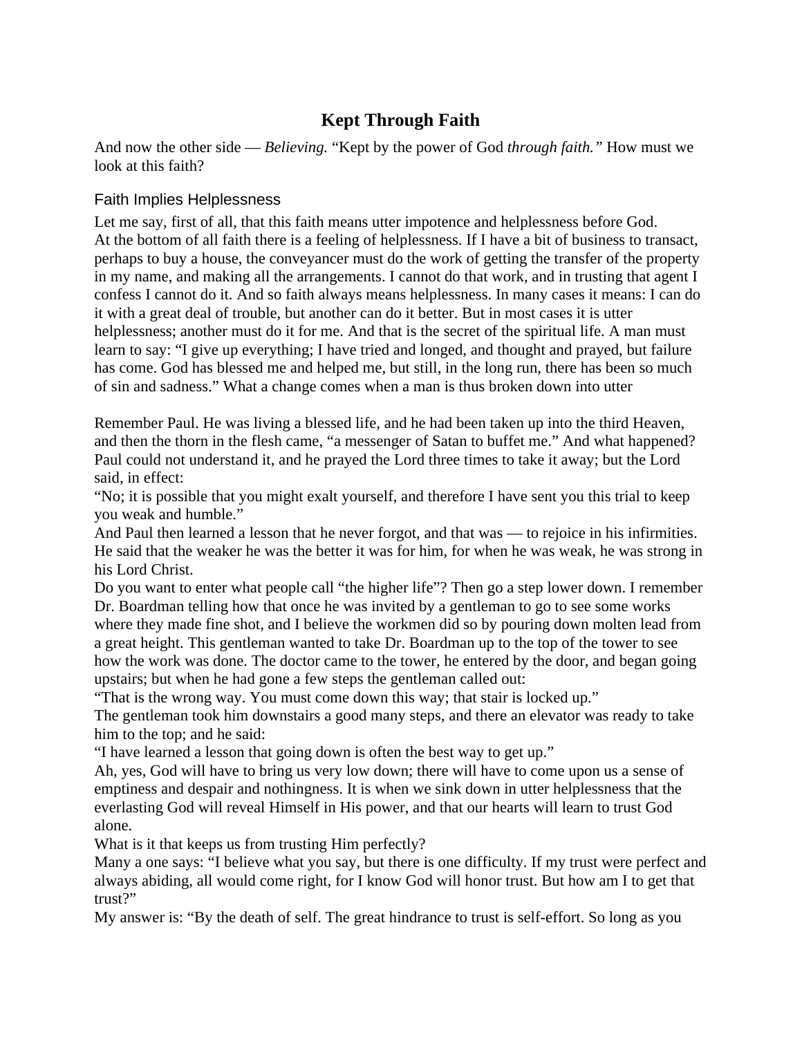# Kept Through Faith

And now the other side — *Believing.* “Kept by the power of God *through faith.”* How must we look at this faith?

## Faith Implies Helplessness

Let me say, first of all, that this faith means utter impotence and helplessness before God. At the bottom of all faith there is a feeling of helplessness. If I have a bit of business to transact, perhaps to buy a house, the conveyancer must do the work of getting the transfer of the property in my name, and making all the arrangements. I cannot do that work, and in trusting that agent I confess I cannot do it. And so faith always means helplessness. In many cases it means: I can do it with a great deal of trouble, but another can do it better. But in most cases it is utter helplessness; another must do it for me. And that is the secret of the spiritual life. A man must learn to say: “I give up everything; I have tried and longed, and thought and prayed, but failure has come. God has blessed me and helped me, but still, in the long run, there has been so much of sin and sadness.” What a change comes when a man is thus broken down into utter

Remember Paul. He was living a blessed life, and he had been taken up into the third Heaven, and then the thorn in the flesh came, “a messenger of Satan to buffet me.” And what happened? Paul could not understand it, and he prayed the Lord three times to take it away; but the Lord said, in effect:

“No; it is possible that you might exalt yourself, and therefore I have sent you this trial to keep you weak and humble.”

And Paul then learned a lesson that he never forgot, and that was — to rejoice in his infirmities. He said that the weaker he was the better it was for him, for when he was weak, he was strong in his Lord Christ.

Do you want to enter what people call “the higher life”? Then go a step lower down. I remember Dr. Boardman telling how that once he was invited by a gentleman to go to see some works where they made fine shot, and I believe the workmen did so by pouring down molten lead from a great height. This gentleman wanted to take Dr. Boardman up to the top of the tower to see how the work was done. The doctor came to the tower, he entered by the door, and began going upstairs; but when he had gone a few steps the gentleman called out:

“That is the wrong way. You must come down this way; that stair is locked up.”

The gentleman took him downstairs a good many steps, and there an elevator was ready to take him to the top; and he said:

“I have learned a lesson that going down is often the best way to get up.”

Ah, yes, God will have to bring us very low down; there will have to come upon us a sense of emptiness and despair and nothingness. It is when we sink down in utter helplessness that the everlasting God will reveal Himself in His power, and that our hearts will learn to trust God alone.

What is it that keeps us from trusting Him perfectly?

Many a one says: “I believe what you say, but there is one difficulty. If my trust were perfect and always abiding, all would come right, for I know God will honor trust. But how am I to get that trust?”

My answer is: “By the death of self. The great hindrance to trust is self-effort. So long as you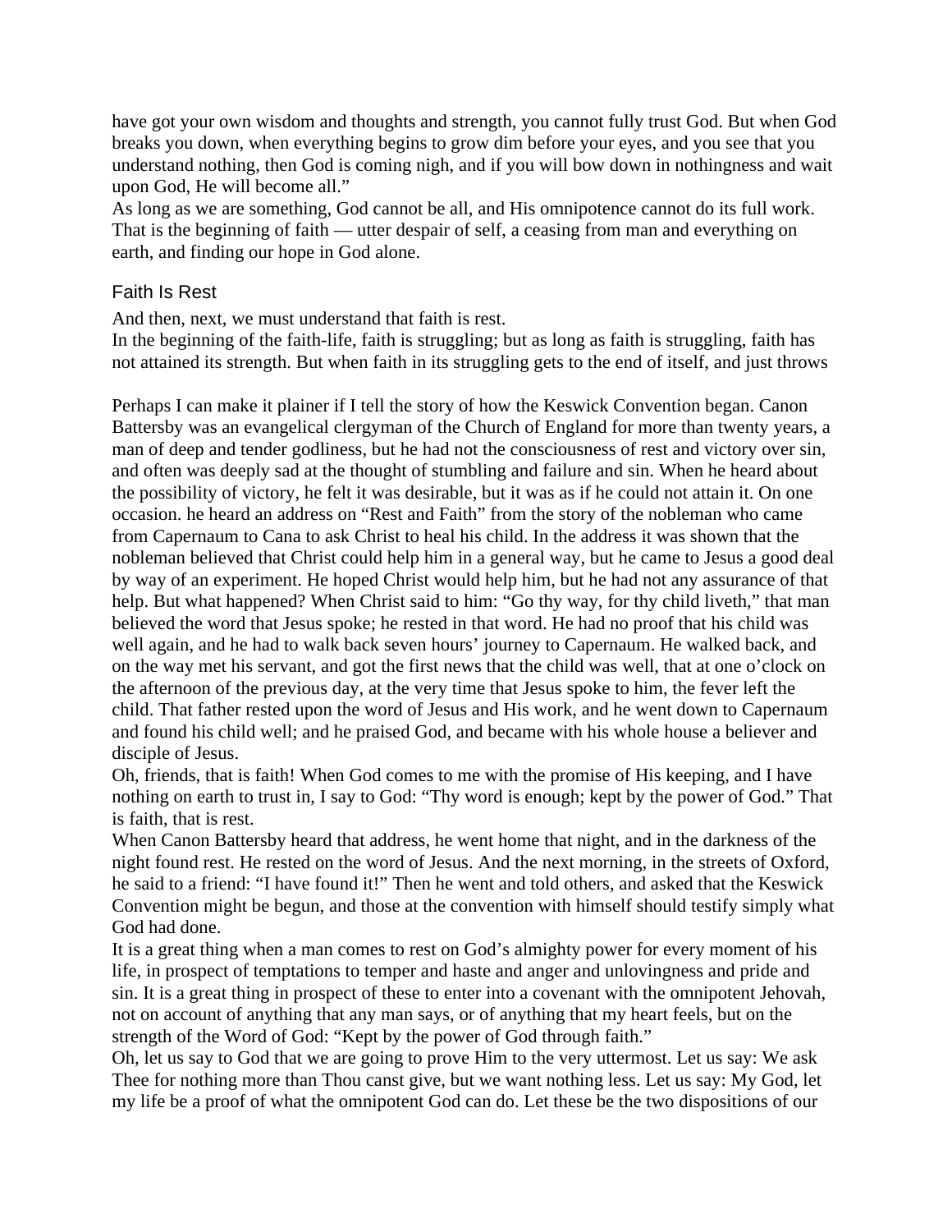have got your own wisdom and thoughts and strength, you cannot fully trust God. But when God breaks you down, when everything begins to grow dim before your eyes, and you see that you understand nothing, then God is coming nigh, and if you will bow down in nothingness and wait upon God, He will become all."

As long as we are something, God cannot be all, and His omnipotence cannot do its full work. That is the beginning of faith — utter despair of self, a ceasing from man and everything on earth, and finding our hope in God alone.

### Faith Is Rest

And then, next, we must understand that faith is rest.

In the beginning of the faith-life, faith is struggling; but as long as faith is struggling, faith has not attained its strength. But when faith in its struggling gets to the end of itself, and just throws

Perhaps I can make it plainer if I tell the story of how the Keswick Convention began. Canon Battersby was an evangelical clergyman of the Church of England for more than twenty years, a man of deep and tender godliness, but he had not the consciousness of rest and victory over sin, and often was deeply sad at the thought of stumbling and failure and sin. When he heard about the possibility of victory, he felt it was desirable, but it was as if he could not attain it. On one occasion. he heard an address on "Rest and Faith" from the story of the nobleman who came from Capernaum to Cana to ask Christ to heal his child. In the address it was shown that the nobleman believed that Christ could help him in a general way, but he came to Jesus a good deal by way of an experiment. He hoped Christ would help him, but he had not any assurance of that help. But what happened? When Christ said to him: "Go thy way, for thy child liveth," that man believed the word that Jesus spoke; he rested in that word. He had no proof that his child was well again, and he had to walk back seven hours' journey to Capernaum. He walked back, and on the way met his servant, and got the first news that the child was well, that at one o'clock on the afternoon of the previous day, at the very time that Jesus spoke to him, the fever left the child. That father rested upon the word of Jesus and His work, and he went down to Capernaum and found his child well; and he praised God, and became with his whole house a believer and disciple of Jesus.

Oh, friends, that is faith! When God comes to me with the promise of His keeping, and I have nothing on earth to trust in, I say to God: "Thy word is enough; kept by the power of God." That is faith, that is rest.

When Canon Battersby heard that address, he went home that night, and in the darkness of the night found rest. He rested on the word of Jesus. And the next morning, in the streets of Oxford, he said to a friend: "I have found it!" Then he went and told others, and asked that the Keswick Convention might be begun, and those at the convention with himself should testify simply what God had done.

It is a great thing when a man comes to rest on God's almighty power for every moment of his life, in prospect of temptations to temper and haste and anger and unlovingness and pride and sin. It is a great thing in prospect of these to enter into a covenant with the omnipotent Jehovah, not on account of anything that any man says, or of anything that my heart feels, but on the strength of the Word of God: "Kept by the power of God through faith."

Oh, let us say to God that we are going to prove Him to the very uttermost. Let us say: We ask Thee for nothing more than Thou canst give, but we want nothing less. Let us say: My God, let my life be a proof of what the omnipotent God can do. Let these be the two dispositions of our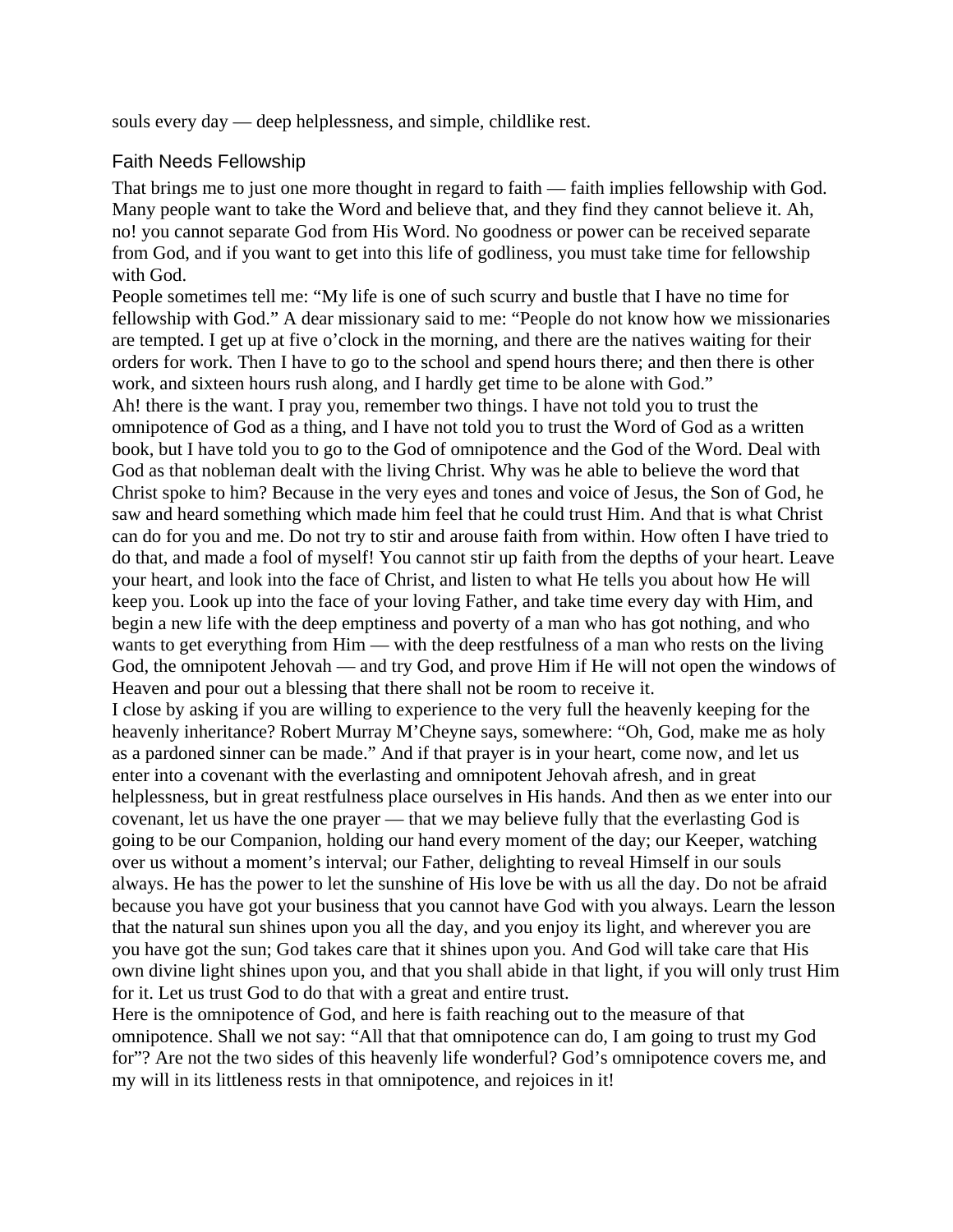souls every day — deep helplessness, and simple, childlike rest.

## Faith Needs Fellowship

That brings me to just one more thought in regard to faith — faith implies fellowship with God. Many people want to take the Word and believe that, and they find they cannot believe it. Ah, no! you cannot separate God from His Word. No goodness or power can be received separate from God, and if you want to get into this life of godliness, you must take time for fellowship with God.

People sometimes tell me: “My life is one of such scurry and bustle that I have no time for fellowship with God.” A dear missionary said to me: “People do not know how we missionaries are tempted. I get up at five o’clock in the morning, and there are the natives waiting for their orders for work. Then I have to go to the school and spend hours there; and then there is other work, and sixteen hours rush along, and I hardly get time to be alone with God.”

Ah! there is the want. I pray you, remember two things. I have not told you to trust the omnipotence of God as a thing, and I have not told you to trust the Word of God as a written book, but I have told you to go to the God of omnipotence and the God of the Word. Deal with God as that nobleman dealt with the living Christ. Why was he able to believe the word that Christ spoke to him? Because in the very eyes and tones and voice of Jesus, the Son of God, he saw and heard something which made him feel that he could trust Him. And that is what Christ can do for you and me. Do not try to stir and arouse faith from within. How often I have tried to do that, and made a fool of myself! You cannot stir up faith from the depths of your heart. Leave your heart, and look into the face of Christ, and listen to what He tells you about how He will keep you. Look up into the face of your loving Father, and take time every day with Him, and begin a new life with the deep emptiness and poverty of a man who has got nothing, and who wants to get everything from Him — with the deep restfulness of a man who rests on the living God, the omnipotent Jehovah — and try God, and prove Him if He will not open the windows of Heaven and pour out a blessing that there shall not be room to receive it.

I close by asking if you are willing to experience to the very full the heavenly keeping for the heavenly inheritance? Robert Murray M’Cheyne says, somewhere: “Oh, God, make me as holy as a pardoned sinner can be made.” And if that prayer is in your heart, come now, and let us enter into a covenant with the everlasting and omnipotent Jehovah afresh, and in great helplessness, but in great restfulness place ourselves in His hands. And then as we enter into our covenant, let us have the one prayer — that we may believe fully that the everlasting God is going to be our Companion, holding our hand every moment of the day; our Keeper, watching over us without a moment’s interval; our Father, delighting to reveal Himself in our souls always. He has the power to let the sunshine of His love be with us all the day. Do not be afraid because you have got your business that you cannot have God with you always. Learn the lesson that the natural sun shines upon you all the day, and you enjoy its light, and wherever you are you have got the sun; God takes care that it shines upon you. And God will take care that His own divine light shines upon you, and that you shall abide in that light, if you will only trust Him for it. Let us trust God to do that with a great and entire trust.

Here is the omnipotence of God, and here is faith reaching out to the measure of that omnipotence. Shall we not say: “All that that omnipotence can do, I am going to trust my God for”? Are not the two sides of this heavenly life wonderful? God’s omnipotence covers me, and my will in its littleness rests in that omnipotence, and rejoices in it!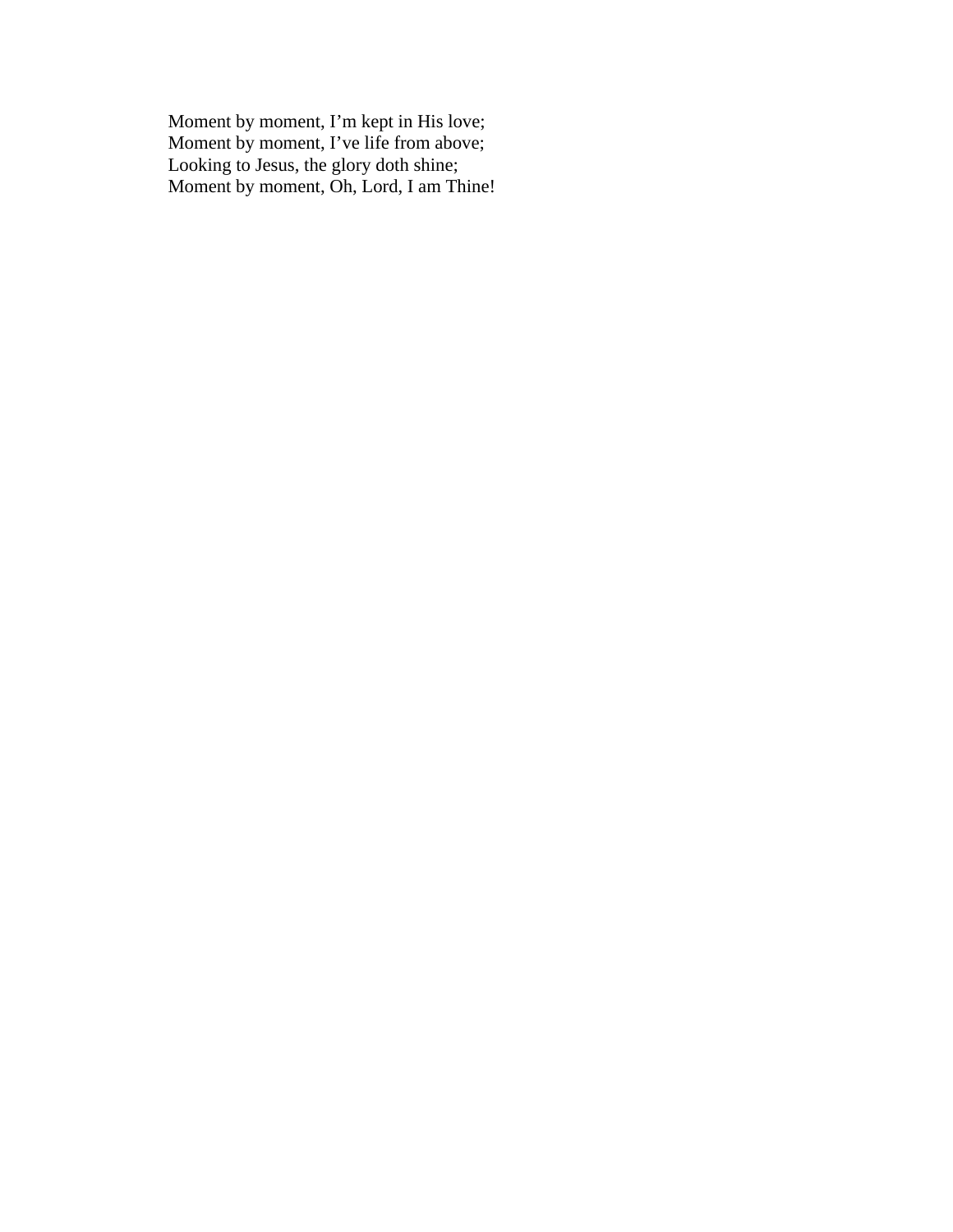Moment by moment, I'm kept in His love;
Moment by moment, I've life from above;
Looking to Jesus, the glory doth shine;
Moment by moment, Oh, Lord, I am Thine!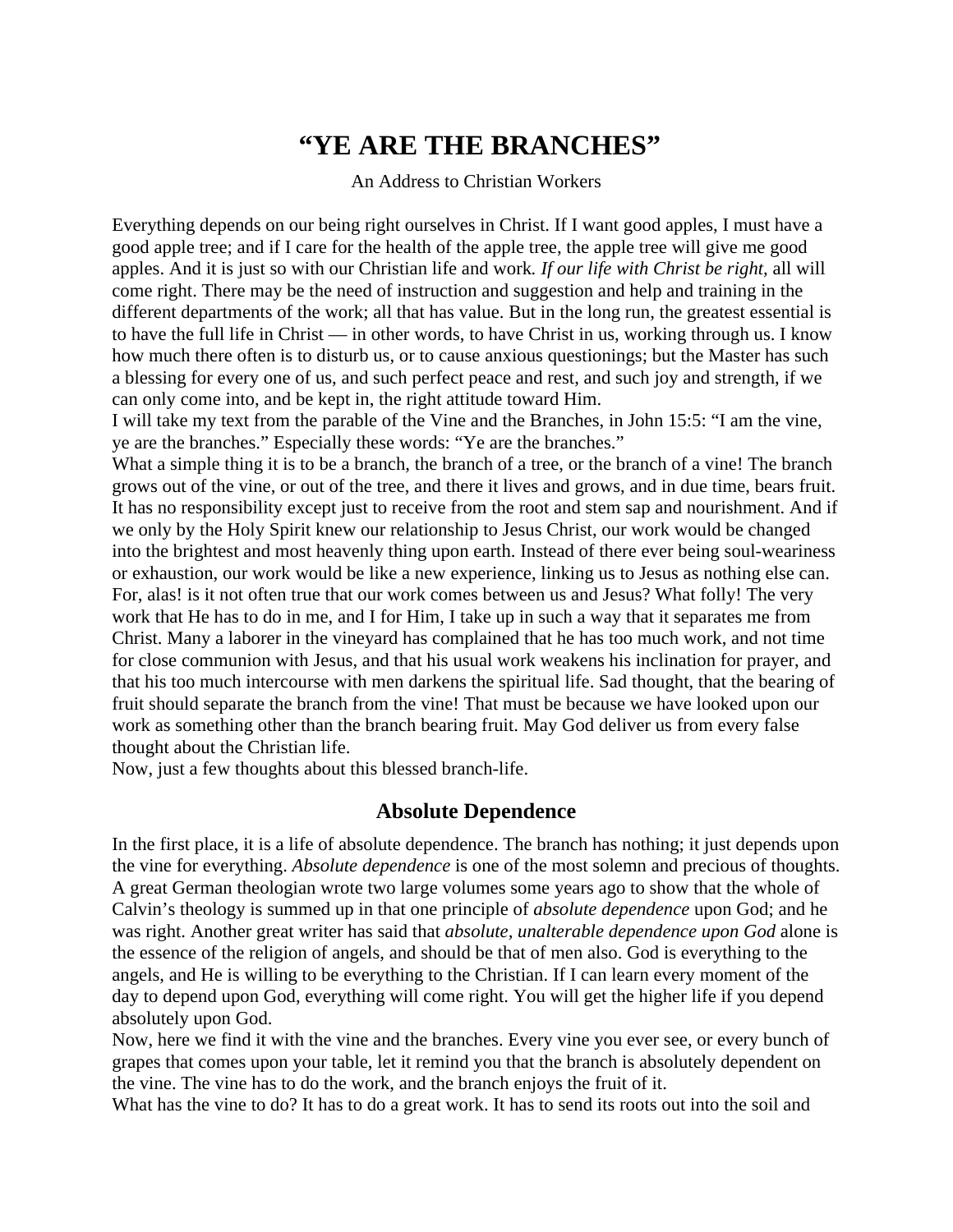# "YE ARE THE BRANCHES"

An Address to Christian Workers

Everything depends on our being right ourselves in Christ. If I want good apples, I must have a good apple tree; and if I care for the health of the apple tree, the apple tree will give me good apples. And it is just so with our Christian life and work. *If our life with Christ be right,* all will come right. There may be the need of instruction and suggestion and help and training in the different departments of the work; all that has value. But in the long run, the greatest essential is to have the full life in Christ — in other words, to have Christ in us, working through us. I know how much there often is to disturb us, or to cause anxious questionings; but the Master has such a blessing for every one of us, and such perfect peace and rest, and such joy and strength, if we can only come into, and be kept in, the right attitude toward Him.

I will take my text from the parable of the Vine and the Branches, in John 15:5: "I am the vine, ye are the branches." Especially these words: "Ye are the branches."

What a simple thing it is to be a branch, the branch of a tree, or the branch of a vine! The branch grows out of the vine, or out of the tree, and there it lives and grows, and in due time, bears fruit. It has no responsibility except just to receive from the root and stem sap and nourishment. And if we only by the Holy Spirit knew our relationship to Jesus Christ, our work would be changed into the brightest and most heavenly thing upon earth. Instead of there ever being soul-weariness or exhaustion, our work would be like a new experience, linking us to Jesus as nothing else can. For, alas! is it not often true that our work comes between us and Jesus? What folly! The very work that He has to do in me, and I for Him, I take up in such a way that it separates me from Christ. Many a laborer in the vineyard has complained that he has too much work, and not time for close communion with Jesus, and that his usual work weakens his inclination for prayer, and that his too much intercourse with men darkens the spiritual life. Sad thought, that the bearing of fruit should separate the branch from the vine! That must be because we have looked upon our work as something other than the branch bearing fruit. May God deliver us from every false thought about the Christian life.

Now, just a few thoughts about this blessed branch-life.

## Absolute Dependence

In the first place, it is a life of absolute dependence. The branch has nothing; it just depends upon the vine for everything. *Absolute dependence* is one of the most solemn and precious of thoughts. A great German theologian wrote two large volumes some years ago to show that the whole of Calvin's theology is summed up in that one principle of *absolute dependence* upon God; and he was right. Another great writer has said that *absolute, unalterable dependence upon God* alone is the essence of the religion of angels, and should be that of men also. God is everything to the angels, and He is willing to be everything to the Christian. If I can learn every moment of the day to depend upon God, everything will come right. You will get the higher life if you depend absolutely upon God.

Now, here we find it with the vine and the branches. Every vine you ever see, or every bunch of grapes that comes upon your table, let it remind you that the branch is absolutely dependent on the vine. The vine has to do the work, and the branch enjoys the fruit of it.

What has the vine to do? It has to do a great work. It has to send its roots out into the soil and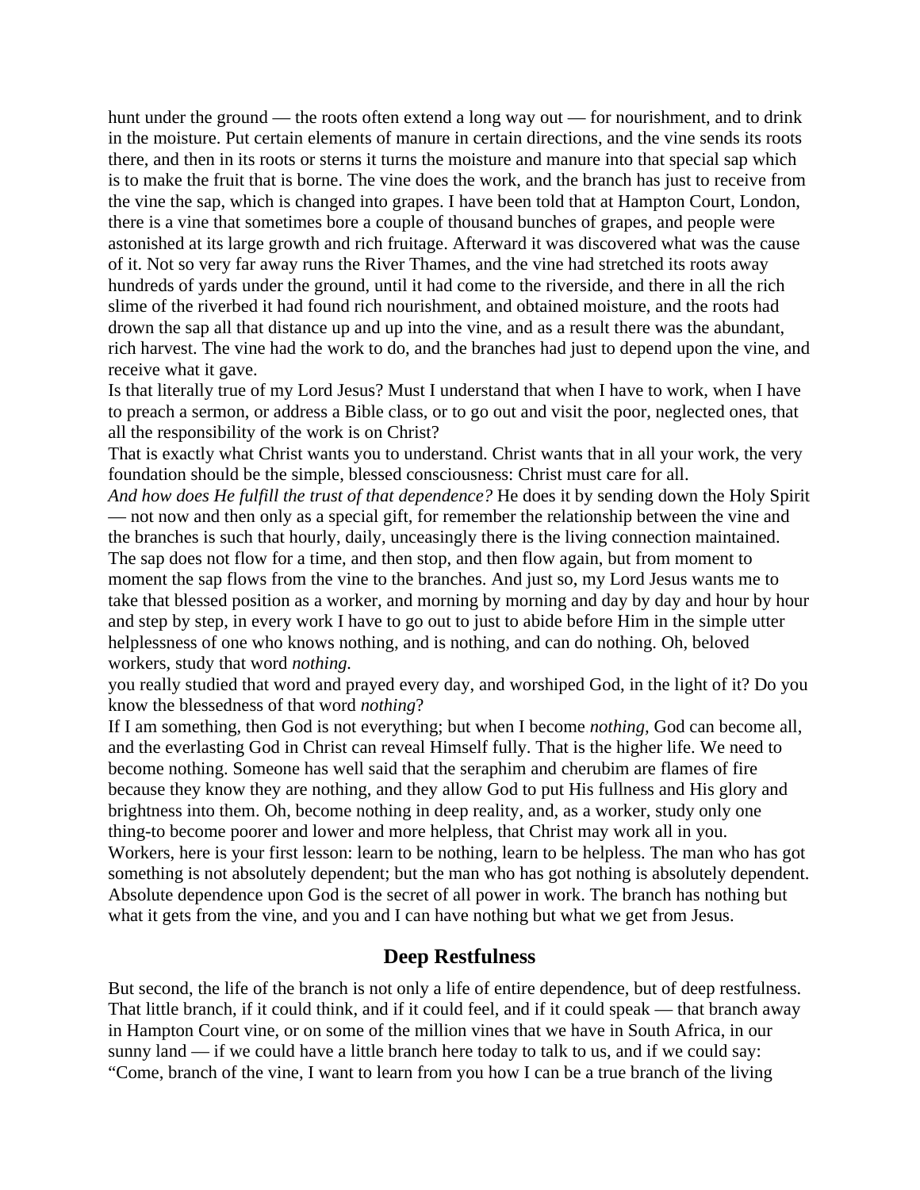hunt under the ground — the roots often extend a long way out — for nourishment, and to drink in the moisture. Put certain elements of manure in certain directions, and the vine sends its roots there, and then in its roots or sterns it turns the moisture and manure into that special sap which is to make the fruit that is borne. The vine does the work, and the branch has just to receive from the vine the sap, which is changed into grapes. I have been told that at Hampton Court, London, there is a vine that sometimes bore a couple of thousand bunches of grapes, and people were astonished at its large growth and rich fruitage. Afterward it was discovered what was the cause of it. Not so very far away runs the River Thames, and the vine had stretched its roots away hundreds of yards under the ground, until it had come to the riverside, and there in all the rich slime of the riverbed it had found rich nourishment, and obtained moisture, and the roots had drown the sap all that distance up and up into the vine, and as a result there was the abundant, rich harvest. The vine had the work to do, and the branches had just to depend upon the vine, and receive what it gave.

Is that literally true of my Lord Jesus? Must I understand that when I have to work, when I have to preach a sermon, or address a Bible class, or to go out and visit the poor, neglected ones, that all the responsibility of the work is on Christ?

That is exactly what Christ wants you to understand. Christ wants that in all your work, the very foundation should be the simple, blessed consciousness: Christ must care for all.

*And how does He fulfill the trust of that dependence?* He does it by sending down the Holy Spirit — not now and then only as a special gift, for remember the relationship between the vine and the branches is such that hourly, daily, unceasingly there is the living connection maintained. The sap does not flow for a time, and then stop, and then flow again, but from moment to moment the sap flows from the vine to the branches. And just so, my Lord Jesus wants me to take that blessed position as a worker, and morning by morning and day by day and hour by hour and step by step, in every work I have to go out to just to abide before Him in the simple utter helplessness of one who knows nothing, and is nothing, and can do nothing. Oh, beloved workers, study that word *nothing.*

you really studied that word and prayed every day, and worshiped God, in the light of it? Do you know the blessedness of that word *nothing*?

If I am something, then God is not everything; but when I become *nothing,* God can become all, and the everlasting God in Christ can reveal Himself fully. That is the higher life. We need to become nothing. Someone has well said that the seraphim and cherubim are flames of fire because they know they are nothing, and they allow God to put His fullness and His glory and brightness into them. Oh, become nothing in deep reality, and, as a worker, study only one thing-to become poorer and lower and more helpless, that Christ may work all in you.

Workers, here is your first lesson: learn to be nothing, learn to be helpless. The man who has got something is not absolutely dependent; but the man who has got nothing is absolutely dependent. Absolute dependence upon God is the secret of all power in work. The branch has nothing but what it gets from the vine, and you and I can have nothing but what we get from Jesus.

## Deep Restfulness

But second, the life of the branch is not only a life of entire dependence, but of deep restfulness. That little branch, if it could think, and if it could feel, and if it could speak — that branch away in Hampton Court vine, or on some of the million vines that we have in South Africa, in our sunny land — if we could have a little branch here today to talk to us, and if we could say: "Come, branch of the vine, I want to learn from you how I can be a true branch of the living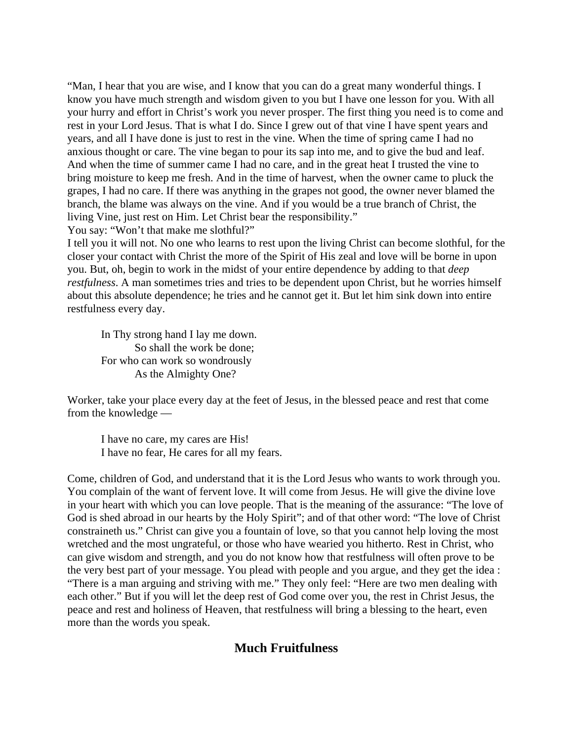"Man, I hear that you are wise, and I know that you can do a great many wonderful things. I know you have much strength and wisdom given to you but I have one lesson for you. With all your hurry and effort in Christ's work you never prosper. The first thing you need is to come and rest in your Lord Jesus. That is what I do. Since I grew out of that vine I have spent years and years, and all I have done is just to rest in the vine. When the time of spring came I had no anxious thought or care. The vine began to pour its sap into me, and to give the bud and leaf. And when the time of summer came I had no care, and in the great heat I trusted the vine to bring moisture to keep me fresh. And in the time of harvest, when the owner came to pluck the grapes, I had no care. If there was anything in the grapes not good, the owner never blamed the branch, the blame was always on the vine. And if you would be a true branch of Christ, the living Vine, just rest on Him. Let Christ bear the responsibility."

You say: "Won't that make me slothful?"

I tell you it will not. No one who learns to rest upon the living Christ can become slothful, for the closer your contact with Christ the more of the Spirit of His zeal and love will be borne in upon you. But, oh, begin to work in the midst of your entire dependence by adding to that *deep restfulness*. A man sometimes tries and tries to be dependent upon Christ, but he worries himself about this absolute dependence; he tries and he cannot get it. But let him sink down into entire restfulness every day.

> In Thy strong hand I lay me down.
> So shall the work be done;
> For who can work so wondrously
> As the Almighty One?

Worker, take your place every day at the feet of Jesus, in the blessed peace and rest that come from the knowledge —

> I have no care, my cares are His!
> I have no fear, He cares for all my fears.

Come, children of God, and understand that it is the Lord Jesus who wants to work through you. You complain of the want of fervent love. It will come from Jesus. He will give the divine love in your heart with which you can love people. That is the meaning of the assurance: "The love of God is shed abroad in our hearts by the Holy Spirit"; and of that other word: "The love of Christ constraineth us." Christ can give you a fountain of love, so that you cannot help loving the most wretched and the most ungrateful, or those who have wearied you hitherto. Rest in Christ, who can give wisdom and strength, and you do not know how that restfulness will often prove to be the very best part of your message. You plead with people and you argue, and they get the idea : "There is a man arguing and striving with me." They only feel: "Here are two men dealing with each other." But if you will let the deep rest of God come over you, the rest in Christ Jesus, the peace and rest and holiness of Heaven, that restfulness will bring a blessing to the heart, even more than the words you speak.

## Much Fruitfulness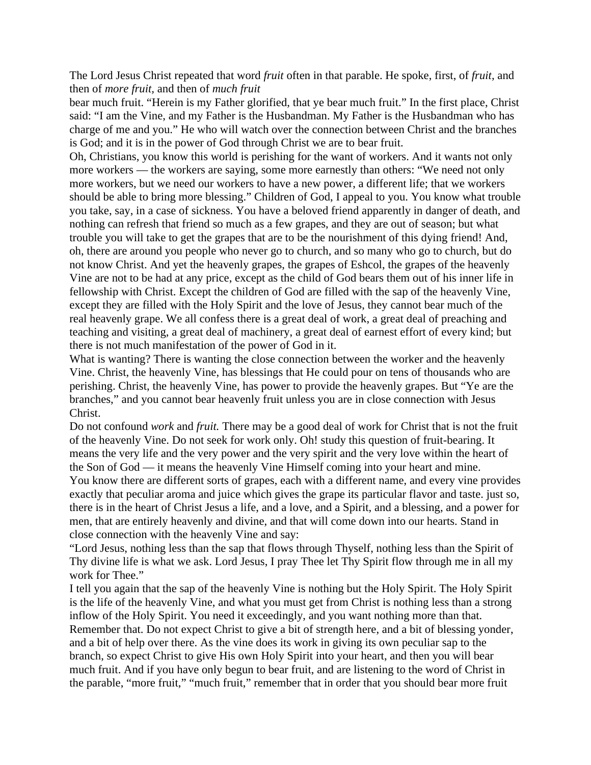The Lord Jesus Christ repeated that word *fruit* often in that parable. He spoke, first, of *fruit,* and then of *more fruit,* and then of *much fruit*
bear much fruit. "Herein is my Father glorified, that ye bear much fruit." In the first place, Christ said: "I am the Vine, and my Father is the Husbandman. My Father is the Husbandman who has charge of me and you." He who will watch over the connection between Christ and the branches is God; and it is in the power of God through Christ we are to bear fruit.

Oh, Christians, you know this world is perishing for the want of workers. And it wants not only more workers — the workers are saying, some more earnestly than others: "We need not only more workers, but we need our workers to have a new power, a different life; that we workers should be able to bring more blessing." Children of God, I appeal to you. You know what trouble you take, say, in a case of sickness. You have a beloved friend apparently in danger of death, and nothing can refresh that friend so much as a few grapes, and they are out of season; but what trouble you will take to get the grapes that are to be the nourishment of this dying friend! And, oh, there are around you people who never go to church, and so many who go to church, but do not know Christ. And yet the heavenly grapes, the grapes of Eshcol, the grapes of the heavenly Vine are not to be had at any price, except as the child of God bears them out of his inner life in fellowship with Christ. Except the children of God are filled with the sap of the heavenly Vine, except they are filled with the Holy Spirit and the love of Jesus, they cannot bear much of the real heavenly grape. We all confess there is a great deal of work, a great deal of preaching and teaching and visiting, a great deal of machinery, a great deal of earnest effort of every kind; but there is not much manifestation of the power of God in it.

What is wanting? There is wanting the close connection between the worker and the heavenly Vine. Christ, the heavenly Vine, has blessings that He could pour on tens of thousands who are perishing. Christ, the heavenly Vine, has power to provide the heavenly grapes. But "Ye are the branches," and you cannot bear heavenly fruit unless you are in close connection with Jesus Christ.

Do not confound *work* and *fruit.* There may be a good deal of work for Christ that is not the fruit of the heavenly Vine. Do not seek for work only. Oh! study this question of fruit-bearing. It means the very life and the very power and the very spirit and the very love within the heart of the Son of God — it means the heavenly Vine Himself coming into your heart and mine.

You know there are different sorts of grapes, each with a different name, and every vine provides exactly that peculiar aroma and juice which gives the grape its particular flavor and taste. just so, there is in the heart of Christ Jesus a life, and a love, and a Spirit, and a blessing, and a power for men, that are entirely heavenly and divine, and that will come down into our hearts. Stand in close connection with the heavenly Vine and say:

"Lord Jesus, nothing less than the sap that flows through Thyself, nothing less than the Spirit of Thy divine life is what we ask. Lord Jesus, I pray Thee let Thy Spirit flow through me in all my work for Thee."

I tell you again that the sap of the heavenly Vine is nothing but the Holy Spirit. The Holy Spirit is the life of the heavenly Vine, and what you must get from Christ is nothing less than a strong inflow of the Holy Spirit. You need it exceedingly, and you want nothing more than that. Remember that. Do not expect Christ to give a bit of strength here, and a bit of blessing yonder, and a bit of help over there. As the vine does its work in giving its own peculiar sap to the branch, so expect Christ to give His own Holy Spirit into your heart, and then you will bear much fruit. And if you have only begun to bear fruit, and are listening to the word of Christ in the parable, "more fruit," "much fruit," remember that in order that you should bear more fruit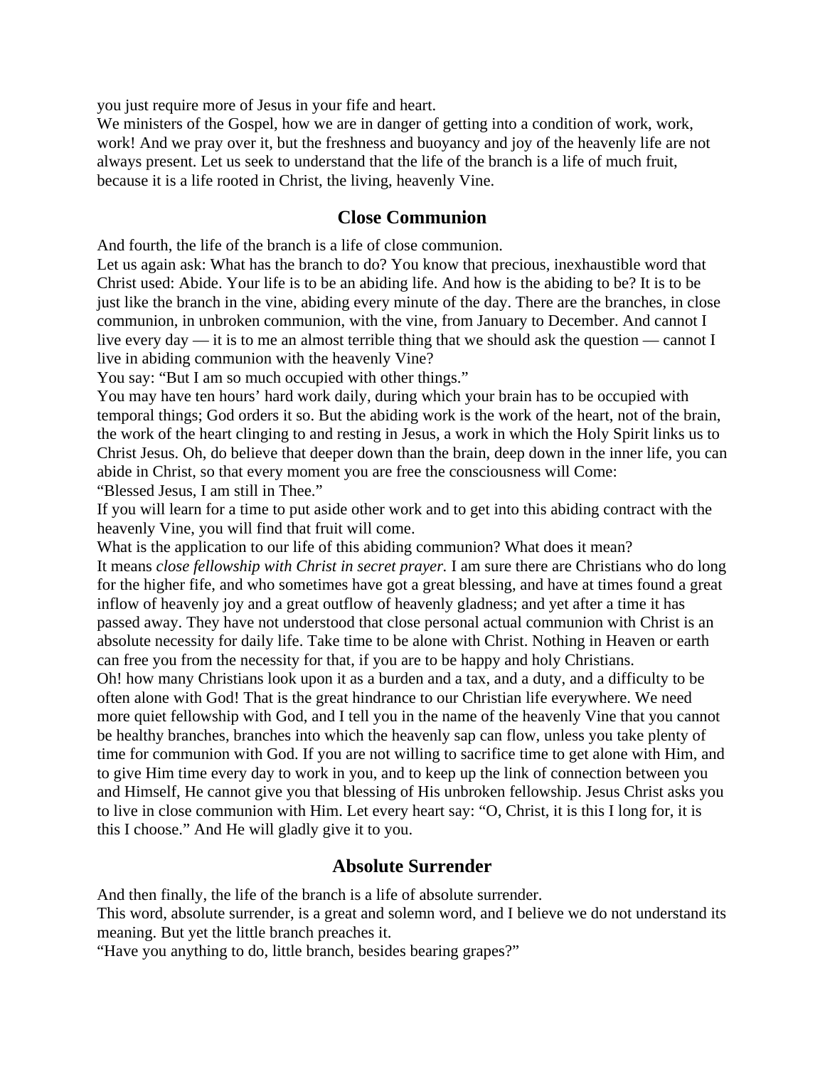you just require more of Jesus in your fife and heart.

We ministers of the Gospel, how we are in danger of getting into a condition of work, work, work! And we pray over it, but the freshness and buoyancy and joy of the heavenly life are not always present. Let us seek to understand that the life of the branch is a life of much fruit, because it is a life rooted in Christ, the living, heavenly Vine.

## Close Communion

And fourth, the life of the branch is a life of close communion.

Let us again ask: What has the branch to do? You know that precious, inexhaustible word that Christ used: Abide. Your life is to be an abiding life. And how is the abiding to be? It is to be just like the branch in the vine, abiding every minute of the day. There are the branches, in close communion, in unbroken communion, with the vine, from January to December. And cannot I live every day — it is to me an almost terrible thing that we should ask the question — cannot I live in abiding communion with the heavenly Vine?

You say: "But I am so much occupied with other things."

You may have ten hours' hard work daily, during which your brain has to be occupied with temporal things; God orders it so. But the abiding work is the work of the heart, not of the brain, the work of the heart clinging to and resting in Jesus, a work in which the Holy Spirit links us to Christ Jesus. Oh, do believe that deeper down than the brain, deep down in the inner life, you can abide in Christ, so that every moment you are free the consciousness will Come:

"Blessed Jesus, I am still in Thee."

If you will learn for a time to put aside other work and to get into this abiding contract with the heavenly Vine, you will find that fruit will come.

What is the application to our life of this abiding communion? What does it mean?

It means *close fellowship with Christ in secret prayer.* I am sure there are Christians who do long for the higher fife, and who sometimes have got a great blessing, and have at times found a great inflow of heavenly joy and a great outflow of heavenly gladness; and yet after a time it has passed away. They have not understood that close personal actual communion with Christ is an absolute necessity for daily life. Take time to be alone with Christ. Nothing in Heaven or earth can free you from the necessity for that, if you are to be happy and holy Christians.

Oh! how many Christians look upon it as a burden and a tax, and a duty, and a difficulty to be often alone with God! That is the great hindrance to our Christian life everywhere. We need more quiet fellowship with God, and I tell you in the name of the heavenly Vine that you cannot be healthy branches, branches into which the heavenly sap can flow, unless you take plenty of time for communion with God. If you are not willing to sacrifice time to get alone with Him, and to give Him time every day to work in you, and to keep up the link of connection between you and Himself, He cannot give you that blessing of His unbroken fellowship. Jesus Christ asks you to live in close communion with Him. Let every heart say: "O, Christ, it is this I long for, it is this I choose." And He will gladly give it to you.

## Absolute Surrender

And then finally, the life of the branch is a life of absolute surrender.

This word, absolute surrender, is a great and solemn word, and I believe we do not understand its meaning. But yet the little branch preaches it.

"Have you anything to do, little branch, besides bearing grapes?"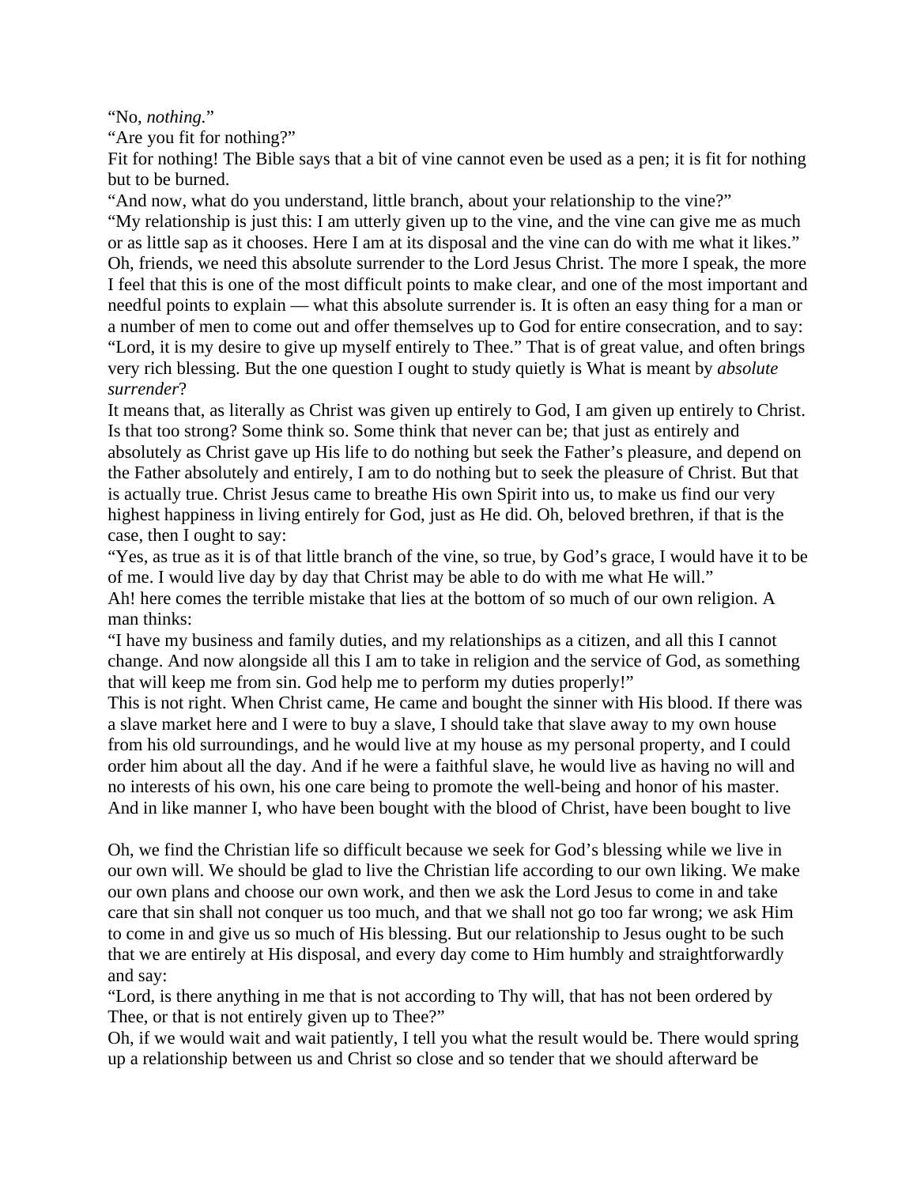“No, *nothing*.”

“Are you fit for nothing?”

Fit for nothing! The Bible says that a bit of vine cannot even be used as a pen; it is fit for nothing but to be burned.

“And now, what do you understand, little branch, about your relationship to the vine?”

“My relationship is just this: I am utterly given up to the vine, and the vine can give me as much or as little sap as it chooses. Here I am at its disposal and the vine can do with me what it likes.”

Oh, friends, we need this absolute surrender to the Lord Jesus Christ. The more I speak, the more I feel that this is one of the most difficult points to make clear, and one of the most important and needful points to explain — what this absolute surrender is. It is often an easy thing for a man or a number of men to come out and offer themselves up to God for entire consecration, and to say: “Lord, it is my desire to give up myself entirely to Thee.” That is of great value, and often brings very rich blessing. But the one question I ought to study quietly is What is meant by *absolute surrender*?

It means that, as literally as Christ was given up entirely to God, I am given up entirely to Christ. Is that too strong? Some think so. Some think that never can be; that just as entirely and absolutely as Christ gave up His life to do nothing but seek the Father’s pleasure, and depend on the Father absolutely and entirely, I am to do nothing but to seek the pleasure of Christ. But that is actually true. Christ Jesus came to breathe His own Spirit into us, to make us find our very highest happiness in living entirely for God, just as He did. Oh, beloved brethren, if that is the case, then I ought to say:

“Yes, as true as it is of that little branch of the vine, so true, by God’s grace, I would have it to be of me. I would live day by day that Christ may be able to do with me what He will.”

Ah! here comes the terrible mistake that lies at the bottom of so much of our own religion. A man thinks:

“I have my business and family duties, and my relationships as a citizen, and all this I cannot change. And now alongside all this I am to take in religion and the service of God, as something that will keep me from sin. God help me to perform my duties properly!”

This is not right. When Christ came, He came and bought the sinner with His blood. If there was a slave market here and I were to buy a slave, I should take that slave away to my own house from his old surroundings, and he would live at my house as my personal property, and I could order him about all the day. And if he were a faithful slave, he would live as having no will and no interests of his own, his one care being to promote the well-being and honor of his master. And in like manner I, who have been bought with the blood of Christ, have been bought to live

Oh, we find the Christian life so difficult because we seek for God’s blessing while we live in our own will. We should be glad to live the Christian life according to our own liking. We make our own plans and choose our own work, and then we ask the Lord Jesus to come in and take care that sin shall not conquer us too much, and that we shall not go too far wrong; we ask Him to come in and give us so much of His blessing. But our relationship to Jesus ought to be such that we are entirely at His disposal, and every day come to Him humbly and straightforwardly and say:

“Lord, is there anything in me that is not according to Thy will, that has not been ordered by Thee, or that is not entirely given up to Thee?”

Oh, if we would wait and wait patiently, I tell you what the result would be. There would spring up a relationship between us and Christ so close and so tender that we should afterward be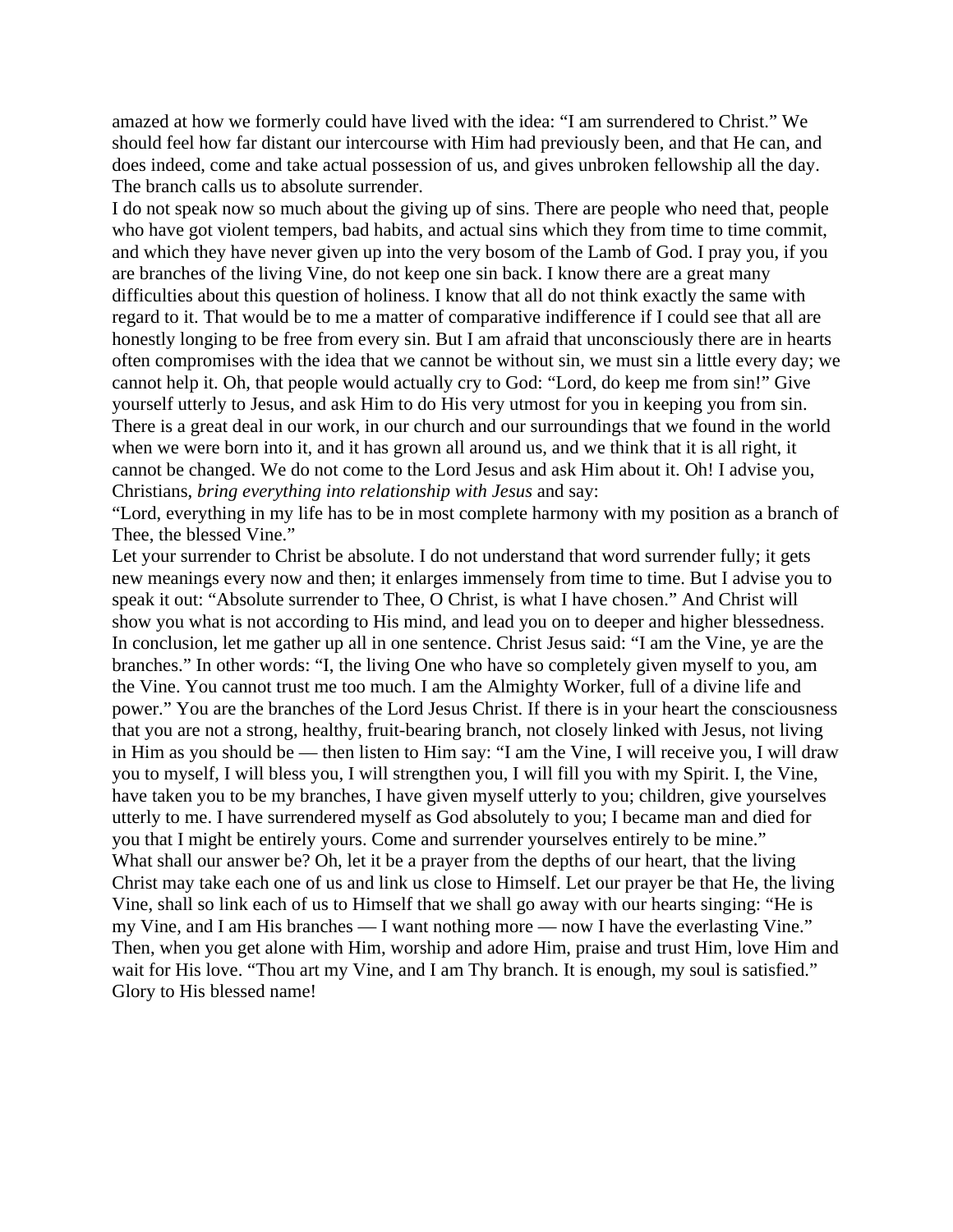amazed at how we formerly could have lived with the idea: "I am surrendered to Christ." We should feel how far distant our intercourse with Him had previously been, and that He can, and does indeed, come and take actual possession of us, and gives unbroken fellowship all the day. The branch calls us to absolute surrender.

I do not speak now so much about the giving up of sins. There are people who need that, people who have got violent tempers, bad habits, and actual sins which they from time to time commit, and which they have never given up into the very bosom of the Lamb of God. I pray you, if you are branches of the living Vine, do not keep one sin back. I know there are a great many difficulties about this question of holiness. I know that all do not think exactly the same with regard to it. That would be to me a matter of comparative indifference if I could see that all are honestly longing to be free from every sin. But I am afraid that unconsciously there are in hearts often compromises with the idea that we cannot be without sin, we must sin a little every day; we cannot help it. Oh, that people would actually cry to God: "Lord, do keep me from sin!" Give yourself utterly to Jesus, and ask Him to do His very utmost for you in keeping you from sin.

There is a great deal in our work, in our church and our surroundings that we found in the world when we were born into it, and it has grown all around us, and we think that it is all right, it cannot be changed. We do not come to the Lord Jesus and ask Him about it. Oh! I advise you, Christians, *bring everything into relationship with Jesus* and say:

"Lord, everything in my life has to be in most complete harmony with my position as a branch of Thee, the blessed Vine."

Let your surrender to Christ be absolute. I do not understand that word surrender fully; it gets new meanings every now and then; it enlarges immensely from time to time. But I advise you to speak it out: "Absolute surrender to Thee, O Christ, is what I have chosen." And Christ will show you what is not according to His mind, and lead you on to deeper and higher blessedness.

In conclusion, let me gather up all in one sentence. Christ Jesus said: "I am the Vine, ye are the branches." In other words: "I, the living One who have so completely given myself to you, am the Vine. You cannot trust me too much. I am the Almighty Worker, full of a divine life and power." You are the branches of the Lord Jesus Christ. If there is in your heart the consciousness that you are not a strong, healthy, fruit-bearing branch, not closely linked with Jesus, not living in Him as you should be — then listen to Him say: "I am the Vine, I will receive you, I will draw you to myself, I will bless you, I will strengthen you, I will fill you with my Spirit. I, the Vine, have taken you to be my branches, I have given myself utterly to you; children, give yourselves utterly to me. I have surrendered myself as God absolutely to you; I became man and died for you that I might be entirely yours. Come and surrender yourselves entirely to be mine."

What shall our answer be? Oh, let it be a prayer from the depths of our heart, that the living Christ may take each one of us and link us close to Himself. Let our prayer be that He, the living Vine, shall so link each of us to Himself that we shall go away with our hearts singing: "He is my Vine, and I am His branches — I want nothing more — now I have the everlasting Vine." Then, when you get alone with Him, worship and adore Him, praise and trust Him, love Him and wait for His love. "Thou art my Vine, and I am Thy branch. It is enough, my soul is satisfied."

Glory to His blessed name!